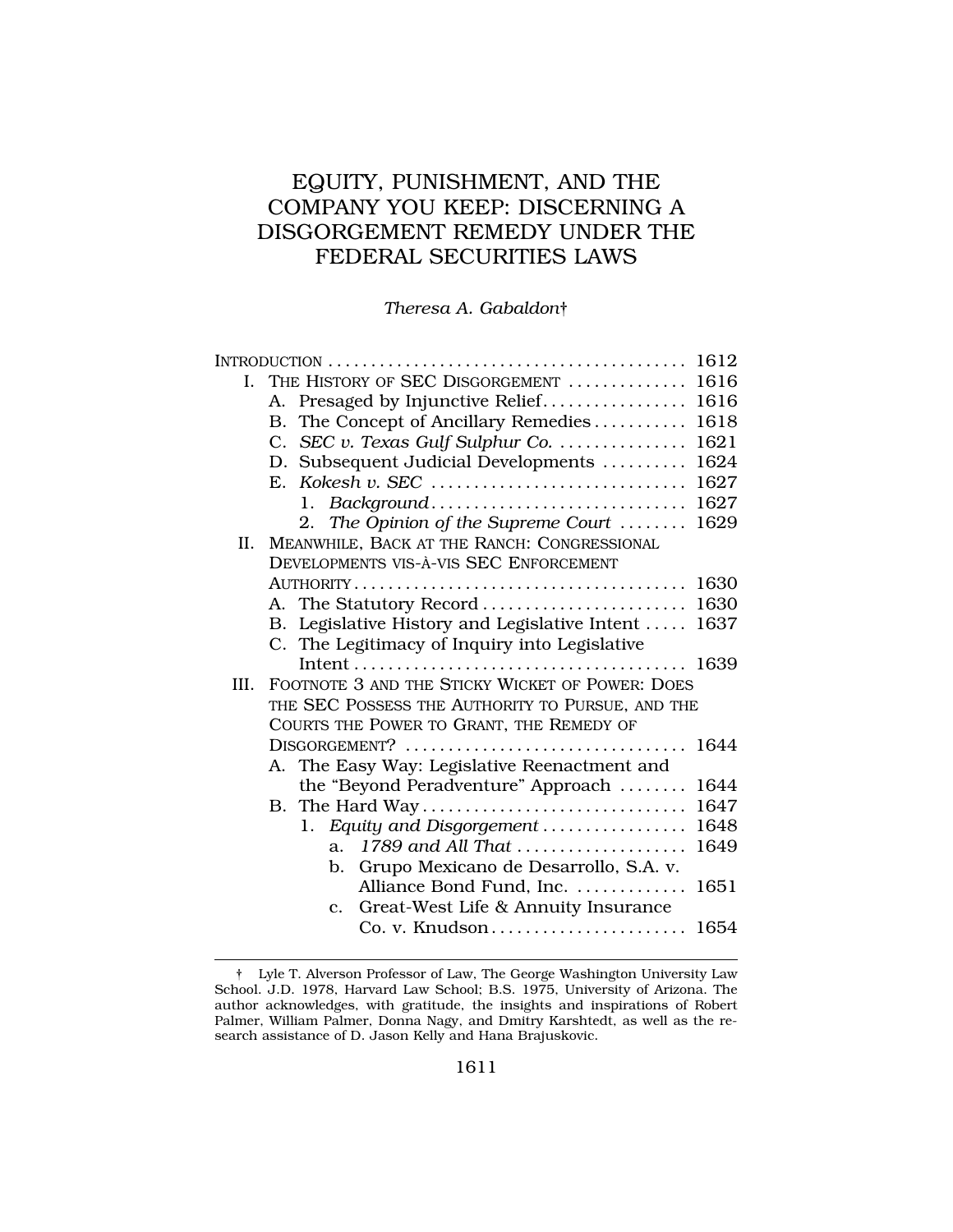# EQUITY, PUNISHMENT, AND THE COMPANY YOU KEEP: DISCERNING A DISGORGEMENT REMEDY UNDER THE FEDERAL SECURITIES LAWS

*Theresa A. Gabaldon*†

INTRODUCTION .......................................... 1612
I. THE HISTORY OF SEC DISGORGEMENT .............. 1616
  A. Presaged by Injunctive Relief................. 1616
  B. The Concept of Ancillary Remedies ........... 1618
  C. *SEC v. Texas Gulf Sulphur Co.* ............... 1621
  D. Subsequent Judicial Developments .......... 1624
  E. *Kokesh v. SEC* ............................. 1627
    1. *Background* .............................. 1627
    2. *The Opinion of the Supreme Court* ........ 1629
II. MEANWHILE, BACK AT THE RANCH: CONGRESSIONAL DEVELOPMENTS VIS-À-VIS SEC ENFORCEMENT AUTHORITY ....................................... 1630
  A. The Statutory Record ........................ 1630
  B. Legislative History and Legislative Intent ..... 1637
  C. The Legitimacy of Inquiry into Legislative Intent ....................................... 1639
III. FOOTNOTE 3 AND THE STICKY WICKET OF POWER: DOES THE SEC POSSESS THE AUTHORITY TO PURSUE, AND THE COURTS THE POWER TO GRANT, THE REMEDY OF DISGORGEMENT? ................................. 1644
  A. The Easy Way: Legislative Reenactment and the "Beyond Peradventure" Approach ........ 1644
  B. The Hard Way ............................... 1647
    1. *Equity and Disgorgement* ................. 1648
      a. *1789 and All That* .................... 1649
      b. Grupo Mexicano de Desarrollo, S.A. v. Alliance Bond Fund, Inc. ............. 1651
      c. Great-West Life & Annuity Insurance Co. v. Knudson ....................... 1654

† Lyle T. Alverson Professor of Law, The George Washington University Law School. J.D. 1978, Harvard Law School; B.S. 1975, University of Arizona. The author acknowledges, with gratitude, the insights and inspirations of Robert Palmer, William Palmer, Donna Nagy, and Dmitry Karshtedt, as well as the research assistance of D. Jason Kelly and Hana Brajuskovic.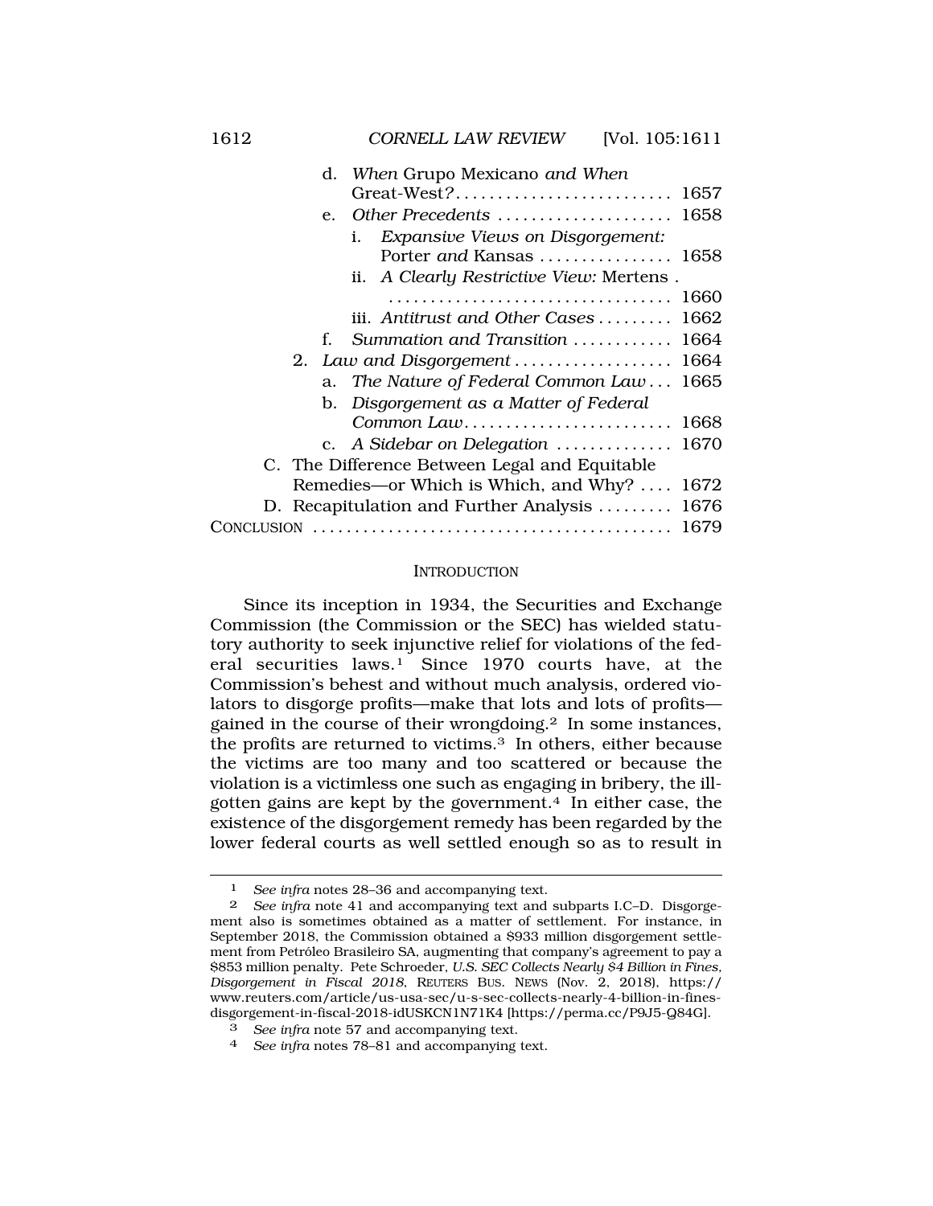d. *When* Grupo Mexicano *and When* Great-West? .......................... 1657

e. *Other Precedents* ..................... 1658

i. *Expansive Views on Disgorgement:* Porter *and* Kansas ................ 1658

ii. *A Clearly Restrictive View:* Mertens . .................................. 1660

iii. *Antitrust and Other Cases* ......... 1662

f. *Summation and Transition* ............ 1664

2. *Law and Disgorgement* ................... 1664

a. *The Nature of Federal Common Law* ... 1665

b. *Disgorgement as a Matter of Federal Common Law* ......................... 1668

c. *A Sidebar on Delegation* .............. 1670

C. The Difference Between Legal and Equitable Remedies—or Which is Which, and Why? .... 1672

D. Recapitulation and Further Analysis ......... 1676

CONCLUSION ........................................... 1679

## INTRODUCTION

Since its inception in 1934, the Securities and Exchange Commission (the Commission or the SEC) has wielded statutory authority to seek injunctive relief for violations of the federal securities laws.[1] Since 1970 courts have, at the Commission's behest and without much analysis, ordered violators to disgorge profits—make that lots and lots of profits—gained in the course of their wrongdoing.[2] In some instances, the profits are returned to victims.[3] In others, either because the victims are too many and too scattered or because the violation is a victimless one such as engaging in bribery, the ill-gotten gains are kept by the government.[4] In either case, the existence of the disgorgement remedy has been regarded by the lower federal courts as well settled enough so as to result in

---

1 *See infra* notes 28–36 and accompanying text.

2 *See infra* note 41 and accompanying text and subparts I.C–D. Disgorgement also is sometimes obtained as a matter of settlement. For instance, in September 2018, the Commission obtained a $933 million disgorgement settlement from Petróleo Brasileiro SA, augmenting that company's agreement to pay a $853 million penalty. Pete Schroeder, *U.S. SEC Collects Nearly $4 Billion in Fines, Disgorgement in Fiscal 2018*, REUTERS BUS. NEWS (Nov. 2, 2018), https://www.reuters.com/article/us-usa-sec/u-s-sec-collects-nearly-4-billion-in-fines-disgorgement-in-fiscal-2018-idUSKCN1N71K4 [https://perma.cc/P9J5-Q84G].

3 *See infra* note 57 and accompanying text.

4 *See infra* notes 78–81 and accompanying text.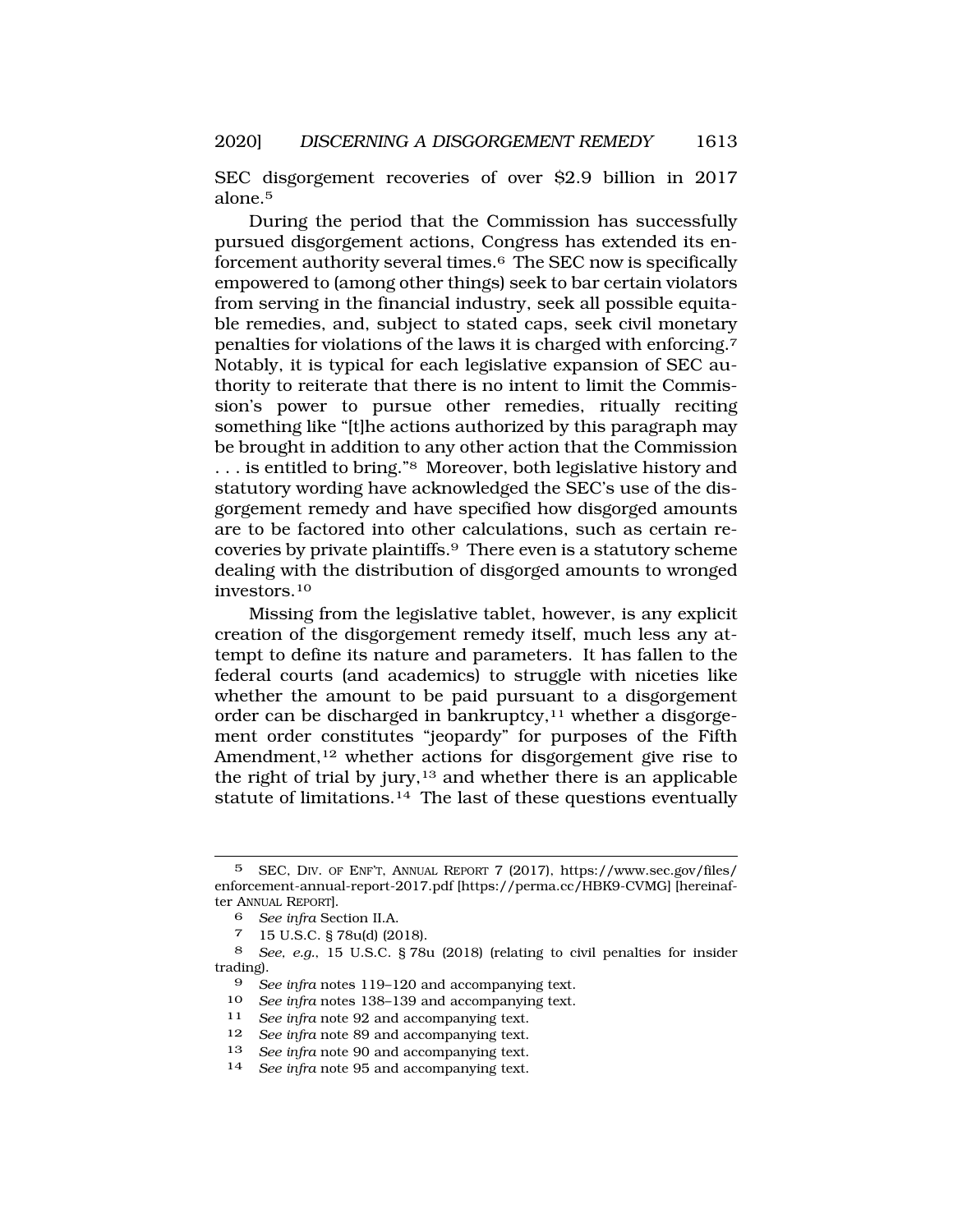SEC disgorgement recoveries of over $2.9 billion in 2017 alone.[5]

During the period that the Commission has successfully pursued disgorgement actions, Congress has extended its enforcement authority several times.[6] The SEC now is specifically empowered to (among other things) seek to bar certain violators from serving in the financial industry, seek all possible equitable remedies, and, subject to stated caps, seek civil monetary penalties for violations of the laws it is charged with enforcing.[7] Notably, it is typical for each legislative expansion of SEC authority to reiterate that there is no intent to limit the Commission's power to pursue other remedies, ritually reciting something like "[t]he actions authorized by this paragraph may be brought in addition to any other action that the Commission . . . is entitled to bring."[8] Moreover, both legislative history and statutory wording have acknowledged the SEC's use of the disgorgement remedy and have specified how disgorged amounts are to be factored into other calculations, such as certain recoveries by private plaintiffs.[9] There even is a statutory scheme dealing with the distribution of disgorged amounts to wronged investors.[10]

Missing from the legislative tablet, however, is any explicit creation of the disgorgement remedy itself, much less any attempt to define its nature and parameters. It has fallen to the federal courts (and academics) to struggle with niceties like whether the amount to be paid pursuant to a disgorgement order can be discharged in bankruptcy,[11] whether a disgorgement order constitutes "jeopardy" for purposes of the Fifth Amendment,[12] whether actions for disgorgement give rise to the right of trial by jury,[13] and whether there is an applicable statute of limitations.[14] The last of these questions eventually

---

5 SEC, DIV. OF ENF'T, ANNUAL REPORT 7 (2017), https://www.sec.gov/files/enforcement-annual-report-2017.pdf [https://perma.cc/HBK9-CVMG] [hereinafter ANNUAL REPORT].

6 *See infra* Section II.A.

7 15 U.S.C. § 78u(d) (2018).

8 *See, e.g.*, 15 U.S.C. § 78u (2018) (relating to civil penalties for insider trading).

9 *See infra* notes 119–120 and accompanying text.

10 *See infra* notes 138–139 and accompanying text.

11 *See infra* note 92 and accompanying text.

12 *See infra* note 89 and accompanying text.

13 *See infra* note 90 and accompanying text.

14 *See infra* note 95 and accompanying text.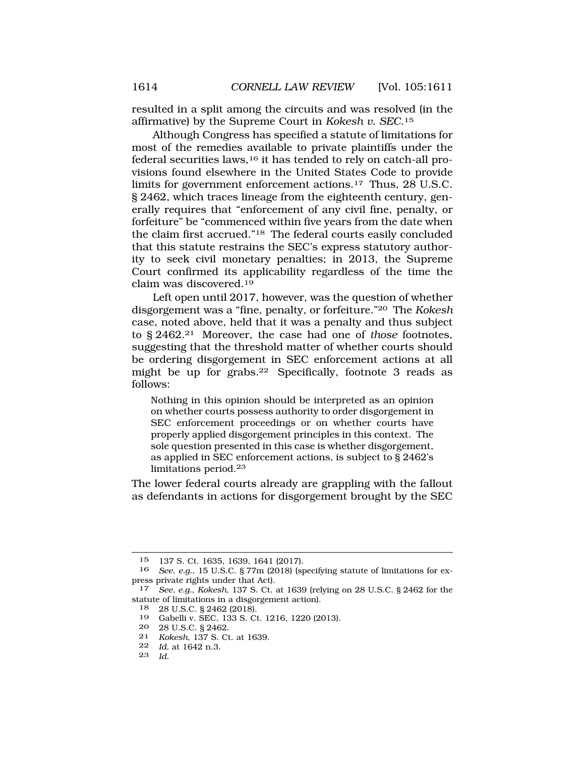resulted in a split among the circuits and was resolved (in the affirmative) by the Supreme Court in *Kokesh v. SEC*.[15]

Although Congress has specified a statute of limitations for most of the remedies available to private plaintiffs under the federal securities laws,[16] it has tended to rely on catch-all provisions found elsewhere in the United States Code to provide limits for government enforcement actions.[17] Thus, 28 U.S.C. § 2462, which traces lineage from the eighteenth century, generally requires that "enforcement of any civil fine, penalty, or forfeiture" be "commenced within five years from the date when the claim first accrued."[18] The federal courts easily concluded that this statute restrains the SEC's express statutory authority to seek civil monetary penalties; in 2013, the Supreme Court confirmed its applicability regardless of the time the claim was discovered.[19]

Left open until 2017, however, was the question of whether disgorgement was a "fine, penalty, or forfeiture."[20] The *Kokesh* case, noted above, held that it was a penalty and thus subject to § 2462.[21] Moreover, the case had one of *those* footnotes, suggesting that the threshold matter of whether courts should be ordering disgorgement in SEC enforcement actions at all might be up for grabs.[22] Specifically, footnote 3 reads as follows:

> Nothing in this opinion should be interpreted as an opinion on whether courts possess authority to order disgorgement in SEC enforcement proceedings or on whether courts have properly applied disgorgement principles in this context. The sole question presented in this case is whether disgorgement, as applied in SEC enforcement actions, is subject to § 2462's limitations period.[23]

The lower federal courts already are grappling with the fallout as defendants in actions for disgorgement brought by the SEC

---

15 137 S. Ct. 1635, 1639, 1641 (2017).

16 *See, e.g.*, 15 U.S.C. § 77m (2018) (specifying statute of limitations for express private rights under that Act).

17 *See, e.g.*, *Kokesh*, 137 S. Ct. at 1639 (relying on 28 U.S.C. § 2462 for the statute of limitations in a disgorgement action).

18 28 U.S.C. § 2462 (2018).

19 Gabelli v. SEC, 133 S. Ct. 1216, 1220 (2013).

20 28 U.S.C. § 2462.

21 *Kokesh*, 137 S. Ct. at 1639.

22 *Id.* at 1642 n.3.

23 *Id.*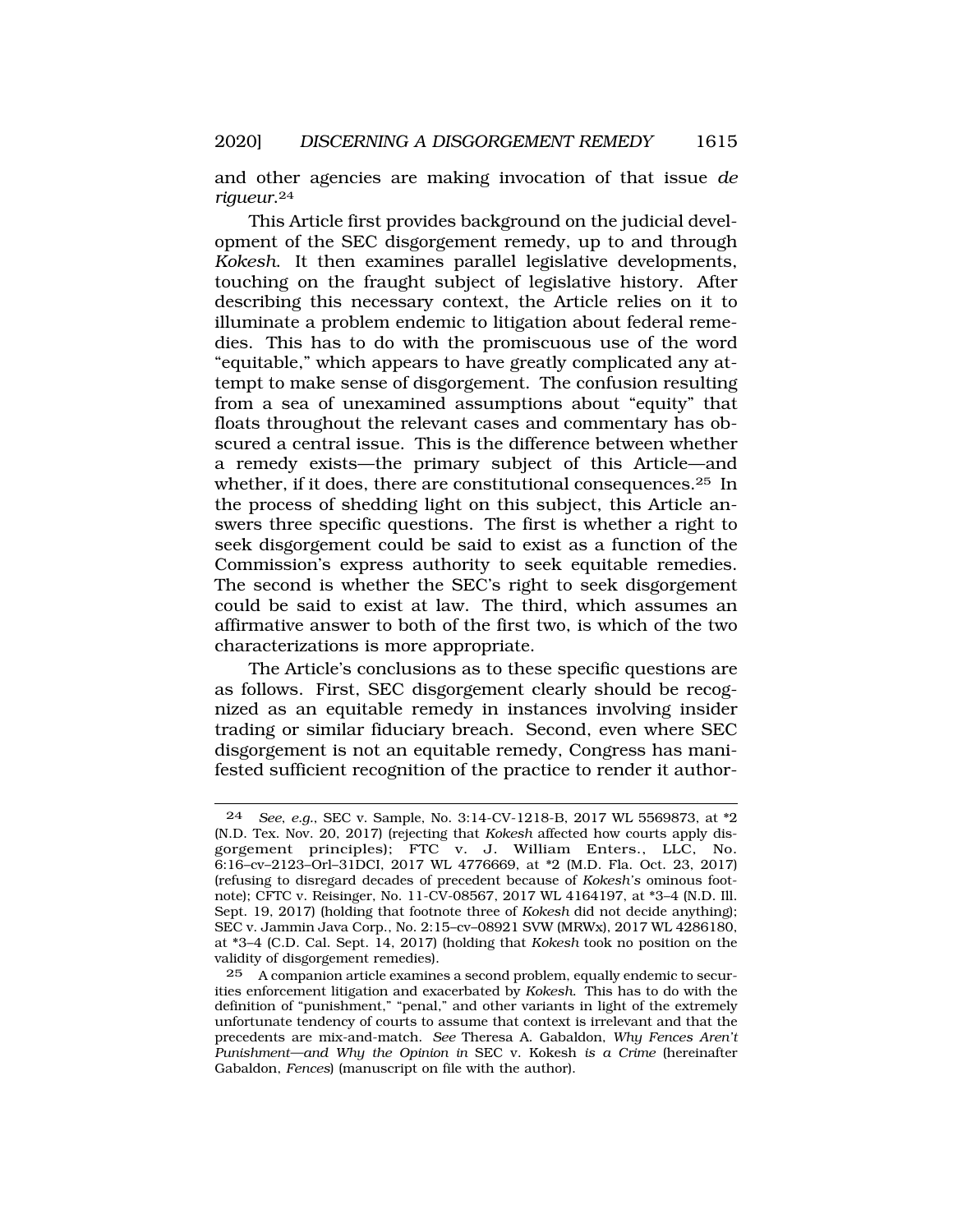and other agencies are making invocation of that issue *de rigueur*.[24]

This Article first provides background on the judicial development of the SEC disgorgement remedy, up to and through *Kokesh*. It then examines parallel legislative developments, touching on the fraught subject of legislative history. After describing this necessary context, the Article relies on it to illuminate a problem endemic to litigation about federal remedies. This has to do with the promiscuous use of the word "equitable," which appears to have greatly complicated any attempt to make sense of disgorgement. The confusion resulting from a sea of unexamined assumptions about "equity" that floats throughout the relevant cases and commentary has obscured a central issue. This is the difference between whether a remedy exists—the primary subject of this Article—and whether, if it does, there are constitutional consequences.[25] In the process of shedding light on this subject, this Article answers three specific questions. The first is whether a right to seek disgorgement could be said to exist as a function of the Commission's express authority to seek equitable remedies. The second is whether the SEC's right to seek disgorgement could be said to exist at law. The third, which assumes an affirmative answer to both of the first two, is which of the two characterizations is more appropriate.

The Article's conclusions as to these specific questions are as follows. First, SEC disgorgement clearly should be recognized as an equitable remedy in instances involving insider trading or similar fiduciary breach. Second, even where SEC disgorgement is not an equitable remedy, Congress has manifested sufficient recognition of the practice to render it author-

---

24 *See, e.g.*, SEC v. Sample, No. 3:14-CV-1218-B, 2017 WL 5569873, at *2 (N.D. Tex. Nov. 20, 2017) (rejecting that *Kokesh* affected how courts apply disgorgement principles); FTC v. J. William Enters., LLC, No. 6:16–cv–2123–Orl–31DCI, 2017 WL 4776669, at *2 (M.D. Fla. Oct. 23, 2017) (refusing to disregard decades of precedent because of *Kokesh's* ominous footnote); CFTC v. Reisinger, No. 11-CV-08567, 2017 WL 4164197, at *3–4 (N.D. Ill. Sept. 19, 2017) (holding that footnote three of *Kokesh* did not decide anything); SEC v. Jammin Java Corp., No. 2:15–cv–08921 SVW (MRWx), 2017 WL 4286180, at *3–4 (C.D. Cal. Sept. 14, 2017) (holding that *Kokesh* took no position on the validity of disgorgement remedies).

25 A companion article examines a second problem, equally endemic to securities enforcement litigation and exacerbated by *Kokesh*. This has to do with the definition of "punishment," "penal," and other variants in light of the extremely unfortunate tendency of courts to assume that context is irrelevant and that the precedents are mix-and-match. *See* Theresa A. Gabaldon, *Why Fences Aren't Punishment—and Why the Opinion in* SEC v. Kokesh *is a Crime* (hereinafter Gabaldon, *Fences*) (manuscript on file with the author).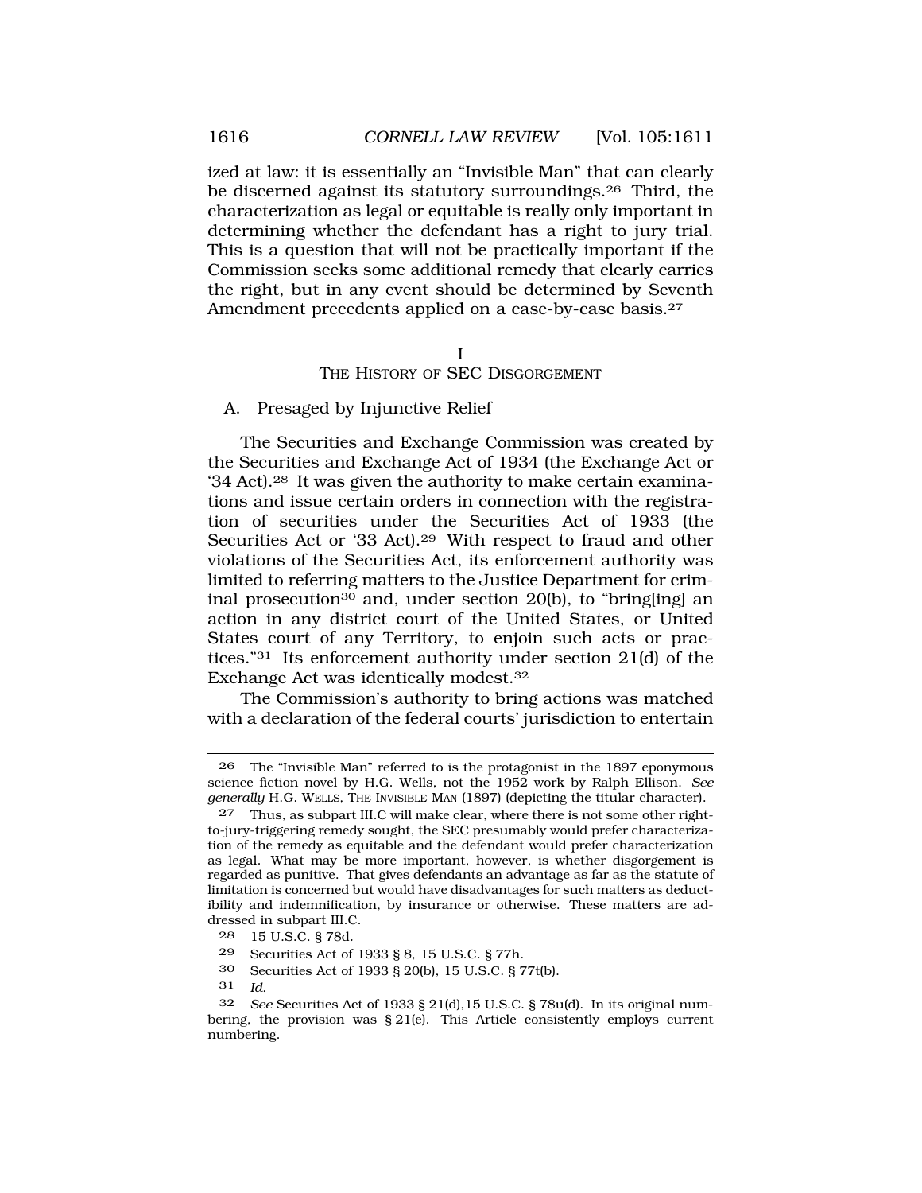ized at law: it is essentially an "Invisible Man" that can clearly be discerned against its statutory surroundings.[26] Third, the characterization as legal or equitable is really only important in determining whether the defendant has a right to jury trial. This is a question that will not be practically important if the Commission seeks some additional remedy that clearly carries the right, but in any event should be determined by Seventh Amendment precedents applied on a case-by-case basis.[27]

## I
## THE HISTORY OF SEC DISGORGEMENT

### A. Presaged by Injunctive Relief

The Securities and Exchange Commission was created by the Securities and Exchange Act of 1934 (the Exchange Act or '34 Act).[28] It was given the authority to make certain examinations and issue certain orders in connection with the registration of securities under the Securities Act of 1933 (the Securities Act or '33 Act).[29] With respect to fraud and other violations of the Securities Act, its enforcement authority was limited to referring matters to the Justice Department for criminal prosecution[30] and, under section 20(b), to "bring[ing] an action in any district court of the United States, or United States court of any Territory, to enjoin such acts or practices."[31] Its enforcement authority under section 21(d) of the Exchange Act was identically modest.[32]

The Commission's authority to bring actions was matched with a declaration of the federal courts' jurisdiction to entertain

---

26 The "Invisible Man" referred to is the protagonist in the 1897 eponymous science fiction novel by H.G. Wells, not the 1952 work by Ralph Ellison. *See generally* H.G. WELLS, THE INVISIBLE MAN (1897) (depicting the titular character).

27 Thus, as subpart III.C will make clear, where there is not some other right-to-jury-triggering remedy sought, the SEC presumably would prefer characterization of the remedy as equitable and the defendant would prefer characterization as legal. What may be more important, however, is whether disgorgement is regarded as punitive. That gives defendants an advantage as far as the statute of limitation is concerned but would have disadvantages for such matters as deductibility and indemnification, by insurance or otherwise. These matters are addressed in subpart III.C.

28 15 U.S.C. § 78d.

29 Securities Act of 1933 § 8, 15 U.S.C. § 77h.

30 Securities Act of 1933 § 20(b), 15 U.S.C. § 77t(b).

31 *Id.*

32 *See* Securities Act of 1933 § 21(d),15 U.S.C. § 78u(d). In its original numbering, the provision was § 21(e). This Article consistently employs current numbering.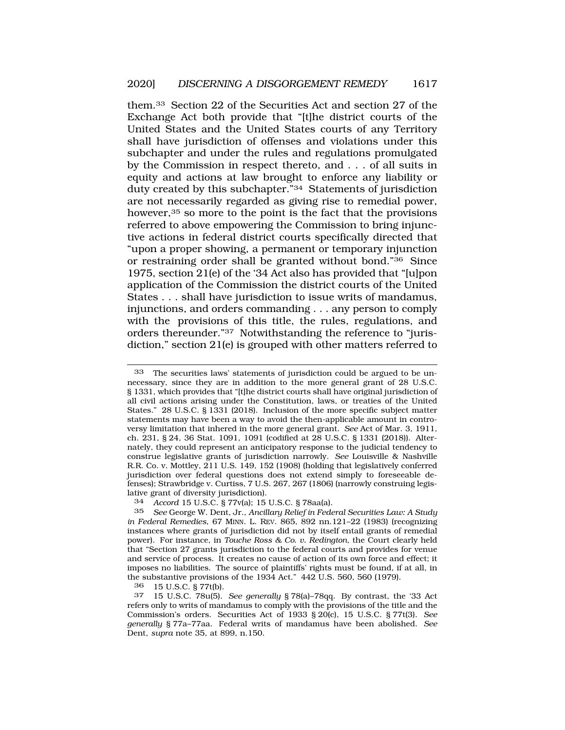them.[33] Section 22 of the Securities Act and section 27 of the Exchange Act both provide that "[t]he district courts of the United States and the United States courts of any Territory shall have jurisdiction of offenses and violations under this subchapter and under the rules and regulations promulgated by the Commission in respect thereto, and . . . of all suits in equity and actions at law brought to enforce any liability or duty created by this subchapter."[34] Statements of jurisdiction are not necessarily regarded as giving rise to remedial power, however,[35] so more to the point is the fact that the provisions referred to above empowering the Commission to bring injunctive actions in federal district courts specifically directed that "upon a proper showing, a permanent or temporary injunction or restraining order shall be granted without bond."[36] Since 1975, section 21(e) of the '34 Act also has provided that "[u]pon application of the Commission the district courts of the United States . . . shall have jurisdiction to issue writs of mandamus, injunctions, and orders commanding . . . any person to comply with the provisions of this title, the rules, regulations, and orders thereunder."[37] Notwithstanding the reference to "jurisdiction," section 21(e) is grouped with other matters referred to

---

33 The securities laws' statements of jurisdiction could be argued to be unnecessary, since they are in addition to the more general grant of 28 U.S.C. § 1331, which provides that "[t]he district courts shall have original jurisdiction of all civil actions arising under the Constitution, laws, or treaties of the United States." 28 U.S.C. § 1331 (2018). Inclusion of the more specific subject matter statements may have been a way to avoid the then-applicable amount in controversy limitation that inhered in the more general grant. *See* Act of Mar. 3, 1911, ch. 231, § 24, 36 Stat. 1091, 1091 (codified at 28 U.S.C. § 1331 (2018)). Alternately, they could represent an anticipatory response to the judicial tendency to construe legislative grants of jurisdiction narrowly. *See* Louisville & Nashville R.R. Co. v. Mottley, 211 U.S. 149, 152 (1908) (holding that legislatively conferred jurisdiction over federal questions does not extend simply to foreseeable defenses); Strawbridge v. Curtiss, 7 U.S. 267, 267 (1806) (narrowly construing legislative grant of diversity jurisdiction).

34 *Accord* 15 U.S.C. § 77v(a); 15 U.S.C. § 78aa(a).

35 *See* George W. Dent, Jr., *Ancillary Relief in Federal Securities Law: A Study in Federal Remedies*, 67 MINN. L. REV. 865, 892 nn.121–22 (1983) (recognizing instances where grants of jurisdiction did not by itself entail grants of remedial power). For instance, in *Touche Ross & Co. v. Redington*, the Court clearly held that "Section 27 grants jurisdiction to the federal courts and provides for venue and service of process. It creates no cause of action of its own force and effect; it imposes no liabilities. The source of plaintiffs' rights must be found, if at all, in the substantive provisions of the 1934 Act." 442 U.S. 560, 560 (1979).

36 15 U.S.C. § 77t(b).

37 15 U.S.C. 78u(5). *See generally* § 78(a)–78qq. By contrast, the '33 Act refers only to writs of mandamus to comply with the provisions of the title and the Commission's orders. Securities Act of 1933 § 20(c), 15 U.S.C. § 77t(3). *See generally* § 77a–77aa. Federal writs of mandamus have been abolished. *See* Dent, *supra* note 35, at 899, n.150.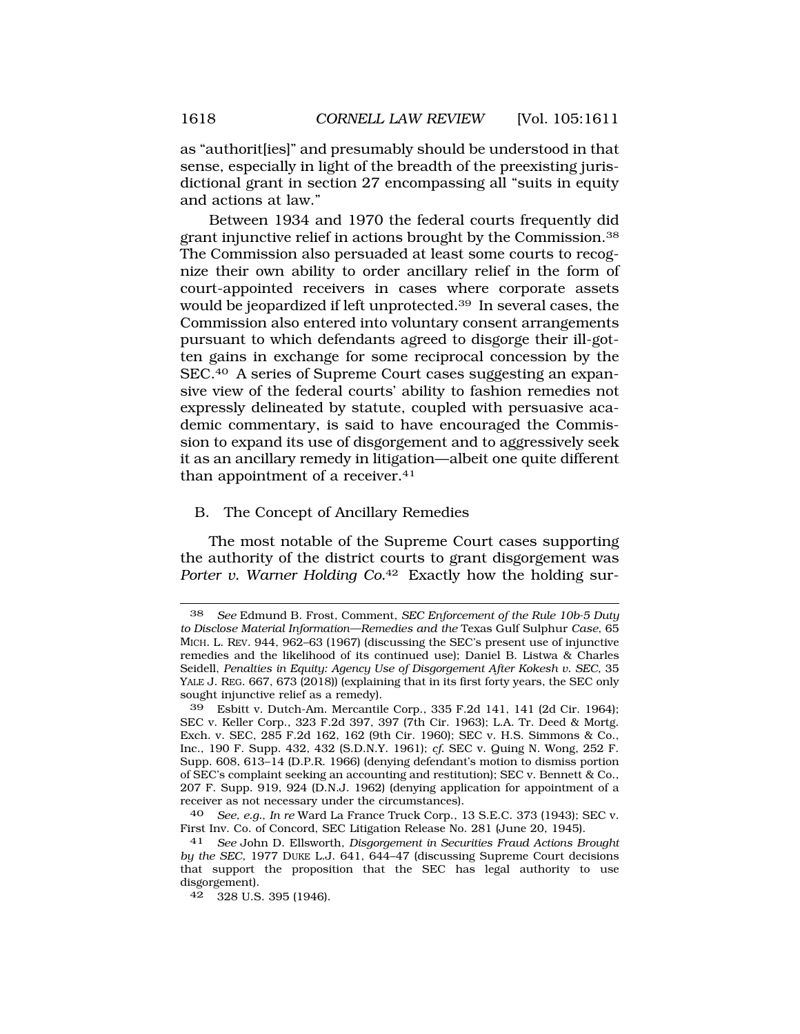as "authorit[ies]" and presumably should be understood in that sense, especially in light of the breadth of the preexisting jurisdictional grant in section 27 encompassing all "suits in equity and actions at law."

Between 1934 and 1970 the federal courts frequently did grant injunctive relief in actions brought by the Commission.[38] The Commission also persuaded at least some courts to recognize their own ability to order ancillary relief in the form of court-appointed receivers in cases where corporate assets would be jeopardized if left unprotected.[39] In several cases, the Commission also entered into voluntary consent arrangements pursuant to which defendants agreed to disgorge their ill-gotten gains in exchange for some reciprocal concession by the SEC.[40] A series of Supreme Court cases suggesting an expansive view of the federal courts' ability to fashion remedies not expressly delineated by statute, coupled with persuasive academic commentary, is said to have encouraged the Commission to expand its use of disgorgement and to aggressively seek it as an ancillary remedy in litigation—albeit one quite different than appointment of a receiver.[41]

## B. The Concept of Ancillary Remedies

The most notable of the Supreme Court cases supporting the authority of the district courts to grant disgorgement was *Porter v. Warner Holding Co.*[42] Exactly how the holding sur-

---

38 *See* Edmund B. Frost, Comment, *SEC Enforcement of the Rule 10b-5 Duty to Disclose Material Information—Remedies and the* Texas Gulf Sulphur *Case*, 65 MICH. L. REV. 944, 962–63 (1967) (discussing the SEC's present use of injunctive remedies and the likelihood of its continued use); Daniel B. Listwa & Charles Seidell, *Penalties in Equity: Agency Use of Disgorgement After Kokesh v. SEC*, 35 YALE J. REG. 667, 673 (2018)) (explaining that in its first forty years, the SEC only sought injunctive relief as a remedy).

39 Esbitt v. Dutch-Am. Mercantile Corp., 335 F.2d 141, 141 (2d Cir. 1964); SEC v. Keller Corp., 323 F.2d 397, 397 (7th Cir. 1963); L.A. Tr. Deed & Mortg. Exch. v. SEC, 285 F.2d 162, 162 (9th Cir. 1960); SEC v. H.S. Simmons & Co., Inc., 190 F. Supp. 432, 432 (S.D.N.Y. 1961); *cf.* SEC v. Quing N. Wong, 252 F. Supp. 608, 613–14 (D.P.R. 1966) (denying defendant's motion to dismiss portion of SEC's complaint seeking an accounting and restitution); SEC v. Bennett & Co., 207 F. Supp. 919, 924 (D.N.J. 1962) (denying application for appointment of a receiver as not necessary under the circumstances).

40 *See, e.g.*, *In re* Ward La France Truck Corp., 13 S.E.C. 373 (1943); SEC v. First Inv. Co. of Concord, SEC Litigation Release No. 281 (June 20, 1945).

41 *See* John D. Ellsworth, *Disgorgement in Securities Fraud Actions Brought by the SEC*, 1977 DUKE L.J. 641, 644–47 (discussing Supreme Court decisions that support the proposition that the SEC has legal authority to use disgorgement).

42 328 U.S. 395 (1946).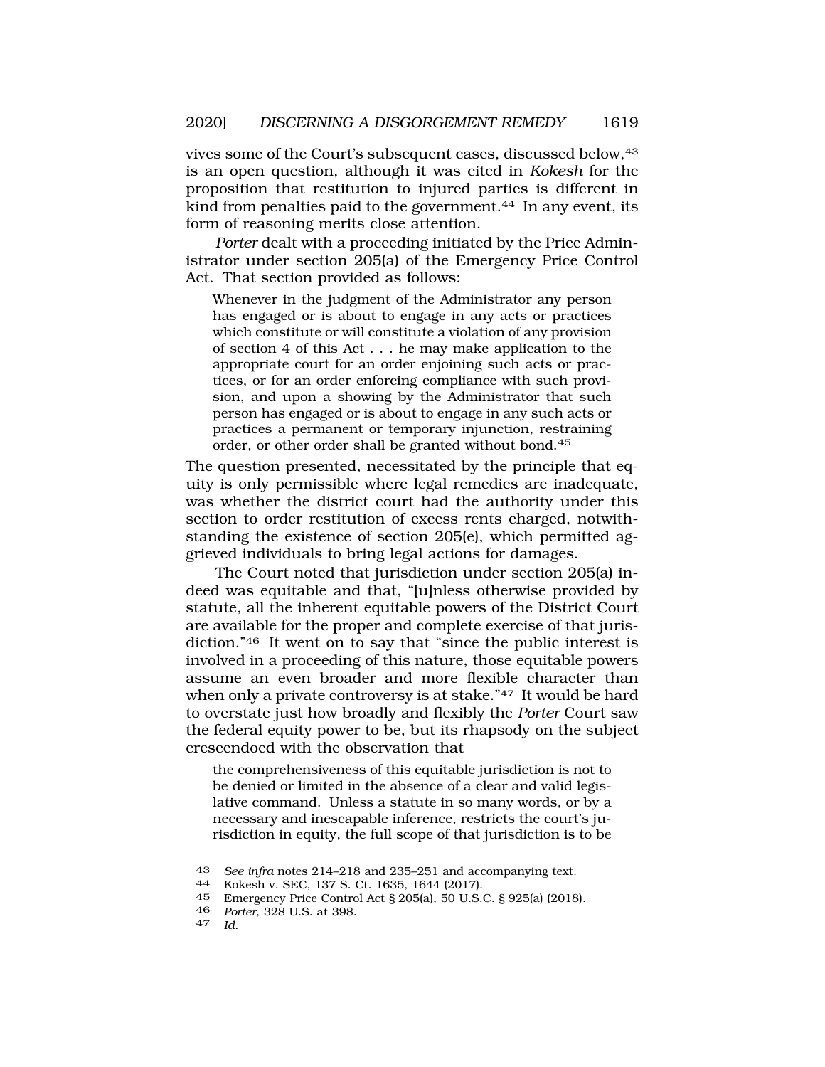vives some of the Court's subsequent cases, discussed below,[43] is an open question, although it was cited in *Kokesh* for the proposition that restitution to injured parties is different in kind from penalties paid to the government.[44] In any event, its form of reasoning merits close attention.

*Porter* dealt with a proceeding initiated by the Price Administrator under section 205(a) of the Emergency Price Control Act. That section provided as follows:

> Whenever in the judgment of the Administrator any person has engaged or is about to engage in any acts or practices which constitute or will constitute a violation of any provision of section 4 of this Act . . . he may make application to the appropriate court for an order enjoining such acts or practices, or for an order enforcing compliance with such provision, and upon a showing by the Administrator that such person has engaged or is about to engage in any such acts or practices a permanent or temporary injunction, restraining order, or other order shall be granted without bond.[45]

The question presented, necessitated by the principle that equity is only permissible where legal remedies are inadequate, was whether the district court had the authority under this section to order restitution of excess rents charged, notwithstanding the existence of section 205(e), which permitted aggrieved individuals to bring legal actions for damages.

The Court noted that jurisdiction under section 205(a) indeed was equitable and that, "[u]nless otherwise provided by statute, all the inherent equitable powers of the District Court are available for the proper and complete exercise of that jurisdiction."[46] It went on to say that "since the public interest is involved in a proceeding of this nature, those equitable powers assume an even broader and more flexible character than when only a private controversy is at stake."[47] It would be hard to overstate just how broadly and flexibly the *Porter* Court saw the federal equity power to be, but its rhapsody on the subject crescendoed with the observation that

> the comprehensiveness of this equitable jurisdiction is not to be denied or limited in the absence of a clear and valid legislative command. Unless a statute in so many words, or by a necessary and inescapable inference, restricts the court's jurisdiction in equity, the full scope of that jurisdiction is to be

---

43 *See infra* notes 214–218 and 235–251 and accompanying text.

44 Kokesh v. SEC, 137 S. Ct. 1635, 1644 (2017).

45 Emergency Price Control Act § 205(a), 50 U.S.C. § 925(a) (2018).

46 *Porter*, 328 U.S. at 398.

47 *Id.*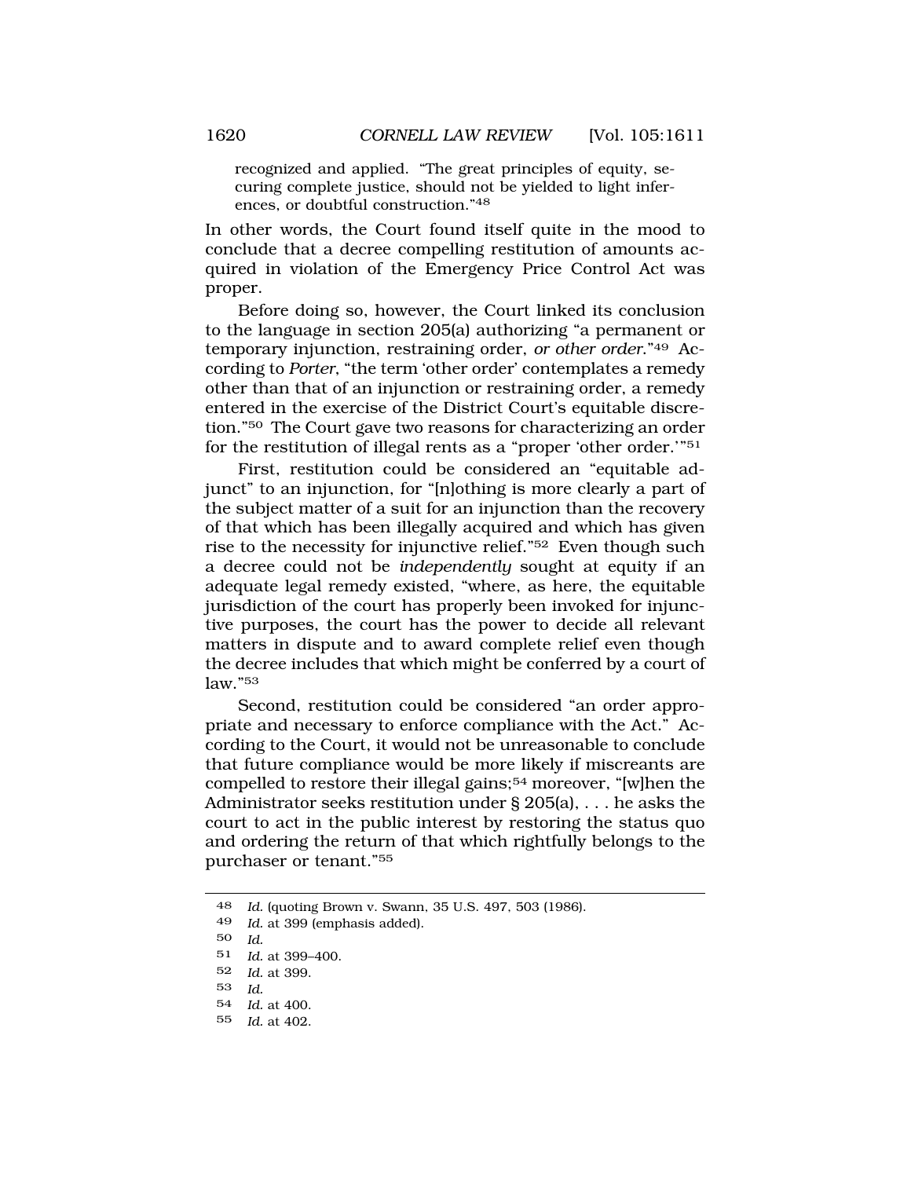recognized and applied. "The great principles of equity, securing complete justice, should not be yielded to light inferences, or doubtful construction."[48]

In other words, the Court found itself quite in the mood to conclude that a decree compelling restitution of amounts acquired in violation of the Emergency Price Control Act was proper.

Before doing so, however, the Court linked its conclusion to the language in section 205(a) authorizing "a permanent or temporary injunction, restraining order, *or other order*."[49] According to *Porter*, "the term 'other order' contemplates a remedy other than that of an injunction or restraining order, a remedy entered in the exercise of the District Court's equitable discretion."[50] The Court gave two reasons for characterizing an order for the restitution of illegal rents as a "proper 'other order.'"[51]

First, restitution could be considered an "equitable adjunct" to an injunction, for "[n]othing is more clearly a part of the subject matter of a suit for an injunction than the recovery of that which has been illegally acquired and which has given rise to the necessity for injunctive relief."[52] Even though such a decree could not be *independently* sought at equity if an adequate legal remedy existed, "where, as here, the equitable jurisdiction of the court has properly been invoked for injunctive purposes, the court has the power to decide all relevant matters in dispute and to award complete relief even though the decree includes that which might be conferred by a court of law."[53]

Second, restitution could be considered "an order appropriate and necessary to enforce compliance with the Act." According to the Court, it would not be unreasonable to conclude that future compliance would be more likely if miscreants are compelled to restore their illegal gains;[54] moreover, "[w]hen the Administrator seeks restitution under § 205(a), . . . he asks the court to act in the public interest by restoring the status quo and ordering the return of that which rightfully belongs to the purchaser or tenant."[55]

---

48 *Id.* (quoting Brown v. Swann, 35 U.S. 497, 503 (1986).

49 *Id.* at 399 (emphasis added).

50 *Id.*

51 *Id.* at 399–400.

52 *Id.* at 399.

53 *Id.*

54 *Id.* at 400.

55 *Id.* at 402.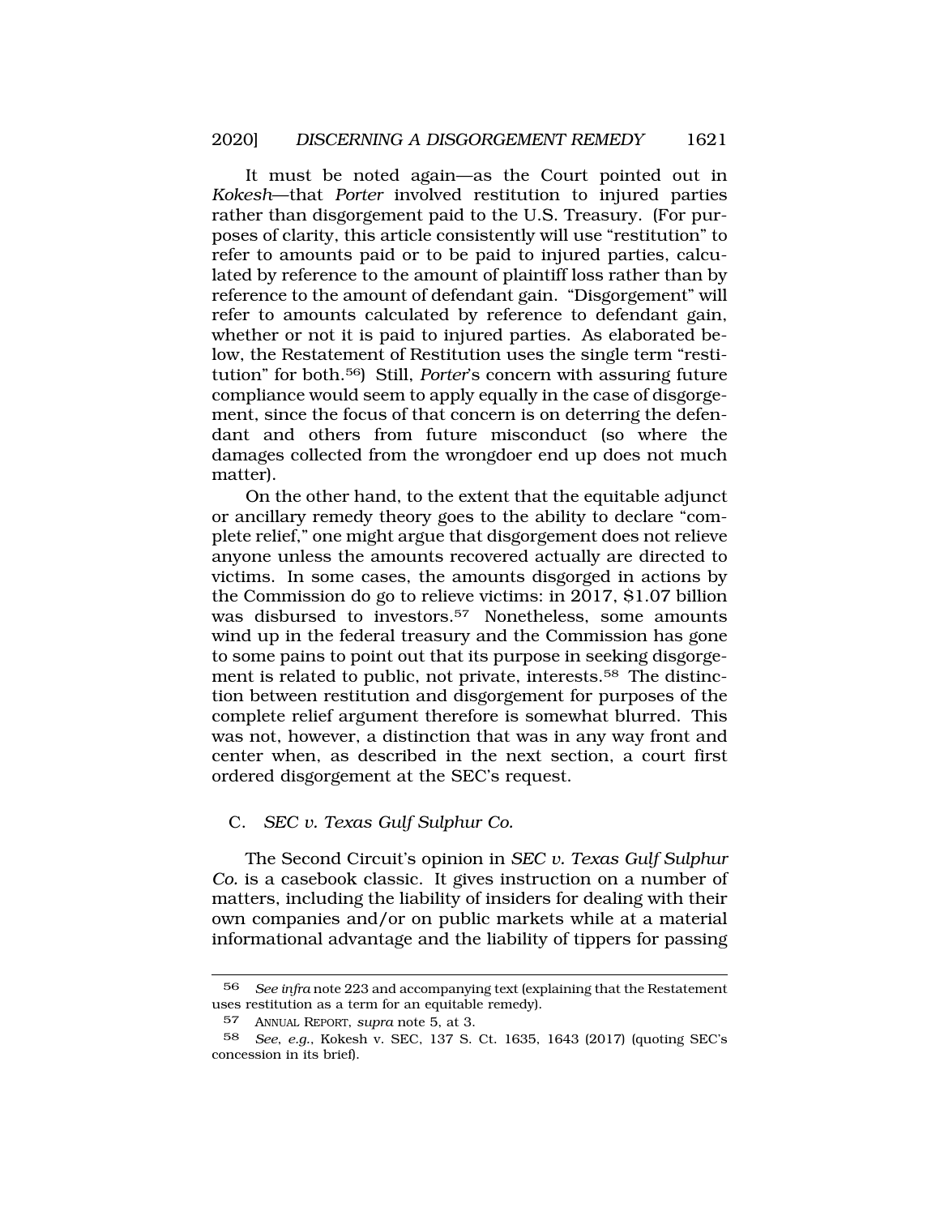It must be noted again—as the Court pointed out in *Kokesh*—that *Porter* involved restitution to injured parties rather than disgorgement paid to the U.S. Treasury. (For purposes of clarity, this article consistently will use "restitution" to refer to amounts paid or to be paid to injured parties, calculated by reference to the amount of plaintiff loss rather than by reference to the amount of defendant gain. "Disgorgement" will refer to amounts calculated by reference to defendant gain, whether or not it is paid to injured parties. As elaborated below, the Restatement of Restitution uses the single term "restitution" for both.[56]) Still, *Porter*'s concern with assuring future compliance would seem to apply equally in the case of disgorgement, since the focus of that concern is on deterring the defendant and others from future misconduct (so where the damages collected from the wrongdoer end up does not much matter).

On the other hand, to the extent that the equitable adjunct or ancillary remedy theory goes to the ability to declare "complete relief," one might argue that disgorgement does not relieve anyone unless the amounts recovered actually are directed to victims. In some cases, the amounts disgorged in actions by the Commission do go to relieve victims: in 2017, $1.07 billion was disbursed to investors.[57] Nonetheless, some amounts wind up in the federal treasury and the Commission has gone to some pains to point out that its purpose in seeking disgorgement is related to public, not private, interests.[58] The distinction between restitution and disgorgement for purposes of the complete relief argument therefore is somewhat blurred. This was not, however, a distinction that was in any way front and center when, as described in the next section, a court first ordered disgorgement at the SEC's request.

### C. *SEC v. Texas Gulf Sulphur Co.*

The Second Circuit's opinion in *SEC v. Texas Gulf Sulphur Co.* is a casebook classic. It gives instruction on a number of matters, including the liability of insiders for dealing with their own companies and/or on public markets while at a material informational advantage and the liability of tippers for passing

---

56 *See infra* note 223 and accompanying text (explaining that the Restatement uses restitution as a term for an equitable remedy).

57 ANNUAL REPORT, *supra* note 5, at 3.

58 *See, e.g.*, Kokesh v. SEC, 137 S. Ct. 1635, 1643 (2017) (quoting SEC's concession in its brief).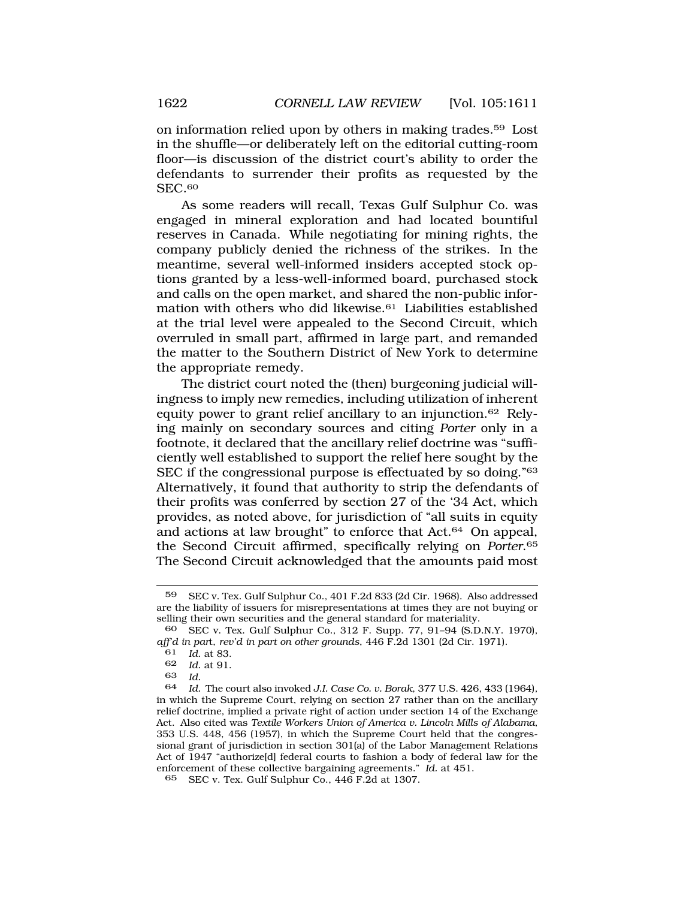on information relied upon by others in making trades.[59] Lost in the shuffle—or deliberately left on the editorial cutting-room floor—is discussion of the district court's ability to order the defendants to surrender their profits as requested by the SEC.[60]

As some readers will recall, Texas Gulf Sulphur Co. was engaged in mineral exploration and had located bountiful reserves in Canada. While negotiating for mining rights, the company publicly denied the richness of the strikes. In the meantime, several well-informed insiders accepted stock options granted by a less-well-informed board, purchased stock and calls on the open market, and shared the non-public information with others who did likewise.[61] Liabilities established at the trial level were appealed to the Second Circuit, which overruled in small part, affirmed in large part, and remanded the matter to the Southern District of New York to determine the appropriate remedy.

The district court noted the (then) burgeoning judicial willingness to imply new remedies, including utilization of inherent equity power to grant relief ancillary to an injunction.[62] Relying mainly on secondary sources and citing *Porter* only in a footnote, it declared that the ancillary relief doctrine was "sufficiently well established to support the relief here sought by the SEC if the congressional purpose is effectuated by so doing."[63] Alternatively, it found that authority to strip the defendants of their profits was conferred by section 27 of the '34 Act, which provides, as noted above, for jurisdiction of "all suits in equity and actions at law brought" to enforce that Act.[64] On appeal, the Second Circuit affirmed, specifically relying on *Porter*.[65] The Second Circuit acknowledged that the amounts paid most

---

59 SEC v. Tex. Gulf Sulphur Co., 401 F.2d 833 (2d Cir. 1968). Also addressed are the liability of issuers for misrepresentations at times they are not buying or selling their own securities and the general standard for materiality.

60 SEC v. Tex. Gulf Sulphur Co., 312 F. Supp. 77, 91–94 (S.D.N.Y. 1970), *aff'd in part*, *rev'd in part on other grounds*, 446 F.2d 1301 (2d Cir. 1971).

61 *Id.* at 83.

62 *Id.* at 91.

63 *Id.*

64 *Id.* The court also invoked *J.I. Case Co. v. Borak*, 377 U.S. 426, 433 (1964), in which the Supreme Court, relying on section 27 rather than on the ancillary relief doctrine, implied a private right of action under section 14 of the Exchange Act. Also cited was *Textile Workers Union of America v. Lincoln Mills of Alabama*, 353 U.S. 448, 456 (1957), in which the Supreme Court held that the congressional grant of jurisdiction in section 301(a) of the Labor Management Relations Act of 1947 "authorize[d] federal courts to fashion a body of federal law for the enforcement of these collective bargaining agreements." *Id.* at 451.

65 SEC v. Tex. Gulf Sulphur Co., 446 F.2d at 1307.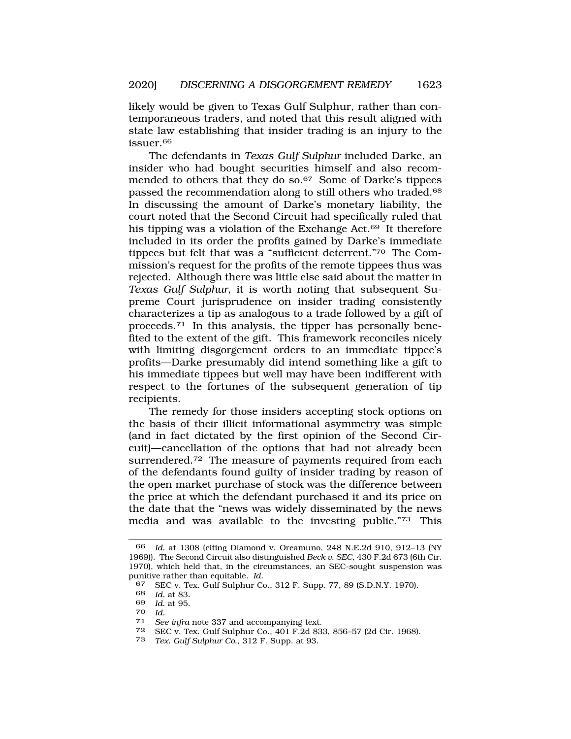likely would be given to Texas Gulf Sulphur, rather than contemporaneous traders, and noted that this result aligned with state law establishing that insider trading is an injury to the issuer.[66]

The defendants in *Texas Gulf Sulphur* included Darke, an insider who had bought securities himself and also recommended to others that they do so.[67] Some of Darke's tippees passed the recommendation along to still others who traded.[68] In discussing the amount of Darke's monetary liability, the court noted that the Second Circuit had specifically ruled that his tipping was a violation of the Exchange Act.[69] It therefore included in its order the profits gained by Darke's immediate tippees but felt that was a "sufficient deterrent."[70] The Commission's request for the profits of the remote tippees thus was rejected. Although there was little else said about the matter in *Texas Gulf Sulphur*, it is worth noting that subsequent Supreme Court jurisprudence on insider trading consistently characterizes a tip as analogous to a trade followed by a gift of proceeds.[71] In this analysis, the tipper has personally benefited to the extent of the gift. This framework reconciles nicely with limiting disgorgement orders to an immediate tippee's profits—Darke presumably did intend something like a gift to his immediate tippees but well may have been indifferent with respect to the fortunes of the subsequent generation of tip recipients.

The remedy for those insiders accepting stock options on the basis of their illicit informational asymmetry was simple (and in fact dictated by the first opinion of the Second Circuit)—cancellation of the options that had not already been surrendered.[72] The measure of payments required from each of the defendants found guilty of insider trading by reason of the open market purchase of stock was the difference between the price at which the defendant purchased it and its price on the date that the "news was widely disseminated by the news media and was available to the investing public."[73] This

---

66 *Id.* at 1308 (citing Diamond v. Oreamuno, 248 N.E.2d 910, 912–13 (NY 1969)). The Second Circuit also distinguished *Beck v. SEC*, 430 F.2d 673 (6th Cir. 1970), which held that, in the circumstances, an SEC-sought suspension was punitive rather than equitable. *Id.*

67 SEC v. Tex. Gulf Sulphur Co., 312 F. Supp. 77, 89 (S.D.N.Y. 1970).

68 *Id.* at 83.

69 *Id.* at 95.

70 *Id.*

71 *See infra* note 337 and accompanying text.

72 SEC v. Tex. Gulf Sulphur Co., 401 F.2d 833, 856–57 (2d Cir. 1968).

73 *Tex. Gulf Sulphur Co.*, 312 F. Supp. at 93.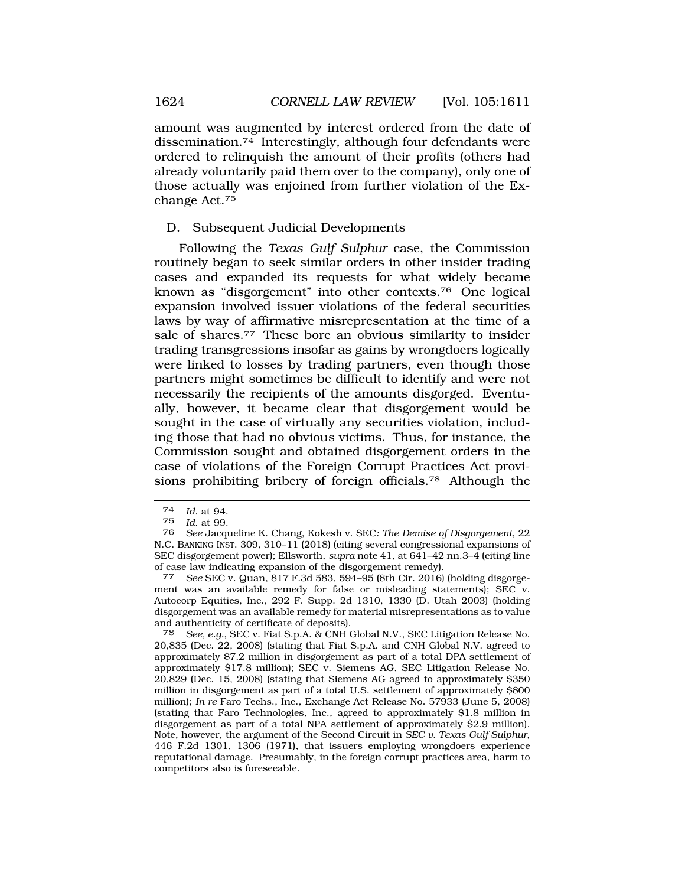amount was augmented by interest ordered from the date of dissemination.[74] Interestingly, although four defendants were ordered to relinquish the amount of their profits (others had already voluntarily paid them over to the company), only one of those actually was enjoined from further violation of the Exchange Act.[75]

## D. Subsequent Judicial Developments

Following the *Texas Gulf Sulphur* case, the Commission routinely began to seek similar orders in other insider trading cases and expanded its requests for what widely became known as "disgorgement" into other contexts.[76] One logical expansion involved issuer violations of the federal securities laws by way of affirmative misrepresentation at the time of a sale of shares.[77] These bore an obvious similarity to insider trading transgressions insofar as gains by wrongdoers logically were linked to losses by trading partners, even though those partners might sometimes be difficult to identify and were not necessarily the recipients of the amounts disgorged. Eventually, however, it became clear that disgorgement would be sought in the case of virtually any securities violation, including those that had no obvious victims. Thus, for instance, the Commission sought and obtained disgorgement orders in the case of violations of the Foreign Corrupt Practices Act provisions prohibiting bribery of foreign officials.[78] Although the

---

[74] *Id.* at 94.

[75] *Id.* at 99.

[76] *See* Jacqueline K. Chang, Kokesh v. SEC*: The Demise of Disgorgement*, 22 N.C. BANKING INST. 309, 310–11 (2018) (citing several congressional expansions of SEC disgorgement power); Ellsworth, *supra* note 41, at 641–42 nn.3–4 (citing line of case law indicating expansion of the disgorgement remedy).

[77] *See* SEC v. Quan, 817 F.3d 583, 594–95 (8th Cir. 2016) (holding disgorgement was an available remedy for false or misleading statements); SEC v. Autocorp Equities, Inc., 292 F. Supp. 2d 1310, 1330 (D. Utah 2003) (holding disgorgement was an available remedy for material misrepresentations as to value and authenticity of certificate of deposits).

[78] *See, e.g.*, SEC v. Fiat S.p.A. & CNH Global N.V., SEC Litigation Release No. 20,835 (Dec. 22, 2008) (stating that Fiat S.p.A. and CNH Global N.V. agreed to approximately $7.2 million in disgorgement as part of a total DPA settlement of approximately $17.8 million); SEC v. Siemens AG, SEC Litigation Release No. 20,829 (Dec. 15, 2008) (stating that Siemens AG agreed to approximately $350 million in disgorgement as part of a total U.S. settlement of approximately $800 million); *In re* Faro Techs., Inc., Exchange Act Release No. 57933 (June 5, 2008) (stating that Faro Technologies, Inc., agreed to approximately $1.8 million in disgorgement as part of a total NPA settlement of approximately $2.9 million). Note, however, the argument of the Second Circuit in *SEC v. Texas Gulf Sulphur*, 446 F.2d 1301, 1306 (1971), that issuers employing wrongdoers experience reputational damage. Presumably, in the foreign corrupt practices area, harm to competitors also is foreseeable.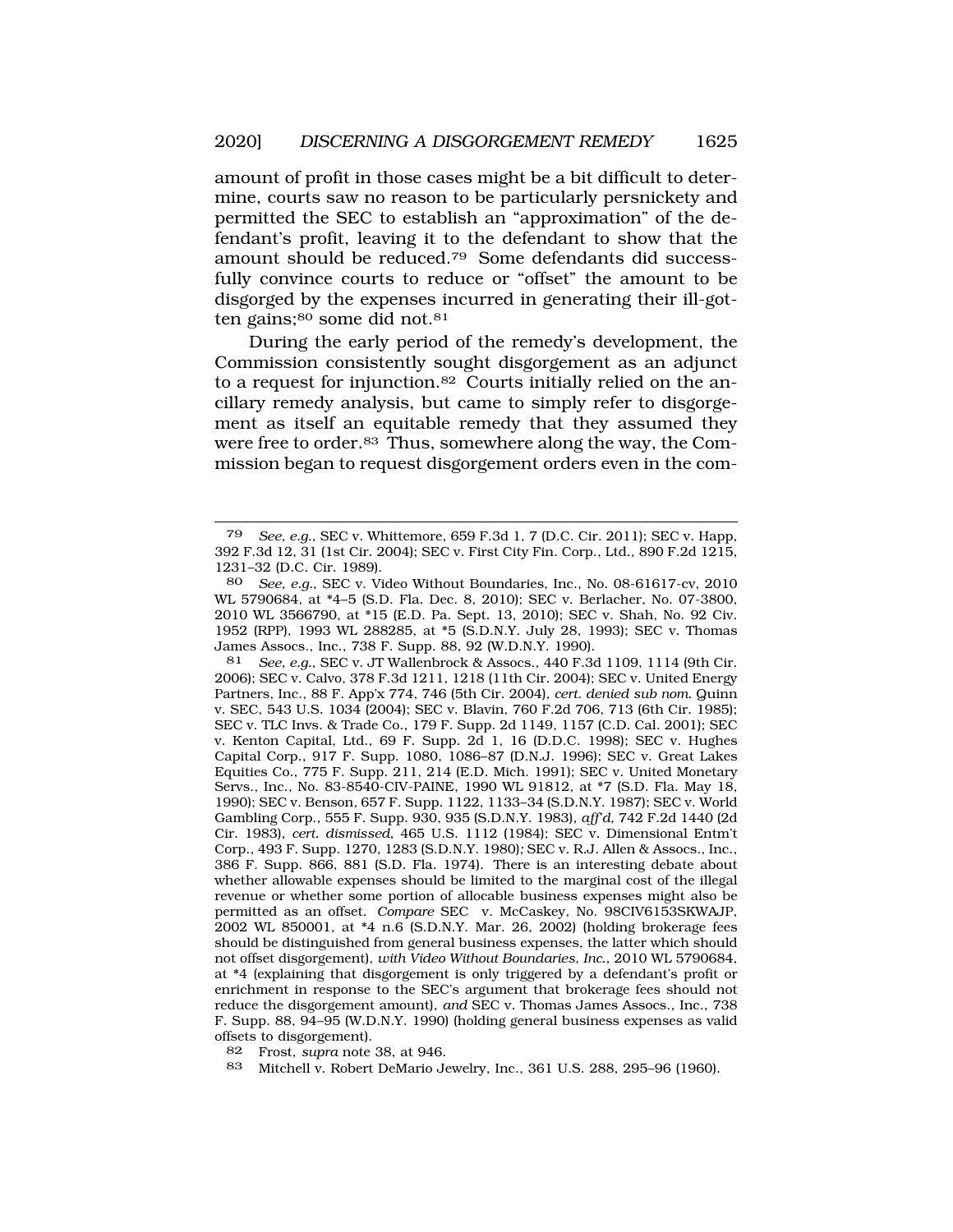amount of profit in those cases might be a bit difficult to determine, courts saw no reason to be particularly persnickety and permitted the SEC to establish an "approximation" of the defendant's profit, leaving it to the defendant to show that the amount should be reduced.[79] Some defendants did successfully convince courts to reduce or "offset" the amount to be disgorged by the expenses incurred in generating their ill-gotten gains;[80] some did not.[81]

During the early period of the remedy's development, the Commission consistently sought disgorgement as an adjunct to a request for injunction.[82] Courts initially relied on the ancillary remedy analysis, but came to simply refer to disgorgement as itself an equitable remedy that they assumed they were free to order.[83] Thus, somewhere along the way, the Commission began to request disgorgement orders even in the com-

---

79 *See, e.g.*, SEC v. Whittemore, 659 F.3d 1, 7 (D.C. Cir. 2011); SEC v. Happ, 392 F.3d 12, 31 (1st Cir. 2004); SEC v. First City Fin. Corp., Ltd., 890 F.2d 1215, 1231–32 (D.C. Cir. 1989).

80 *See, e.g.*, SEC v. Video Without Boundaries, Inc., No. 08-61617-cv, 2010 WL 5790684, at *4–5 (S.D. Fla. Dec. 8, 2010); SEC v. Berlacher, No. 07-3800, 2010 WL 3566790, at *15 (E.D. Pa. Sept. 13, 2010); SEC v. Shah, No. 92 Civ. 1952 (RPP), 1993 WL 288285, at *5 (S.D.N.Y. July 28, 1993); SEC v. Thomas James Assocs., Inc., 738 F. Supp. 88, 92 (W.D.N.Y. 1990).

81 *See, e.g.*, SEC v. JT Wallenbrock & Assocs., 440 F.3d 1109, 1114 (9th Cir. 2006); SEC v. Calvo, 378 F.3d 1211, 1218 (11th Cir. 2004); SEC v. United Energy Partners, Inc., 88 F. App'x 774, 746 (5th Cir. 2004), *cert. denied sub nom.* Quinn v. SEC, 543 U.S. 1034 (2004); SEC v. Blavin, 760 F.2d 706, 713 (6th Cir. 1985); SEC v. TLC Invs. & Trade Co., 179 F. Supp. 2d 1149, 1157 (C.D. Cal. 2001); SEC v. Kenton Capital, Ltd., 69 F. Supp. 2d 1, 16 (D.D.C. 1998); SEC v. Hughes Capital Corp., 917 F. Supp. 1080, 1086–87 (D.N.J. 1996); SEC v. Great Lakes Equities Co., 775 F. Supp. 211, 214 (E.D. Mich. 1991); SEC v. United Monetary Servs., Inc., No. 83-8540-CIV-PAINE, 1990 WL 91812, at *7 (S.D. Fla. May 18, 1990); SEC v. Benson, 657 F. Supp. 1122, 1133–34 (S.D.N.Y. 1987); SEC v. World Gambling Corp., 555 F. Supp. 930, 935 (S.D.N.Y. 1983), *aff'd*, 742 F.2d 1440 (2d Cir. 1983), *cert. dismissed*, 465 U.S. 1112 (1984); SEC v. Dimensional Entm't Corp., 493 F. Supp. 1270, 1283 (S.D.N.Y. 1980); SEC v. R.J. Allen & Assocs., Inc., 386 F. Supp. 866, 881 (S.D. Fla. 1974). There is an interesting debate about whether allowable expenses should be limited to the marginal cost of the illegal revenue or whether some portion of allocable business expenses might also be permitted as an offset. *Compare* SEC v. McCaskey, No. 98CIV6153SKWAJP, 2002 WL 850001, at *4 n.6 (S.D.N.Y. Mar. 26, 2002) (holding brokerage fees should be distinguished from general business expenses, the latter which should not offset disgorgement), *with Video Without Boundaries, Inc.*, 2010 WL 5790684, at *4 (explaining that disgorgement is only triggered by a defendant's profit or enrichment in response to the SEC's argument that brokerage fees should not reduce the disgorgement amount), *and* SEC v. Thomas James Assocs., Inc., 738 F. Supp. 88, 94–95 (W.D.N.Y. 1990) (holding general business expenses as valid offsets to disgorgement).

82 Frost, *supra* note 38, at 946.

83 Mitchell v. Robert DeMario Jewelry, Inc., 361 U.S. 288, 295–96 (1960).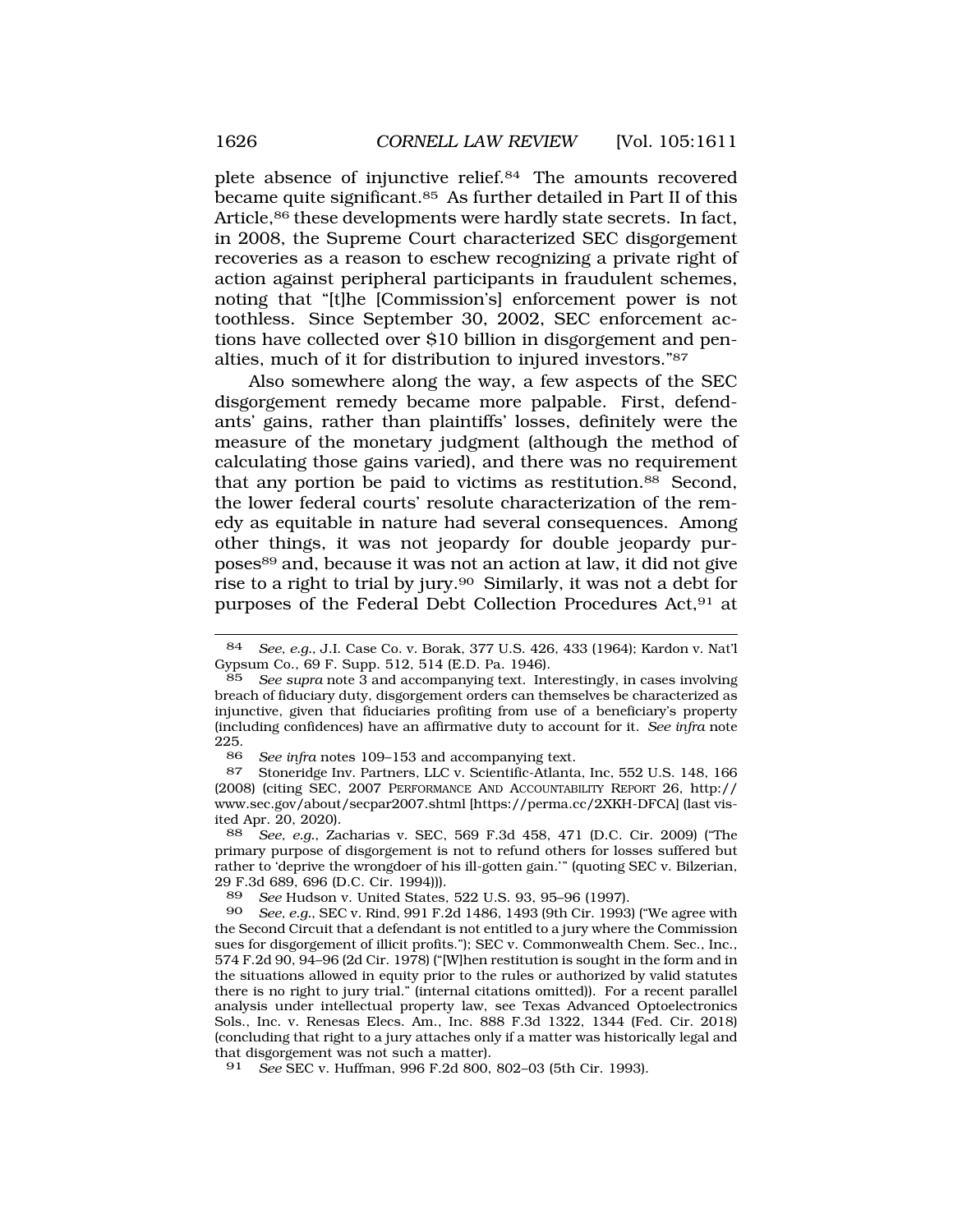plete absence of injunctive relief.[84] The amounts recovered became quite significant.[85] As further detailed in Part II of this Article,[86] these developments were hardly state secrets. In fact, in 2008, the Supreme Court characterized SEC disgorgement recoveries as a reason to eschew recognizing a private right of action against peripheral participants in fraudulent schemes, noting that "[t]he [Commission's] enforcement power is not toothless. Since September 30, 2002, SEC enforcement actions have collected over $10 billion in disgorgement and penalties, much of it for distribution to injured investors."[87]

Also somewhere along the way, a few aspects of the SEC disgorgement remedy became more palpable. First, defendants' gains, rather than plaintiffs' losses, definitely were the measure of the monetary judgment (although the method of calculating those gains varied), and there was no requirement that any portion be paid to victims as restitution.[88] Second, the lower federal courts' resolute characterization of the remedy as equitable in nature had several consequences. Among other things, it was not jeopardy for double jeopardy purposes[89] and, because it was not an action at law, it did not give rise to a right to trial by jury.[90] Similarly, it was not a debt for purposes of the Federal Debt Collection Procedures Act,[91] at

---

84 *See, e.g.*, J.I. Case Co. v. Borak, 377 U.S. 426, 433 (1964); Kardon v. Nat'l Gypsum Co., 69 F. Supp. 512, 514 (E.D. Pa. 1946).

85 *See supra* note 3 and accompanying text. Interestingly, in cases involving breach of fiduciary duty, disgorgement orders can themselves be characterized as injunctive, given that fiduciaries profiting from use of a beneficiary's property (including confidences) have an affirmative duty to account for it. *See infra* note 225.

86 *See infra* notes 109–153 and accompanying text.

87 Stoneridge Inv. Partners, LLC v. Scientific-Atlanta, Inc, 552 U.S. 148, 166 (2008) (citing SEC, 2007 PERFORMANCE AND ACCOUNTABILITY REPORT 26, http://www.sec.gov/about/secpar2007.shtml [https://perma.cc/2XKH-DFCA] (last visited Apr. 20, 2020).

88 *See, e.g.*, Zacharias v. SEC, 569 F.3d 458, 471 (D.C. Cir. 2009) ("The primary purpose of disgorgement is not to refund others for losses suffered but rather to 'deprive the wrongdoer of his ill-gotten gain.'" (quoting SEC v. Bilzerian, 29 F.3d 689, 696 (D.C. Cir. 1994))).

89 *See* Hudson v. United States, 522 U.S. 93, 95–96 (1997).

90 *See, e.g.*, SEC v. Rind, 991 F.2d 1486, 1493 (9th Cir. 1993) ("We agree with the Second Circuit that a defendant is not entitled to a jury where the Commission sues for disgorgement of illicit profits."); SEC v. Commonwealth Chem. Sec., Inc., 574 F.2d 90, 94–96 (2d Cir. 1978) ("[W]hen restitution is sought in the form and in the situations allowed in equity prior to the rules or authorized by valid statutes there is no right to jury trial." (internal citations omitted)). For a recent parallel analysis under intellectual property law, see Texas Advanced Optoelectronics Sols., Inc. v. Renesas Elecs. Am., Inc. 888 F.3d 1322, 1344 (Fed. Cir. 2018) (concluding that right to a jury attaches only if a matter was historically legal and that disgorgement was not such a matter).

91 *See* SEC v. Huffman, 996 F.2d 800, 802–03 (5th Cir. 1993).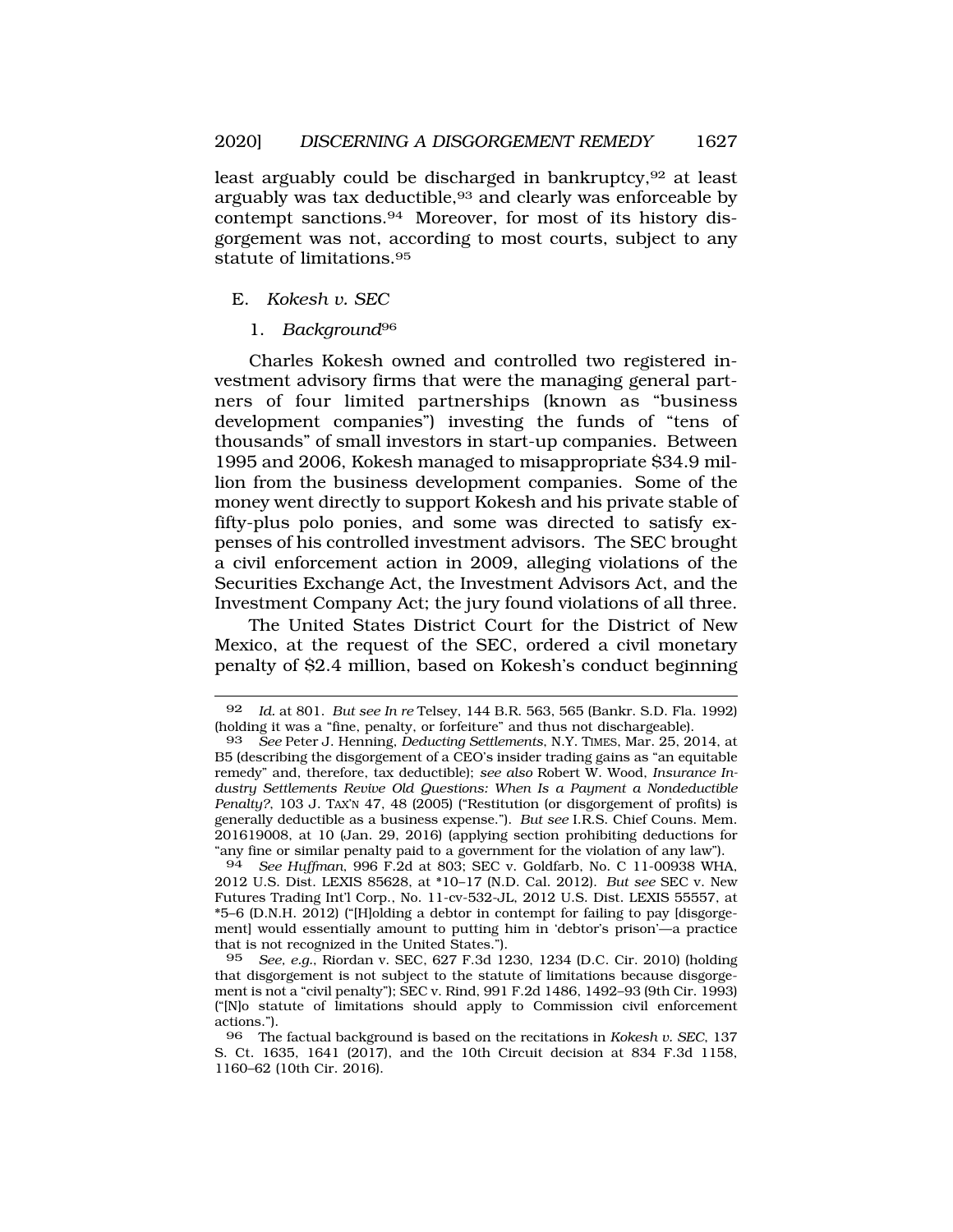least arguably could be discharged in bankruptcy,[92] at least arguably was tax deductible,[93] and clearly was enforceable by contempt sanctions.[94] Moreover, for most of its history disgorgement was not, according to most courts, subject to any statute of limitations.[95]

### E. *Kokesh v. SEC*

#### 1. *Background*[96]

Charles Kokesh owned and controlled two registered investment advisory firms that were the managing general partners of four limited partnerships (known as "business development companies") investing the funds of "tens of thousands" of small investors in start-up companies. Between 1995 and 2006, Kokesh managed to misappropriate $34.9 million from the business development companies. Some of the money went directly to support Kokesh and his private stable of fifty-plus polo ponies, and some was directed to satisfy expenses of his controlled investment advisors. The SEC brought a civil enforcement action in 2009, alleging violations of the Securities Exchange Act, the Investment Advisors Act, and the Investment Company Act; the jury found violations of all three.

The United States District Court for the District of New Mexico, at the request of the SEC, ordered a civil monetary penalty of $2.4 million, based on Kokesh's conduct beginning

---

92 *Id.* at 801. *But see In re* Telsey, 144 B.R. 563, 565 (Bankr. S.D. Fla. 1992) (holding it was a "fine, penalty, or forfeiture" and thus not dischargeable).

93 *See* Peter J. Henning, *Deducting Settlements*, N.Y. TIMES, Mar. 25, 2014, at B5 (describing the disgorgement of a CEO's insider trading gains as "an equitable remedy" and, therefore, tax deductible); *see also* Robert W. Wood, *Insurance Industry Settlements Revive Old Questions: When Is a Payment a Nondeductible Penalty?*, 103 J. TAX'N 47, 48 (2005) ("Restitution (or disgorgement of profits) is generally deductible as a business expense."). *But see* I.R.S. Chief Couns. Mem. 201619008, at 10 (Jan. 29, 2016) (applying section prohibiting deductions for "any fine or similar penalty paid to a government for the violation of any law").

94 *See Huffman*, 996 F.2d at 803; SEC v. Goldfarb, No. C 11-00938 WHA, 2012 U.S. Dist. LEXIS 85628, at *10–17 (N.D. Cal. 2012). *But see* SEC v. New Futures Trading Int'l Corp., No. 11-cv-532-JL, 2012 U.S. Dist. LEXIS 55557, at *5–6 (D.N.H. 2012) ("[H]olding a debtor in contempt for failing to pay [disgorgement] would essentially amount to putting him in 'debtor's prison'—a practice that is not recognized in the United States.").

95 *See, e.g.*, Riordan v. SEC, 627 F.3d 1230, 1234 (D.C. Cir. 2010) (holding that disgorgement is not subject to the statute of limitations because disgorgement is not a "civil penalty"); SEC v. Rind, 991 F.2d 1486, 1492–93 (9th Cir. 1993) ("[N]o statute of limitations should apply to Commission civil enforcement actions.").

96 The factual background is based on the recitations in *Kokesh v. SEC*, 137 S. Ct. 1635, 1641 (2017), and the 10th Circuit decision at 834 F.3d 1158, 1160–62 (10th Cir. 2016).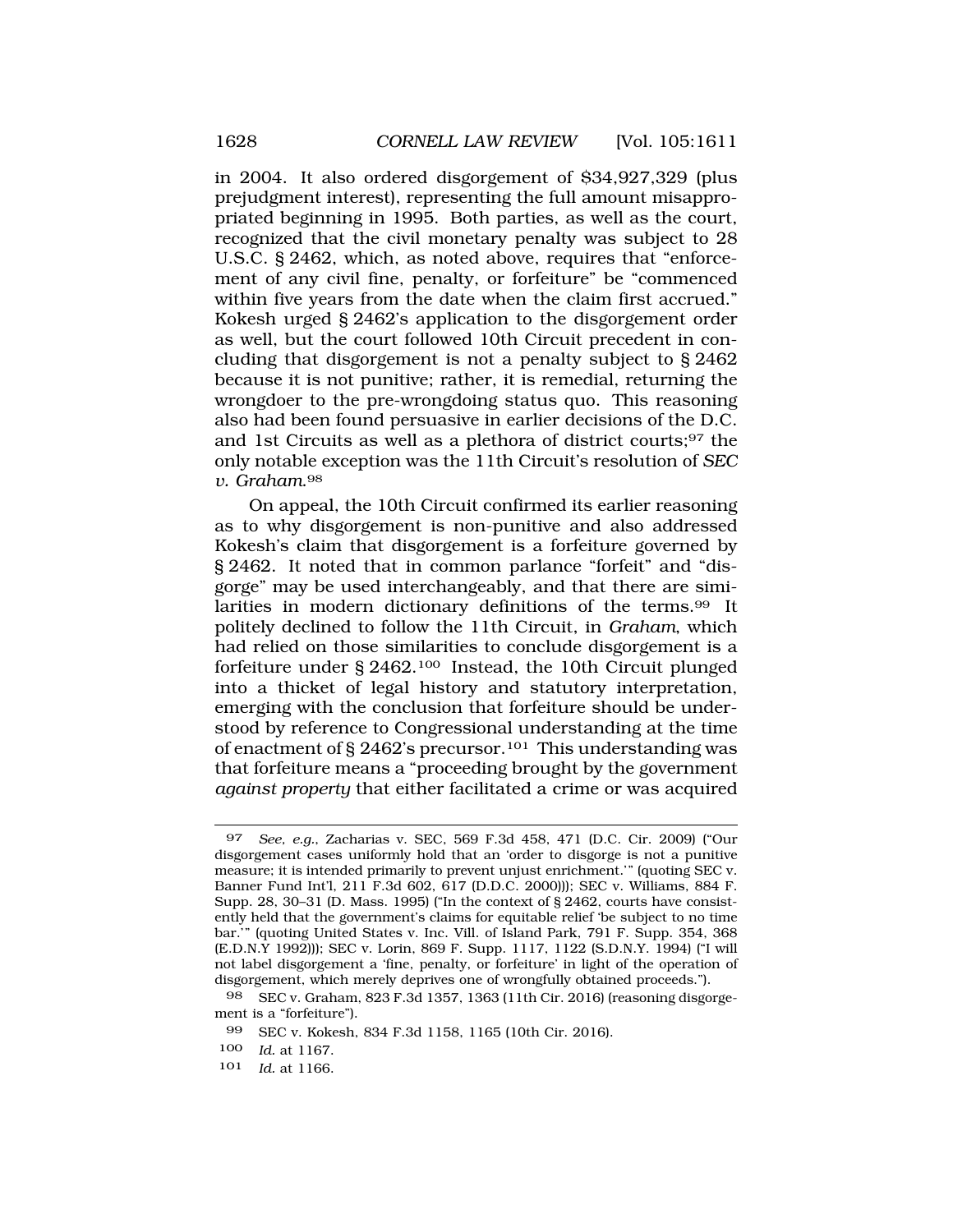in 2004. It also ordered disgorgement of $34,927,329 (plus prejudgment interest), representing the full amount misappropriated beginning in 1995. Both parties, as well as the court, recognized that the civil monetary penalty was subject to 28 U.S.C. § 2462, which, as noted above, requires that "enforcement of any civil fine, penalty, or forfeiture" be "commenced within five years from the date when the claim first accrued." Kokesh urged § 2462's application to the disgorgement order as well, but the court followed 10th Circuit precedent in concluding that disgorgement is not a penalty subject to § 2462 because it is not punitive; rather, it is remedial, returning the wrongdoer to the pre-wrongdoing status quo. This reasoning also had been found persuasive in earlier decisions of the D.C. and 1st Circuits as well as a plethora of district courts;[97] the only notable exception was the 11th Circuit's resolution of *SEC v. Graham*.[98]

On appeal, the 10th Circuit confirmed its earlier reasoning as to why disgorgement is non-punitive and also addressed Kokesh's claim that disgorgement is a forfeiture governed by § 2462. It noted that in common parlance "forfeit" and "disgorge" may be used interchangeably, and that there are similarities in modern dictionary definitions of the terms.[99] It politely declined to follow the 11th Circuit, in *Graham*, which had relied on those similarities to conclude disgorgement is a forfeiture under § 2462.[100] Instead, the 10th Circuit plunged into a thicket of legal history and statutory interpretation, emerging with the conclusion that forfeiture should be understood by reference to Congressional understanding at the time of enactment of § 2462's precursor.[101] This understanding was that forfeiture means a "proceeding brought by the government *against property* that either facilitated a crime or was acquired

---

97 *See, e.g.*, Zacharias v. SEC, 569 F.3d 458, 471 (D.C. Cir. 2009) ("Our disgorgement cases uniformly hold that an 'order to disgorge is not a punitive measure; it is intended primarily to prevent unjust enrichment.'" (quoting SEC v. Banner Fund Int'l, 211 F.3d 602, 617 (D.D.C. 2000))); SEC v. Williams, 884 F. Supp. 28, 30–31 (D. Mass. 1995) ("In the context of § 2462, courts have consistently held that the government's claims for equitable relief 'be subject to no time bar.'" (quoting United States v. Inc. Vill. of Island Park, 791 F. Supp. 354, 368 (E.D.N.Y 1992))); SEC v. Lorin, 869 F. Supp. 1117, 1122 (S.D.N.Y. 1994) ("I will not label disgorgement a 'fine, penalty, or forfeiture' in light of the operation of disgorgement, which merely deprives one of wrongfully obtained proceeds.").

98 SEC v. Graham, 823 F.3d 1357, 1363 (11th Cir. 2016) (reasoning disgorgement is a "forfeiture").

99 SEC v. Kokesh, 834 F.3d 1158, 1165 (10th Cir. 2016).

100 *Id.* at 1167.

101 *Id.* at 1166.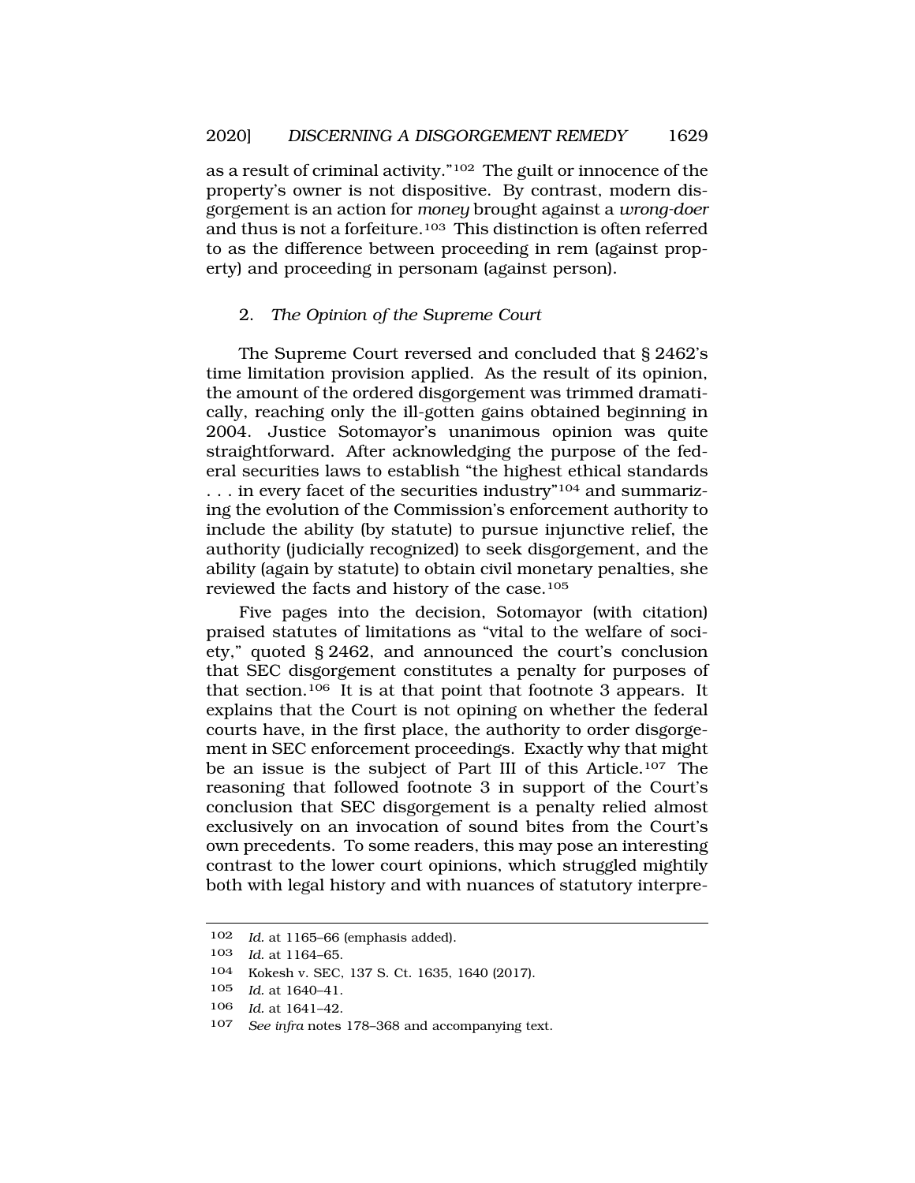as a result of criminal activity."[102] The guilt or innocence of the property's owner is not dispositive. By contrast, modern disgorgement is an action for *money* brought against a *wrong-doer* and thus is not a forfeiture.[103] This distinction is often referred to as the difference between proceeding in rem (against property) and proceeding in personam (against person).

### 2. *The Opinion of the Supreme Court*

The Supreme Court reversed and concluded that § 2462's time limitation provision applied. As the result of its opinion, the amount of the ordered disgorgement was trimmed dramatically, reaching only the ill-gotten gains obtained beginning in 2004. Justice Sotomayor's unanimous opinion was quite straightforward. After acknowledging the purpose of the federal securities laws to establish "the highest ethical standards . . . in every facet of the securities industry"[104] and summarizing the evolution of the Commission's enforcement authority to include the ability (by statute) to pursue injunctive relief, the authority (judicially recognized) to seek disgorgement, and the ability (again by statute) to obtain civil monetary penalties, she reviewed the facts and history of the case.[105]

Five pages into the decision, Sotomayor (with citation) praised statutes of limitations as "vital to the welfare of society," quoted § 2462, and announced the court's conclusion that SEC disgorgement constitutes a penalty for purposes of that section.[106] It is at that point that footnote 3 appears. It explains that the Court is not opining on whether the federal courts have, in the first place, the authority to order disgorgement in SEC enforcement proceedings. Exactly why that might be an issue is the subject of Part III of this Article.[107] The reasoning that followed footnote 3 in support of the Court's conclusion that SEC disgorgement is a penalty relied almost exclusively on an invocation of sound bites from the Court's own precedents. To some readers, this may pose an interesting contrast to the lower court opinions, which struggled mightily both with legal history and with nuances of statutory interpre-

---

102 *Id.* at 1165–66 (emphasis added).

103 *Id.* at 1164–65.

104 Kokesh v. SEC, 137 S. Ct. 1635, 1640 (2017).

105 *Id.* at 1640–41.

106 *Id.* at 1641–42.

107 *See infra* notes 178–368 and accompanying text.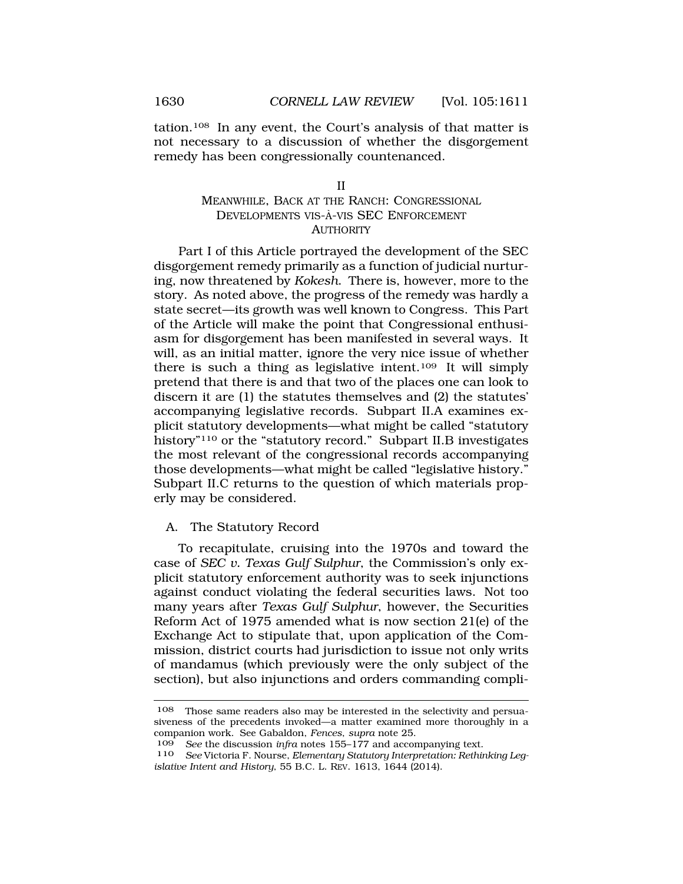tation.[108] In any event, the Court's analysis of that matter is not necessary to a discussion of whether the disgorgement remedy has been congressionally countenanced.

## II
## MEANWHILE, BACK AT THE RANCH: CONGRESSIONAL DEVELOPMENTS VIS-À-VIS SEC ENFORCEMENT AUTHORITY

Part I of this Article portrayed the development of the SEC disgorgement remedy primarily as a function of judicial nurturing, now threatened by *Kokesh*. There is, however, more to the story. As noted above, the progress of the remedy was hardly a state secret—its growth was well known to Congress. This Part of the Article will make the point that Congressional enthusiasm for disgorgement has been manifested in several ways. It will, as an initial matter, ignore the very nice issue of whether there is such a thing as legislative intent.[109] It will simply pretend that there is and that two of the places one can look to discern it are (1) the statutes themselves and (2) the statutes' accompanying legislative records. Subpart II.A examines explicit statutory developments—what might be called "statutory history"[110] or the "statutory record." Subpart II.B investigates the most relevant of the congressional records accompanying those developments—what might be called "legislative history." Subpart II.C returns to the question of which materials properly may be considered.

### A. The Statutory Record

To recapitulate, cruising into the 1970s and toward the case of *SEC v. Texas Gulf Sulphur*, the Commission's only explicit statutory enforcement authority was to seek injunctions against conduct violating the federal securities laws. Not too many years after *Texas Gulf Sulphur*, however, the Securities Reform Act of 1975 amended what is now section 21(e) of the Exchange Act to stipulate that, upon application of the Commission, district courts had jurisdiction to issue not only writs of mandamus (which previously were the only subject of the section), but also injunctions and orders commanding compli-

---

108 Those same readers also may be interested in the selectivity and persuasiveness of the precedents invoked—a matter examined more thoroughly in a companion work. See Gabaldon, *Fences*, *supra* note 25.

109 *See* the discussion *infra* notes 155–177 and accompanying text.

110 *See* Victoria F. Nourse, *Elementary Statutory Interpretation: Rethinking Legislative Intent and History*, 55 B.C. L. REV. 1613, 1644 (2014).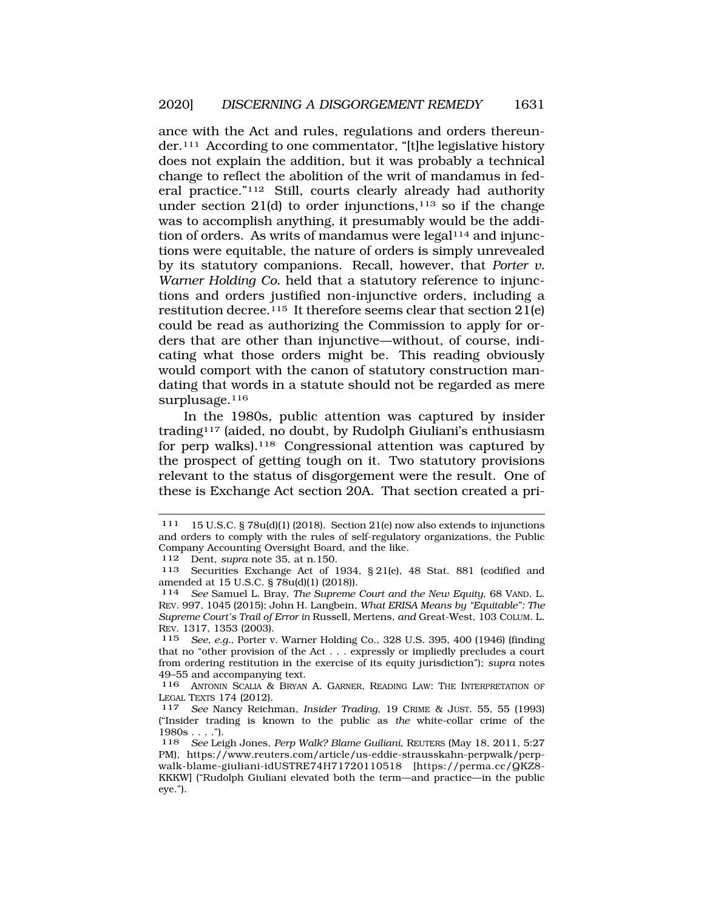ance with the Act and rules, regulations and orders thereunder.[111] According to one commentator, "[t]he legislative history does not explain the addition, but it was probably a technical change to reflect the abolition of the writ of mandamus in federal practice."[112] Still, courts clearly already had authority under section 21(d) to order injunctions,[113] so if the change was to accomplish anything, it presumably would be the addition of orders. As writs of mandamus were legal[114] and injunctions were equitable, the nature of orders is simply unrevealed by its statutory companions. Recall, however, that *Porter v. Warner Holding Co.* held that a statutory reference to injunctions and orders justified non-injunctive orders, including a restitution decree.[115] It therefore seems clear that section 21(e) could be read as authorizing the Commission to apply for orders that are other than injunctive—without, of course, indicating what those orders might be. This reading obviously would comport with the canon of statutory construction mandating that words in a statute should not be regarded as mere surplusage.[116]

In the 1980s, public attention was captured by insider trading[117] (aided, no doubt, by Rudolph Giuliani's enthusiasm for perp walks).[118] Congressional attention was captured by the prospect of getting tough on it. Two statutory provisions relevant to the status of disgorgement were the result. One of these is Exchange Act section 20A. That section created a pri-

---

111 15 U.S.C. § 78u(d)(1) (2018). Section 21(e) now also extends to injunctions and orders to comply with the rules of self-regulatory organizations, the Public Company Accounting Oversight Board, and the like.

112 Dent, *supra* note 35, at n.150.

113 Securities Exchange Act of 1934, § 21(e), 48 Stat. 881 (codified and amended at 15 U.S.C. § 78u(d)(1) (2018)).

114 *See* Samuel L. Bray, *The Supreme Court and the New Equity*, 68 VAND. L. REV. 997, 1045 (2015); John H. Langbein, *What ERISA Means by "Equitable": The Supreme Court's Trail of Error in* Russell, Mertens, *and* Great-West, 103 COLUM. L. REV. 1317, 1353 (2003).

115 *See, e.g.*, Porter v. Warner Holding Co., 328 U.S. 395, 400 (1946) (finding that no "other provision of the Act . . . expressly or impliedly precludes a court from ordering restitution in the exercise of its equity jurisdiction"); *supra* notes 49–55 and accompanying text.

116 ANTONIN SCALIA & BRYAN A. GARNER, READING LAW: THE INTERPRETATION OF LEGAL TEXTS 174 (2012).

117 *See* Nancy Reichman, *Insider Trading*, 19 CRIME & JUST. 55, 55 (1993) ("Insider trading is known to the public as *the* white-collar crime of the 1980s . . . .").

118 *See* Leigh Jones, *Perp Walk? Blame Guiliani*, REUTERS (May 18, 2011, 5:27 PM), https://www.reuters.com/article/us-eddie-strausskahn-perpwalk/perp-walk-blame-giuliani-idUSTRE74H71720110518 [https://perma.cc/QKZ8-KKKW] ("Rudolph Giuliani elevated both the term—and practice—in the public eye.").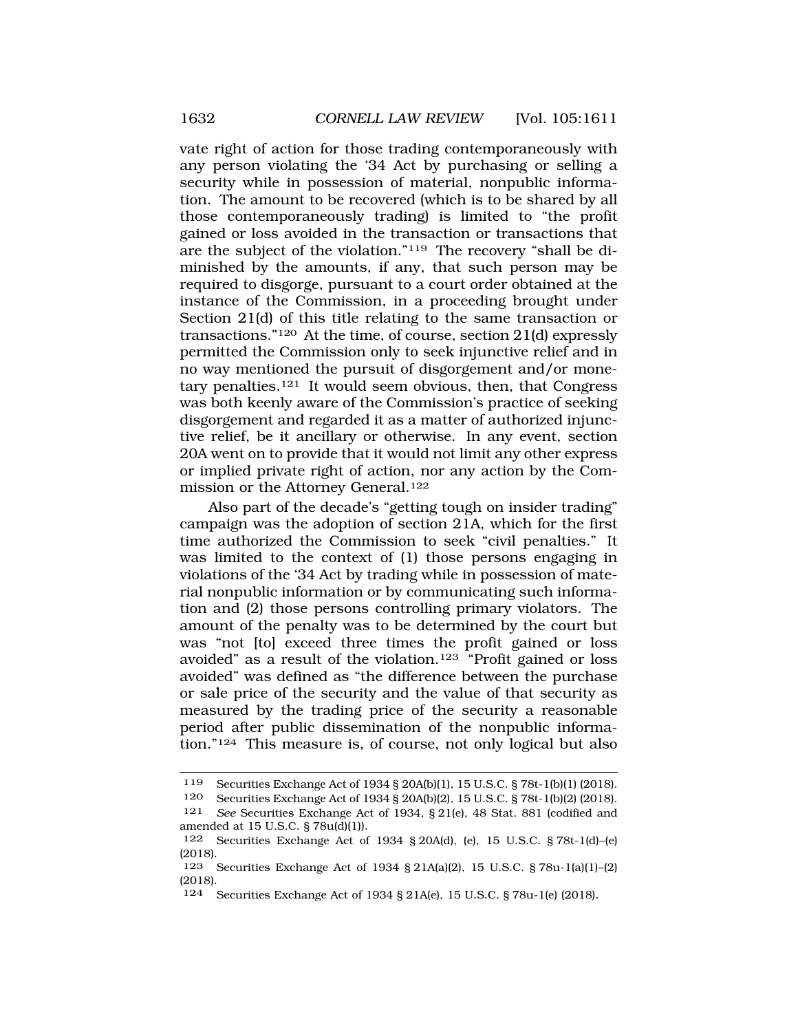vate right of action for those trading contemporaneously with any person violating the '34 Act by purchasing or selling a security while in possession of material, nonpublic information. The amount to be recovered (which is to be shared by all those contemporaneously trading) is limited to "the profit gained or loss avoided in the transaction or transactions that are the subject of the violation."[119] The recovery "shall be diminished by the amounts, if any, that such person may be required to disgorge, pursuant to a court order obtained at the instance of the Commission, in a proceeding brought under Section 21(d) of this title relating to the same transaction or transactions."[120] At the time, of course, section 21(d) expressly permitted the Commission only to seek injunctive relief and in no way mentioned the pursuit of disgorgement and/or monetary penalties.[121] It would seem obvious, then, that Congress was both keenly aware of the Commission's practice of seeking disgorgement and regarded it as a matter of authorized injunctive relief, be it ancillary or otherwise. In any event, section 20A went on to provide that it would not limit any other express or implied private right of action, nor any action by the Commission or the Attorney General.[122]

Also part of the decade's "getting tough on insider trading" campaign was the adoption of section 21A, which for the first time authorized the Commission to seek "civil penalties." It was limited to the context of (1) those persons engaging in violations of the '34 Act by trading while in possession of material nonpublic information or by communicating such information and (2) those persons controlling primary violators. The amount of the penalty was to be determined by the court but was "not [to] exceed three times the profit gained or loss avoided" as a result of the violation.[123] "Profit gained or loss avoided" was defined as "the difference between the purchase or sale price of the security and the value of that security as measured by the trading price of the security a reasonable period after public dissemination of the nonpublic information."[124] This measure is, of course, not only logical but also

---

119 Securities Exchange Act of 1934 § 20A(b)(1), 15 U.S.C. § 78t-1(b)(1) (2018).

120 Securities Exchange Act of 1934 § 20A(b)(2), 15 U.S.C. § 78t-1(b)(2) (2018).

121 *See* Securities Exchange Act of 1934, § 21(e), 48 Stat. 881 (codified and amended at 15 U.S.C. § 78u(d)(1)).

122 Securities Exchange Act of 1934 § 20A(d), (e), 15 U.S.C. § 78t-1(d)–(e) (2018).

123 Securities Exchange Act of 1934 § 21A(a)(2), 15 U.S.C. § 78u-1(a)(1)–(2) (2018).

124 Securities Exchange Act of 1934 § 21A(e), 15 U.S.C. § 78u-1(e) (2018).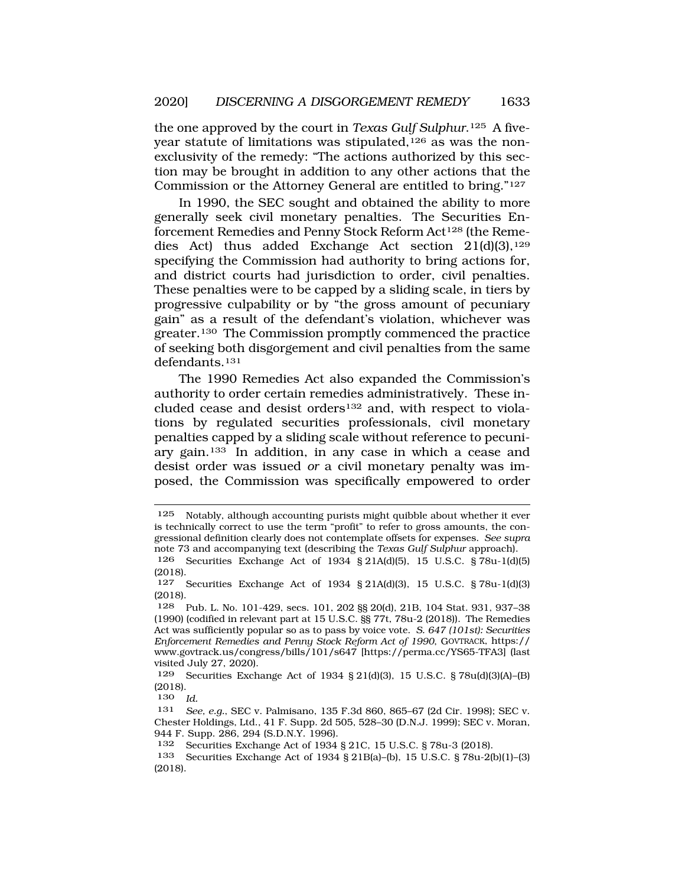the one approved by the court in *Texas Gulf Sulphur*.[125] A five-year statute of limitations was stipulated,[126] as was the non-exclusivity of the remedy: "The actions authorized by this section may be brought in addition to any other actions that the Commission or the Attorney General are entitled to bring."[127]

In 1990, the SEC sought and obtained the ability to more generally seek civil monetary penalties. The Securities Enforcement Remedies and Penny Stock Reform Act[128] (the Remedies Act) thus added Exchange Act section 21(d)(3),[129] specifying the Commission had authority to bring actions for, and district courts had jurisdiction to order, civil penalties. These penalties were to be capped by a sliding scale, in tiers by progressive culpability or by "the gross amount of pecuniary gain" as a result of the defendant's violation, whichever was greater.[130] The Commission promptly commenced the practice of seeking both disgorgement and civil penalties from the same defendants.[131]

The 1990 Remedies Act also expanded the Commission's authority to order certain remedies administratively. These included cease and desist orders[132] and, with respect to violations by regulated securities professionals, civil monetary penalties capped by a sliding scale without reference to pecuniary gain.[133] In addition, in any case in which a cease and desist order was issued *or* a civil monetary penalty was imposed, the Commission was specifically empowered to order

---

125 Notably, although accounting purists might quibble about whether it ever is technically correct to use the term "profit" to refer to gross amounts, the congressional definition clearly does not contemplate offsets for expenses. *See supra* note 73 and accompanying text (describing the *Texas Gulf Sulphur* approach).

126 Securities Exchange Act of 1934 § 21A(d)(5), 15 U.S.C. § 78u-1(d)(5) (2018).

127 Securities Exchange Act of 1934 § 21A(d)(3), 15 U.S.C. § 78u-1(d)(3) (2018).

128 Pub. L. No. 101-429, secs. 101, 202 §§ 20(d), 21B, 104 Stat. 931, 937–38 (1990) (codified in relevant part at 15 U.S.C. §§ 77t, 78u-2 (2018)). The Remedies Act was sufficiently popular so as to pass by voice vote. *S. 647 (101st): Securities Enforcement Remedies and Penny Stock Reform Act of 1990*, GOVTRACK, https://www.govtrack.us/congress/bills/101/s647 [https://perma.cc/YS65-TFA3] (last visited July 27, 2020).

129 Securities Exchange Act of 1934 § 21(d)(3), 15 U.S.C. § 78u(d)(3)(A)–(B) (2018).

130 *Id.*

131 *See, e.g.*, SEC v. Palmisano, 135 F.3d 860, 865–67 (2d Cir. 1998); SEC v. Chester Holdings, Ltd., 41 F. Supp. 2d 505, 528–30 (D.N.J. 1999); SEC v. Moran, 944 F. Supp. 286, 294 (S.D.N.Y. 1996).

132 Securities Exchange Act of 1934 § 21C, 15 U.S.C. § 78u-3 (2018).

133 Securities Exchange Act of 1934 § 21B(a)–(b), 15 U.S.C. § 78u-2(b)(1)–(3) (2018).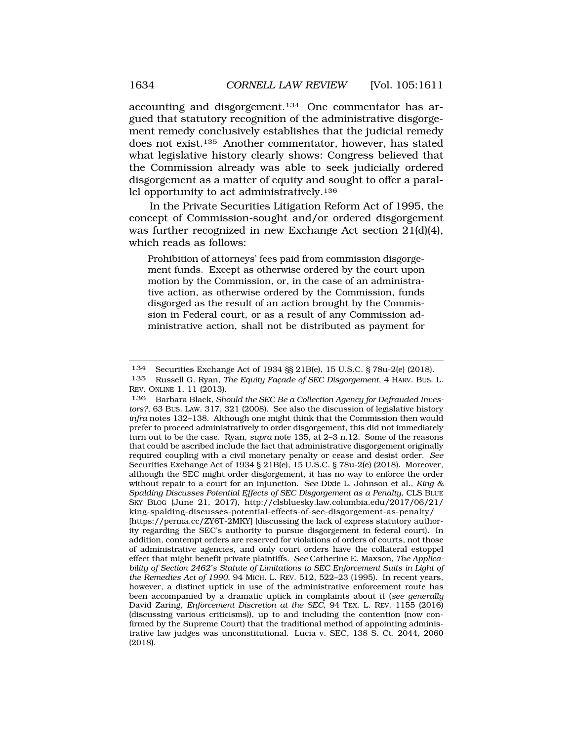accounting and disgorgement.[134] One commentator has argued that statutory recognition of the administrative disgorgement remedy conclusively establishes that the judicial remedy does not exist.[135] Another commentator, however, has stated what legislative history clearly shows: Congress believed that the Commission already was able to seek judicially ordered disgorgement as a matter of equity and sought to offer a parallel opportunity to act administratively.[136]

In the Private Securities Litigation Reform Act of 1995, the concept of Commission-sought and/or ordered disgorgement was further recognized in new Exchange Act section 21(d)(4), which reads as follows:

> Prohibition of attorneys' fees paid from commission disgorgement funds. Except as otherwise ordered by the court upon motion by the Commission, or, in the case of an administrative action, as otherwise ordered by the Commission, funds disgorged as the result of an action brought by the Commission in Federal court, or as a result of any Commission administrative action, shall not be distributed as payment for

---

134 Securities Exchange Act of 1934 §§ 21B(e), 15 U.S.C. § 78u-2(e) (2018).

135 Russell G. Ryan, *The Equity Façade of SEC Disgorgement*, 4 HARV. BUS. L. REV. ONLINE 1, 11 (2013).

136 Barbara Black, *Should the SEC Be a Collection Agency for Defrauded Investors?*, 63 BUS. LAW. 317, 321 (2008). See also the discussion of legislative history *infra* notes 132–138. Although one might think that the Commission then would prefer to proceed administratively to order disgorgement, this did not immediately turn out to be the case. Ryan, *supra* note 135, at 2–3 n.12. Some of the reasons that could be ascribed include the fact that administrative disgorgement originally required coupling with a civil monetary penalty or cease and desist order. *See* Securities Exchange Act of 1934 § 21B(e), 15 U.S.C. § 78u-2(e) (2018). Moreover, although the SEC might order disgorgement, it has no way to enforce the order without repair to a court for an injunction. *See* Dixie L. Johnson et al., *King & Spalding Discusses Potential Effects of SEC Disgorgement as a Penalty*, CLS BLUE SKY BLOG (June 21, 2017), http://clsbluesky.law.columbia.edu/2017/06/21/king-spalding-discusses-potential-effects-of-sec-disgorgement-as-penalty/ [https://perma.cc/ZY6T-2MKY] (discussing the lack of express statutory authority regarding the SEC's authority to pursue disgorgement in federal court). In addition, contempt orders are reserved for violations of orders of courts, not those of administrative agencies, and only court orders have the collateral estoppel effect that might benefit private plaintiffs. *See* Catherine E. Maxson, *The Applicability of Section 2462's Statute of Limitations to SEC Enforcement Suits in Light of the Remedies Act of 1990*, 94 MICH. L. REV. 512, 522–23 (1995). In recent years, however, a distinct uptick in use of the administrative enforcement route has been accompanied by a dramatic uptick in complaints about it (*see generally* David Zaring, *Enforcement Discretion at the SEC*, 94 TEX. L. REV. 1155 (2016) (discussing various criticisms)), up to and including the contention (now confirmed by the Supreme Court) that the traditional method of appointing administrative law judges was unconstitutional. Lucia v. SEC, 138 S. Ct. 2044, 2060 (2018).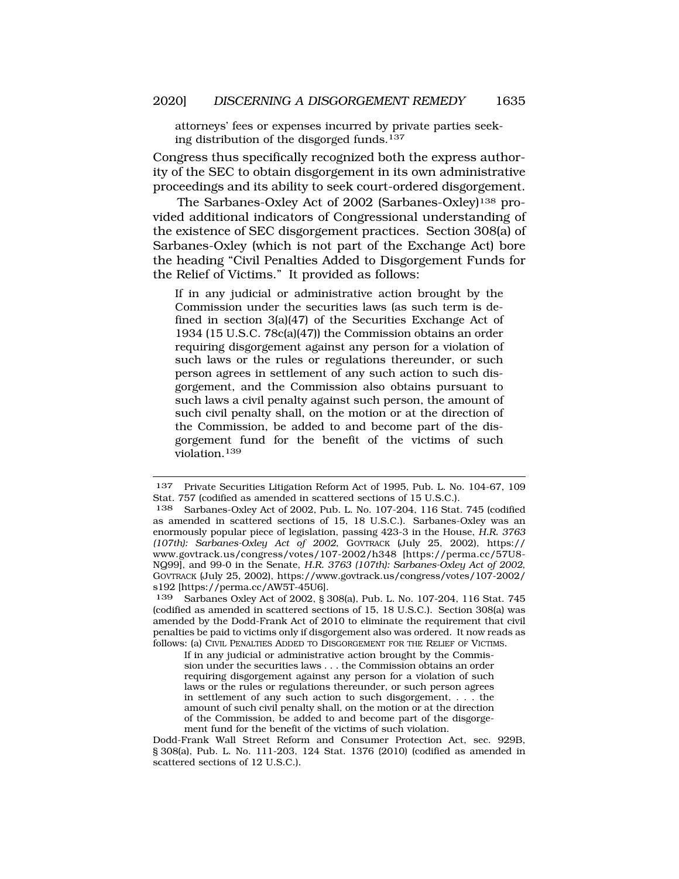attorneys' fees or expenses incurred by private parties seeking distribution of the disgorged funds.[137]

Congress thus specifically recognized both the express authority of the SEC to obtain disgorgement in its own administrative proceedings and its ability to seek court-ordered disgorgement.

The Sarbanes-Oxley Act of 2002 (Sarbanes-Oxley)[138] provided additional indicators of Congressional understanding of the existence of SEC disgorgement practices. Section 308(a) of Sarbanes-Oxley (which is not part of the Exchange Act) bore the heading "Civil Penalties Added to Disgorgement Funds for the Relief of Victims." It provided as follows:

> If in any judicial or administrative action brought by the Commission under the securities laws (as such term is defined in section 3(a)(47) of the Securities Exchange Act of 1934 (15 U.S.C. 78c(a)(47)) the Commission obtains an order requiring disgorgement against any person for a violation of such laws or the rules or regulations thereunder, or such person agrees in settlement of any such action to such disgorgement, and the Commission also obtains pursuant to such laws a civil penalty against such person, the amount of such civil penalty shall, on the motion or at the direction of the Commission, be added to and become part of the disgorgement fund for the benefit of the victims of such violation.[139]

---

137 Private Securities Litigation Reform Act of 1995, Pub. L. No. 104-67, 109 Stat. 757 (codified as amended in scattered sections of 15 U.S.C.).

138 Sarbanes-Oxley Act of 2002, Pub. L. No. 107-204, 116 Stat. 745 (codified as amended in scattered sections of 15, 18 U.S.C.). Sarbanes-Oxley was an enormously popular piece of legislation, passing 423-3 in the House, *H.R. 3763 (107th): Sarbanes-Oxley Act of 2002*, GOVTRACK (July 25, 2002), https://www.govtrack.us/congress/votes/107-2002/h348 [https://perma.cc/57U8-NQ99], and 99-0 in the Senate, *H.R. 3763 (107th): Sarbanes-Oxley Act of 2002*, GOVTRACK (July 25, 2002), https://www.govtrack.us/congress/votes/107-2002/s192 [https://perma.cc/AW5T-45U6].

139 Sarbanes Oxley Act of 2002, § 308(a), Pub. L. No. 107-204, 116 Stat. 745 (codified as amended in scattered sections of 15, 18 U.S.C.). Section 308(a) was amended by the Dodd-Frank Act of 2010 to eliminate the requirement that civil penalties be paid to victims only if disgorgement also was ordered. It now reads as follows: (a) CIVIL PENALTIES ADDED TO DISGORGEMENT FOR THE RELIEF OF VICTIMS.

> If in any judicial or administrative action brought by the Commission under the securities laws . . . the Commission obtains an order requiring disgorgement against any person for a violation of such laws or the rules or regulations thereunder, or such person agrees in settlement of any such action to such disgorgement, . . . the amount of such civil penalty shall, on the motion or at the direction of the Commission, be added to and become part of the disgorgement fund for the benefit of the victims of such violation.

Dodd-Frank Wall Street Reform and Consumer Protection Act, sec. 929B, § 308(a), Pub. L. No. 111-203, 124 Stat. 1376 (2010) (codified as amended in scattered sections of 12 U.S.C.).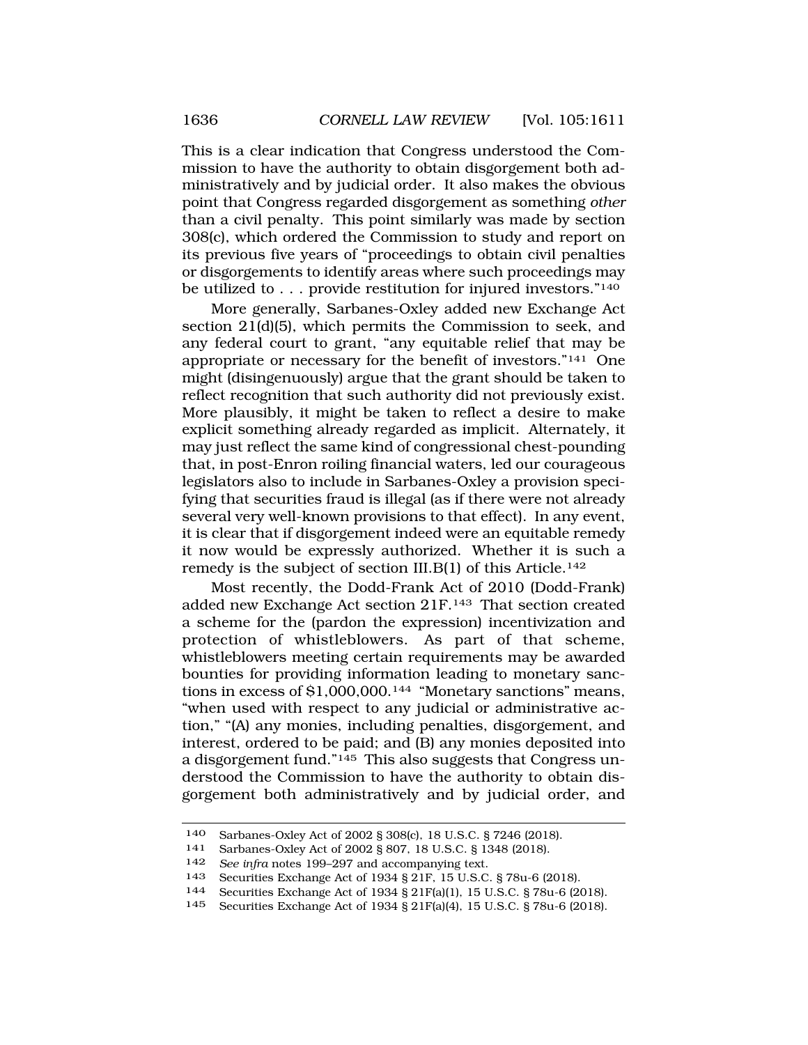This is a clear indication that Congress understood the Commission to have the authority to obtain disgorgement both administratively and by judicial order. It also makes the obvious point that Congress regarded disgorgement as something *other* than a civil penalty. This point similarly was made by section 308(c), which ordered the Commission to study and report on its previous five years of "proceedings to obtain civil penalties or disgorgements to identify areas where such proceedings may be utilized to . . . provide restitution for injured investors."[140]

More generally, Sarbanes-Oxley added new Exchange Act section 21(d)(5), which permits the Commission to seek, and any federal court to grant, "any equitable relief that may be appropriate or necessary for the benefit of investors."[141] One might (disingenuously) argue that the grant should be taken to reflect recognition that such authority did not previously exist. More plausibly, it might be taken to reflect a desire to make explicit something already regarded as implicit. Alternately, it may just reflect the same kind of congressional chest-pounding that, in post-Enron roiling financial waters, led our courageous legislators also to include in Sarbanes-Oxley a provision specifying that securities fraud is illegal (as if there were not already several very well-known provisions to that effect). In any event, it is clear that if disgorgement indeed were an equitable remedy it now would be expressly authorized. Whether it is such a remedy is the subject of section III.B(1) of this Article.[142]

Most recently, the Dodd-Frank Act of 2010 (Dodd-Frank) added new Exchange Act section 21F.[143] That section created a scheme for the (pardon the expression) incentivization and protection of whistleblowers. As part of that scheme, whistleblowers meeting certain requirements may be awarded bounties for providing information leading to monetary sanctions in excess of $1,000,000.[144] "Monetary sanctions" means, "when used with respect to any judicial or administrative action," "(A) any monies, including penalties, disgorgement, and interest, ordered to be paid; and (B) any monies deposited into a disgorgement fund."[145] This also suggests that Congress understood the Commission to have the authority to obtain disgorgement both administratively and by judicial order, and

---

140 Sarbanes-Oxley Act of 2002 § 308(c), 18 U.S.C. § 7246 (2018).

141 Sarbanes-Oxley Act of 2002 § 807, 18 U.S.C. § 1348 (2018).

142 *See infra* notes 199–297 and accompanying text.

143 Securities Exchange Act of 1934 § 21F, 15 U.S.C. § 78u-6 (2018).

144 Securities Exchange Act of 1934 § 21F(a)(1), 15 U.S.C. § 78u-6 (2018).

145 Securities Exchange Act of 1934 § 21F(a)(4), 15 U.S.C. § 78u-6 (2018).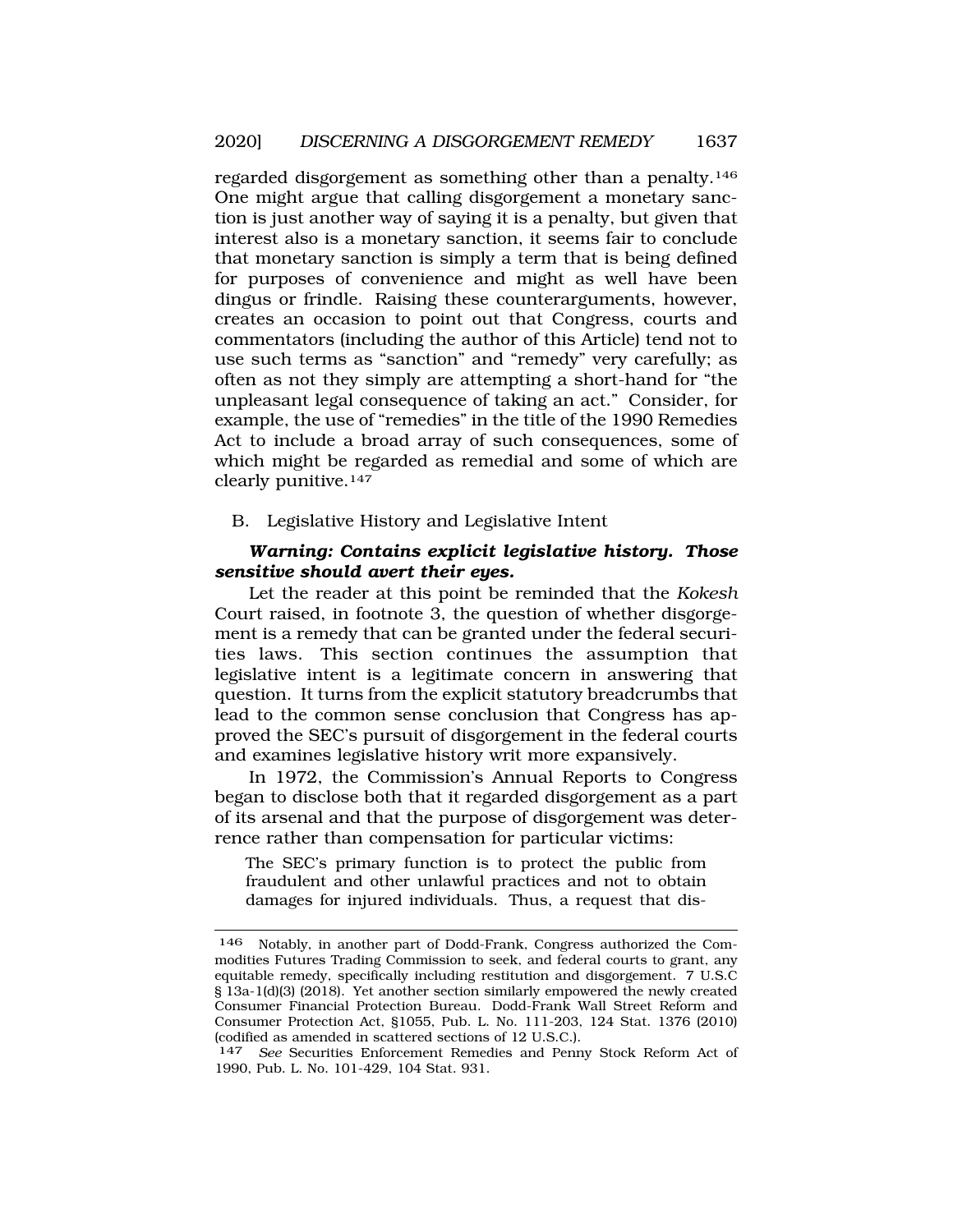regarded disgorgement as something other than a penalty.[146] One might argue that calling disgorgement a monetary sanction is just another way of saying it is a penalty, but given that interest also is a monetary sanction, it seems fair to conclude that monetary sanction is simply a term that is being defined for purposes of convenience and might as well have been dingus or frindle. Raising these counterarguments, however, creates an occasion to point out that Congress, courts and commentators (including the author of this Article) tend not to use such terms as "sanction" and "remedy" very carefully; as often as not they simply are attempting a short-hand for "the unpleasant legal consequence of taking an act." Consider, for example, the use of "remedies" in the title of the 1990 Remedies Act to include a broad array of such consequences, some of which might be regarded as remedial and some of which are clearly punitive.[147]

B. Legislative History and Legislative Intent

***Warning: Contains explicit legislative history. Those sensitive should avert their eyes.***

Let the reader at this point be reminded that the *Kokesh* Court raised, in footnote 3, the question of whether disgorgement is a remedy that can be granted under the federal securities laws. This section continues the assumption that legislative intent is a legitimate concern in answering that question. It turns from the explicit statutory breadcrumbs that lead to the common sense conclusion that Congress has approved the SEC's pursuit of disgorgement in the federal courts and examines legislative history writ more expansively.

In 1972, the Commission's Annual Reports to Congress began to disclose both that it regarded disgorgement as a part of its arsenal and that the purpose of disgorgement was deterrence rather than compensation for particular victims:

> The SEC's primary function is to protect the public from fraudulent and other unlawful practices and not to obtain damages for injured individuals. Thus, a request that dis-

---

146 Notably, in another part of Dodd-Frank, Congress authorized the Commodities Futures Trading Commission to seek, and federal courts to grant, any equitable remedy, specifically including restitution and disgorgement. 7 U.S.C § 13a-1(d)(3) (2018). Yet another section similarly empowered the newly created Consumer Financial Protection Bureau. Dodd-Frank Wall Street Reform and Consumer Protection Act, §1055, Pub. L. No. 111-203, 124 Stat. 1376 (2010) (codified as amended in scattered sections of 12 U.S.C.).

147 *See* Securities Enforcement Remedies and Penny Stock Reform Act of 1990, Pub. L. No. 101-429, 104 Stat. 931.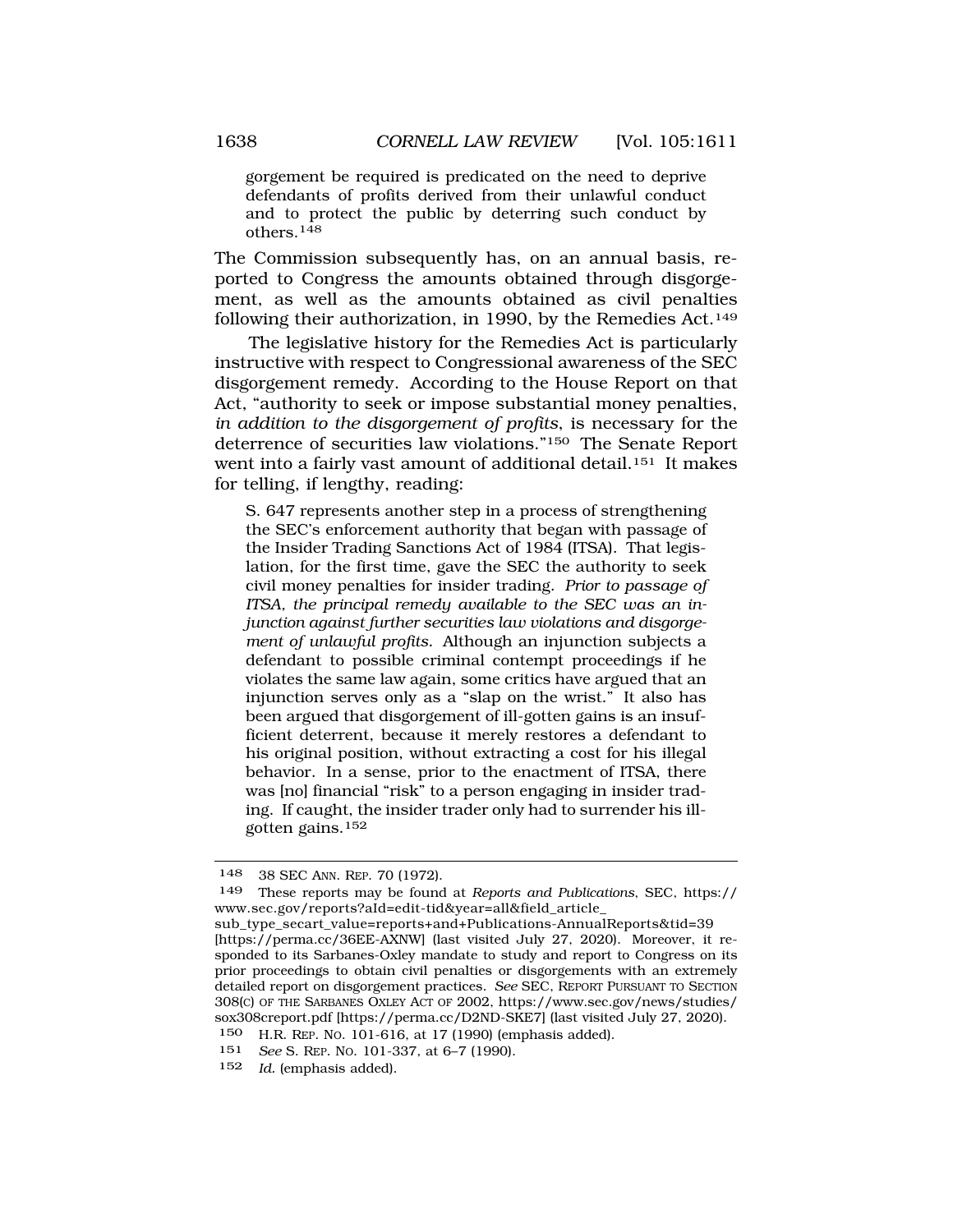> gorgement be required is predicated on the need to deprive defendants of profits derived from their unlawful conduct and to protect the public by deterring such conduct by others.[148]

The Commission subsequently has, on an annual basis, reported to Congress the amounts obtained through disgorgement, as well as the amounts obtained as civil penalties following their authorization, in 1990, by the Remedies Act.[149]

The legislative history for the Remedies Act is particularly instructive with respect to Congressional awareness of the SEC disgorgement remedy. According to the House Report on that Act, "authority to seek or impose substantial money penalties, *in addition to the disgorgement of profits*, is necessary for the deterrence of securities law violations."[150] The Senate Report went into a fairly vast amount of additional detail.[151] It makes for telling, if lengthy, reading:

> S. 647 represents another step in a process of strengthening the SEC's enforcement authority that began with passage of the Insider Trading Sanctions Act of 1984 (ITSA). That legislation, for the first time, gave the SEC the authority to seek civil money penalties for insider trading. *Prior to passage of ITSA, the principal remedy available to the SEC was an injunction against further securities law violations and disgorgement of unlawful profits.* Although an injunction subjects a defendant to possible criminal contempt proceedings if he violates the same law again, some critics have argued that an injunction serves only as a "slap on the wrist." It also has been argued that disgorgement of ill-gotten gains is an insufficient deterrent, because it merely restores a defendant to his original position, without extracting a cost for his illegal behavior. In a sense, prior to the enactment of ITSA, there was [no] financial "risk" to a person engaging in insider trading. If caught, the insider trader only had to surrender his ill-gotten gains.[152]

---

148 38 SEC ANN. REP. 70 (1972).

149 These reports may be found at *Reports and Publications*, SEC, https://www.sec.gov/reports?aId=edit-tid&year=all&field_article_sub_type_secart_value=reports+and+Publications-AnnualReports&tid=39 [https://perma.cc/36EE-AXNW] (last visited July 27, 2020). Moreover, it responded to its Sarbanes-Oxley mandate to study and report to Congress on its prior proceedings to obtain civil penalties or disgorgements with an extremely detailed report on disgorgement practices. *See* SEC, REPORT PURSUANT TO SECTION 308(C) OF THE SARBANES OXLEY ACT OF 2002, https://www.sec.gov/news/studies/sox308creport.pdf [https://perma.cc/D2ND-SKE7] (last visited July 27, 2020).

150 H.R. REP. NO. 101-616, at 17 (1990) (emphasis added).

151 *See* S. REP. NO. 101-337, at 6–7 (1990).

152 *Id.* (emphasis added).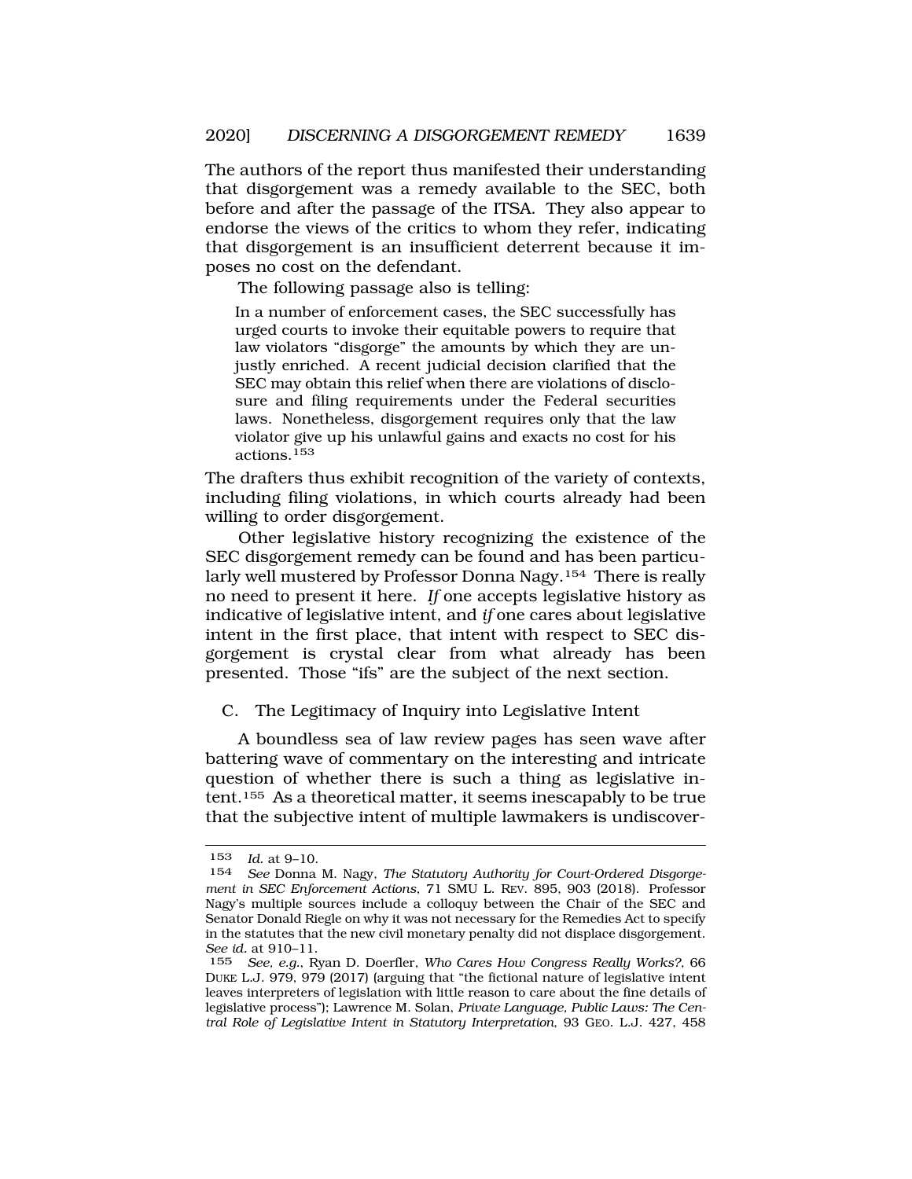The authors of the report thus manifested their understanding that disgorgement was a remedy available to the SEC, both before and after the passage of the ITSA. They also appear to endorse the views of the critics to whom they refer, indicating that disgorgement is an insufficient deterrent because it imposes no cost on the defendant.

The following passage also is telling:

> In a number of enforcement cases, the SEC successfully has urged courts to invoke their equitable powers to require that law violators "disgorge" the amounts by which they are unjustly enriched. A recent judicial decision clarified that the SEC may obtain this relief when there are violations of disclosure and filing requirements under the Federal securities laws. Nonetheless, disgorgement requires only that the law violator give up his unlawful gains and exacts no cost for his actions.[153]

The drafters thus exhibit recognition of the variety of contexts, including filing violations, in which courts already had been willing to order disgorgement.

Other legislative history recognizing the existence of the SEC disgorgement remedy can be found and has been particularly well mustered by Professor Donna Nagy.[154] There is really no need to present it here. *If* one accepts legislative history as indicative of legislative intent, and *if* one cares about legislative intent in the first place, that intent with respect to SEC disgorgement is crystal clear from what already has been presented. Those "ifs" are the subject of the next section.

### C. The Legitimacy of Inquiry into Legislative Intent

A boundless sea of law review pages has seen wave after battering wave of commentary on the interesting and intricate question of whether there is such a thing as legislative intent.[155] As a theoretical matter, it seems inescapably to be true that the subjective intent of multiple lawmakers is undiscover-

---

153 *Id.* at 9–10.

154 *See* Donna M. Nagy, *The Statutory Authority for Court-Ordered Disgorgement in SEC Enforcement Actions*, 71 SMU L. REV. 895, 903 (2018). Professor Nagy's multiple sources include a colloquy between the Chair of the SEC and Senator Donald Riegle on why it was not necessary for the Remedies Act to specify in the statutes that the new civil monetary penalty did not displace disgorgement. *See id.* at 910–11.

155 *See, e.g.*, Ryan D. Doerfler, *Who Cares How Congress Really Works?*, 66 DUKE L.J. 979, 979 (2017) (arguing that "the fictional nature of legislative intent leaves interpreters of legislation with little reason to care about the fine details of legislative process"); Lawrence M. Solan, *Private Language, Public Laws: The Central Role of Legislative Intent in Statutory Interpretation*, 93 GEO. L.J. 427, 458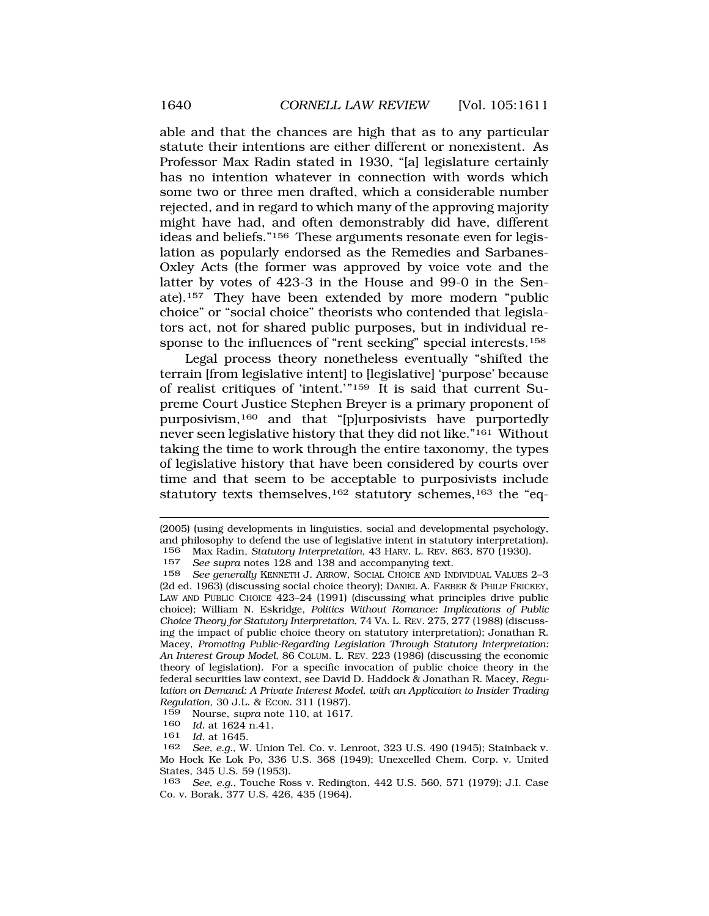able and that the chances are high that as to any particular statute their intentions are either different or nonexistent. As Professor Max Radin stated in 1930, "[a] legislature certainly has no intention whatever in connection with words which some two or three men drafted, which a considerable number rejected, and in regard to which many of the approving majority might have had, and often demonstrably did have, different ideas and beliefs."[156] These arguments resonate even for legislation as popularly endorsed as the Remedies and Sarbanes-Oxley Acts (the former was approved by voice vote and the latter by votes of 423-3 in the House and 99-0 in the Senate).[157] They have been extended by more modern "public choice" or "social choice" theorists who contended that legislators act, not for shared public purposes, but in individual response to the influences of "rent seeking" special interests.[158]

Legal process theory nonetheless eventually "shifted the terrain [from legislative intent] to [legislative] 'purpose' because of realist critiques of 'intent.'"[159] It is said that current Supreme Court Justice Stephen Breyer is a primary proponent of purposivism,[160] and that "[p]urposivists have purportedly never seen legislative history that they did not like."[161] Without taking the time to work through the entire taxonomy, the types of legislative history that have been considered by courts over time and that seem to be acceptable to purposivists include statutory texts themselves,[162] statutory schemes,[163] the "eq-

---

(2005) (using developments in linguistics, social and developmental psychology, and philosophy to defend the use of legislative intent in statutory interpretation).

156 Max Radin, *Statutory Interpretation*, 43 HARV. L. REV. 863, 870 (1930).

157 *See supra* notes 128 and 138 and accompanying text.

158 *See generally* KENNETH J. ARROW, SOCIAL CHOICE AND INDIVIDUAL VALUES 2–3 (2d ed. 1963) (discussing social choice theory); DANIEL A. FARBER & PHILIP FRICKEY, LAW AND PUBLIC CHOICE 423–24 (1991) (discussing what principles drive public choice); William N. Eskridge, *Politics Without Romance: Implications of Public Choice Theory for Statutory Interpretation*, 74 VA. L. REV. 275, 277 (1988) (discussing the impact of public choice theory on statutory interpretation); Jonathan R. Macey, *Promoting Public-Regarding Legislation Through Statutory Interpretation: An Interest Group Model*, 86 COLUM. L. REV. 223 (1986) (discussing the economic theory of legislation). For a specific invocation of public choice theory in the federal securities law context, see David D. Haddock & Jonathan R. Macey, *Regulation on Demand: A Private Interest Model, with an Application to Insider Trading Regulation*, 30 J.L. & ECON. 311 (1987).

159 Nourse, *supra* note 110, at 1617.

160 *Id.* at 1624 n.41.

161 *Id.* at 1645.

162 *See, e.g.*, W. Union Tel. Co. v. Lenroot, 323 U.S. 490 (1945); Stainback v. Mo Hock Ke Lok Po, 336 U.S. 368 (1949); Unexcelled Chem. Corp. v. United States, 345 U.S. 59 (1953).

163 *See, e.g.*, Touche Ross v. Redington, 442 U.S. 560, 571 (1979); J.I. Case Co. v. Borak, 377 U.S. 426, 435 (1964).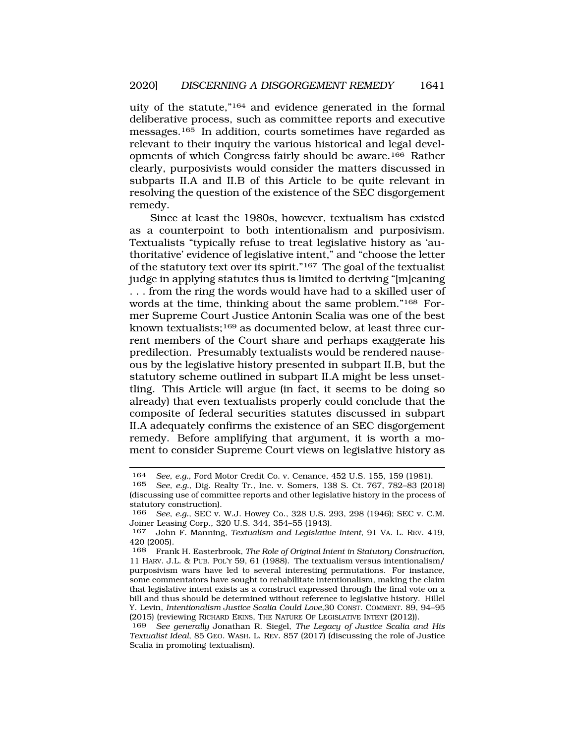uity of the statute,"[164] and evidence generated in the formal deliberative process, such as committee reports and executive messages.[165] In addition, courts sometimes have regarded as relevant to their inquiry the various historical and legal developments of which Congress fairly should be aware.[166] Rather clearly, purposivists would consider the matters discussed in subparts II.A and II.B of this Article to be quite relevant in resolving the question of the existence of the SEC disgorgement remedy.

Since at least the 1980s, however, textualism has existed as a counterpoint to both intentionalism and purposivism. Textualists "typically refuse to treat legislative history as 'authoritative' evidence of legislative intent," and "choose the letter of the statutory text over its spirit."[167] The goal of the textualist judge in applying statutes thus is limited to deriving "[m]eaning . . . from the ring the words would have had to a skilled user of words at the time, thinking about the same problem."[168] Former Supreme Court Justice Antonin Scalia was one of the best known textualists;[169] as documented below, at least three current members of the Court share and perhaps exaggerate his predilection. Presumably textualists would be rendered nauseous by the legislative history presented in subpart II.B, but the statutory scheme outlined in subpart II.A might be less unsettling. This Article will argue (in fact, it seems to be doing so already) that even textualists properly could conclude that the composite of federal securities statutes discussed in subpart II.A adequately confirms the existence of an SEC disgorgement remedy. Before amplifying that argument, it is worth a moment to consider Supreme Court views on legislative history as

---

164 *See, e.g.*, Ford Motor Credit Co. v. Cenance, 452 U.S. 155, 159 (1981).

165 *See, e.g.*, Dig. Realty Tr., Inc. v. Somers, 138 S. Ct. 767, 782–83 (2018) (discussing use of committee reports and other legislative history in the process of statutory construction).

166 *See, e.g.*, SEC v. W.J. Howey Co., 328 U.S. 293, 298 (1946); SEC v. C.M. Joiner Leasing Corp., 320 U.S. 344, 354–55 (1943).

167 John F. Manning, *Textualism and Legislative Intent*, 91 VA. L. REV. 419, 420 (2005).

168 Frank H. Easterbrook, *The Role of Original Intent in Statutory Construction*, 11 HARV. J.L. & PUB. POL'Y 59, 61 (1988). The textualism versus intentionalism/purposivism wars have led to several interesting permutations. For instance, some commentators have sought to rehabilitate intentionalism, making the claim that legislative intent exists as a construct expressed through the final vote on a bill and thus should be determined without reference to legislative history. Hillel Y. Levin, *Intentionalism Justice Scalia Could Love*,30 CONST. COMMENT. 89, 94–95 (2015) (reviewing RICHARD EKINS, THE NATURE OF LEGISLATIVE INTENT (2012)).

169 *See generally* Jonathan R. Siegel, *The Legacy of Justice Scalia and His Textualist Ideal*, 85 GEO. WASH. L. REV. 857 (2017) (discussing the role of Justice Scalia in promoting textualism).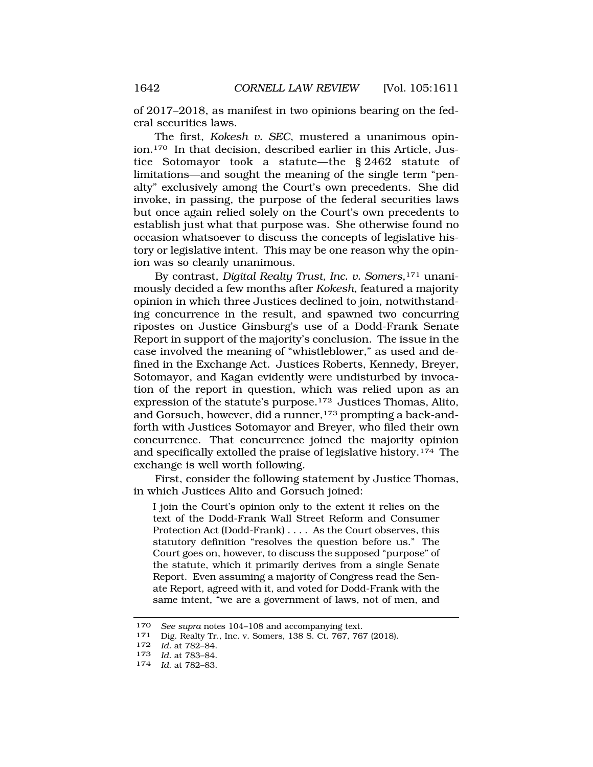of 2017–2018, as manifest in two opinions bearing on the federal securities laws.

The first, *Kokesh v. SEC*, mustered a unanimous opinion.[170] In that decision, described earlier in this Article, Justice Sotomayor took a statute—the § 2462 statute of limitations—and sought the meaning of the single term "penalty" exclusively among the Court's own precedents. She did invoke, in passing, the purpose of the federal securities laws but once again relied solely on the Court's own precedents to establish just what that purpose was. She otherwise found no occasion whatsoever to discuss the concepts of legislative history or legislative intent. This may be one reason why the opinion was so cleanly unanimous.

By contrast, *Digital Realty Trust, Inc. v. Somers*,[171] unanimously decided a few months after *Kokesh*, featured a majority opinion in which three Justices declined to join, notwithstanding concurrence in the result, and spawned two concurring ripostes on Justice Ginsburg's use of a Dodd-Frank Senate Report in support of the majority's conclusion. The issue in the case involved the meaning of "whistleblower," as used and defined in the Exchange Act. Justices Roberts, Kennedy, Breyer, Sotomayor, and Kagan evidently were undisturbed by invocation of the report in question, which was relied upon as an expression of the statute's purpose.[172] Justices Thomas, Alito, and Gorsuch, however, did a runner,[173] prompting a back-and-forth with Justices Sotomayor and Breyer, who filed their own concurrence. That concurrence joined the majority opinion and specifically extolled the praise of legislative history.[174] The exchange is well worth following.

First, consider the following statement by Justice Thomas, in which Justices Alito and Gorsuch joined:

> I join the Court's opinion only to the extent it relies on the text of the Dodd-Frank Wall Street Reform and Consumer Protection Act (Dodd-Frank) . . . . As the Court observes, this statutory definition "resolves the question before us." The Court goes on, however, to discuss the supposed "purpose" of the statute, which it primarily derives from a single Senate Report. Even assuming a majority of Congress read the Senate Report, agreed with it, and voted for Dodd-Frank with the same intent, "we are a government of laws, not of men, and

---

170 *See supra* notes 104–108 and accompanying text.

171 Dig. Realty Tr., Inc. v. Somers, 138 S. Ct. 767, 767 (2018).

172 *Id.* at 782–84.

173 *Id.* at 783–84.

174 *Id.* at 782–83.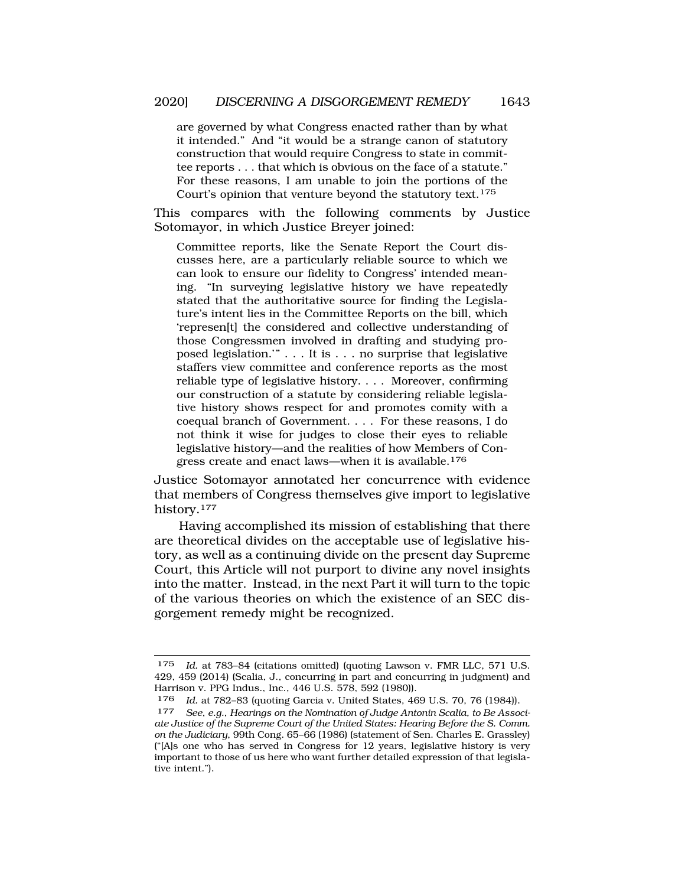> are governed by what Congress enacted rather than by what it intended." And "it would be a strange canon of statutory construction that would require Congress to state in committee reports . . . that which is obvious on the face of a statute." For these reasons, I am unable to join the portions of the Court's opinion that venture beyond the statutory text.[175]

This compares with the following comments by Justice Sotomayor, in which Justice Breyer joined:

> Committee reports, like the Senate Report the Court discusses here, are a particularly reliable source to which we can look to ensure our fidelity to Congress' intended meaning. "In surveying legislative history we have repeatedly stated that the authoritative source for finding the Legislature's intent lies in the Committee Reports on the bill, which 'represen[t] the considered and collective understanding of those Congressmen involved in drafting and studying proposed legislation.'" . . . It is . . . no surprise that legislative staffers view committee and conference reports as the most reliable type of legislative history. . . . Moreover, confirming our construction of a statute by considering reliable legislative history shows respect for and promotes comity with a coequal branch of Government. . . . For these reasons, I do not think it wise for judges to close their eyes to reliable legislative history—and the realities of how Members of Congress create and enact laws—when it is available.[176]

Justice Sotomayor annotated her concurrence with evidence that members of Congress themselves give import to legislative history.[177]

Having accomplished its mission of establishing that there are theoretical divides on the acceptable use of legislative history, as well as a continuing divide on the present day Supreme Court, this Article will not purport to divine any novel insights into the matter. Instead, in the next Part it will turn to the topic of the various theories on which the existence of an SEC disgorgement remedy might be recognized.

---

175 *Id.* at 783–84 (citations omitted) (quoting Lawson v. FMR LLC, 571 U.S. 429, 459 (2014) (Scalia, J., concurring in part and concurring in judgment) and Harrison v. PPG Indus., Inc., 446 U.S. 578, 592 (1980)).

176 *Id.* at 782–83 (quoting Garcia v. United States, 469 U.S. 70, 76 (1984)).

177 *See, e.g.*, *Hearings on the Nomination of Judge Antonin Scalia, to Be Associate Justice of the Supreme Court of the United States: Hearing Before the S. Comm. on the Judiciary*, 99th Cong. 65–66 (1986) (statement of Sen. Charles E. Grassley) ("[A]s one who has served in Congress for 12 years, legislative history is very important to those of us here who want further detailed expression of that legislative intent.").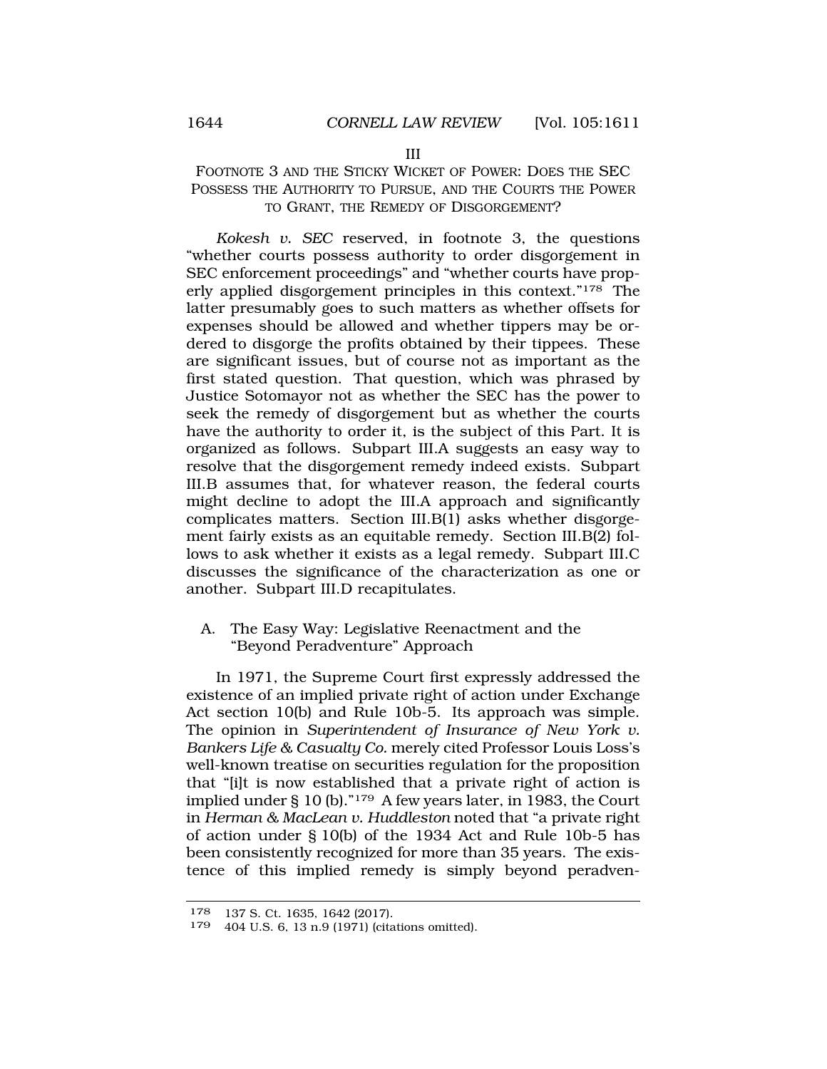# III

# FOOTNOTE 3 AND THE STICKY WICKET OF POWER: DOES THE SEC POSSESS THE AUTHORITY TO PURSUE, AND THE COURTS THE POWER TO GRANT, THE REMEDY OF DISGORGEMENT?

*Kokesh v. SEC* reserved, in footnote 3, the questions "whether courts possess authority to order disgorgement in SEC enforcement proceedings" and "whether courts have properly applied disgorgement principles in this context."[178] The latter presumably goes to such matters as whether offsets for expenses should be allowed and whether tippers may be ordered to disgorge the profits obtained by their tippees. These are significant issues, but of course not as important as the first stated question. That question, which was phrased by Justice Sotomayor not as whether the SEC has the power to seek the remedy of disgorgement but as whether the courts have the authority to order it, is the subject of this Part. It is organized as follows. Subpart III.A suggests an easy way to resolve that the disgorgement remedy indeed exists. Subpart III.B assumes that, for whatever reason, the federal courts might decline to adopt the III.A approach and significantly complicates matters. Section III.B(1) asks whether disgorgement fairly exists as an equitable remedy. Section III.B(2) follows to ask whether it exists as a legal remedy. Subpart III.C discusses the significance of the characterization as one or another. Subpart III.D recapitulates.

## A. The Easy Way: Legislative Reenactment and the "Beyond Peradventure" Approach

In 1971, the Supreme Court first expressly addressed the existence of an implied private right of action under Exchange Act section 10(b) and Rule 10b-5. Its approach was simple. The opinion in *Superintendent of Insurance of New York v. Bankers Life & Casualty Co.* merely cited Professor Louis Loss's well-known treatise on securities regulation for the proposition that "[i]t is now established that a private right of action is implied under § 10 (b)."[179] A few years later, in 1983, the Court in *Herman & MacLean v. Huddleston* noted that "a private right of action under § 10(b) of the 1934 Act and Rule 10b-5 has been consistently recognized for more than 35 years. The existence of this implied remedy is simply beyond peradven-

---

178 137 S. Ct. 1635, 1642 (2017).

179 404 U.S. 6, 13 n.9 (1971) (citations omitted).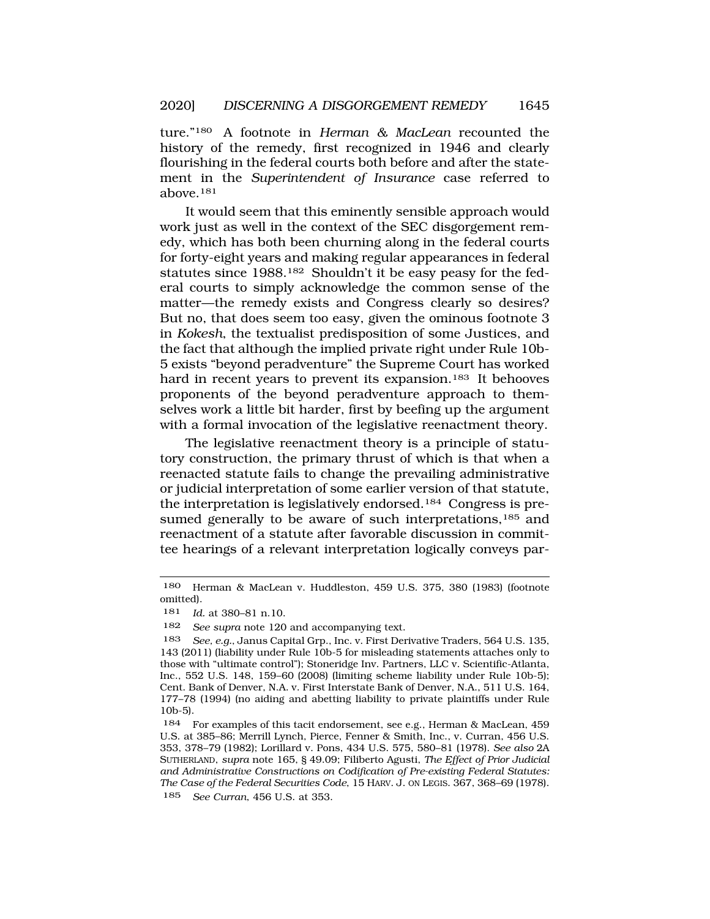ture."[180] A footnote in *Herman & MacLean* recounted the history of the remedy, first recognized in 1946 and clearly flourishing in the federal courts both before and after the statement in the *Superintendent of Insurance* case referred to above.[181]

It would seem that this eminently sensible approach would work just as well in the context of the SEC disgorgement remedy, which has both been churning along in the federal courts for forty-eight years and making regular appearances in federal statutes since 1988.[182] Shouldn't it be easy peasy for the federal courts to simply acknowledge the common sense of the matter—the remedy exists and Congress clearly so desires? But no, that does seem too easy, given the ominous footnote 3 in *Kokesh*, the textualist predisposition of some Justices, and the fact that although the implied private right under Rule 10b-5 exists "beyond peradventure" the Supreme Court has worked hard in recent years to prevent its expansion.[183] It behooves proponents of the beyond peradventure approach to themselves work a little bit harder, first by beefing up the argument with a formal invocation of the legislative reenactment theory.

The legislative reenactment theory is a principle of statutory construction, the primary thrust of which is that when a reenacted statute fails to change the prevailing administrative or judicial interpretation of some earlier version of that statute, the interpretation is legislatively endorsed.[184] Congress is presumed generally to be aware of such interpretations,[185] and reenactment of a statute after favorable discussion in committee hearings of a relevant interpretation logically conveys par-

---

180 Herman & MacLean v. Huddleston, 459 U.S. 375, 380 (1983) (footnote omitted).

181 *Id.* at 380–81 n.10.

182 *See supra* note 120 and accompanying text.

183 *See, e.g.*, Janus Capital Grp., Inc. v. First Derivative Traders, 564 U.S. 135, 143 (2011) (liability under Rule 10b-5 for misleading statements attaches only to those with "ultimate control"); Stoneridge Inv. Partners, LLC v. Scientific-Atlanta, Inc., 552 U.S. 148, 159–60 (2008) (limiting scheme liability under Rule 10b-5); Cent. Bank of Denver, N.A. v. First Interstate Bank of Denver, N.A., 511 U.S. 164, 177–78 (1994) (no aiding and abetting liability to private plaintiffs under Rule 10b-5).

184 For examples of this tacit endorsement, see e.g., Herman & MacLean, 459 U.S. at 385–86; Merrill Lynch, Pierce, Fenner & Smith, Inc., v. Curran, 456 U.S. 353, 378–79 (1982); Lorillard v. Pons, 434 U.S. 575, 580–81 (1978). *See also* 2A SUTHERLAND, *supra* note 165, § 49.09; Filiberto Agusti, *The Effect of Prior Judicial and Administrative Constructions on Codification of Pre-existing Federal Statutes: The Case of the Federal Securities Code*, 15 HARV. J. ON LEGIS. 367, 368–69 (1978).

185 *See Curran*, 456 U.S. at 353.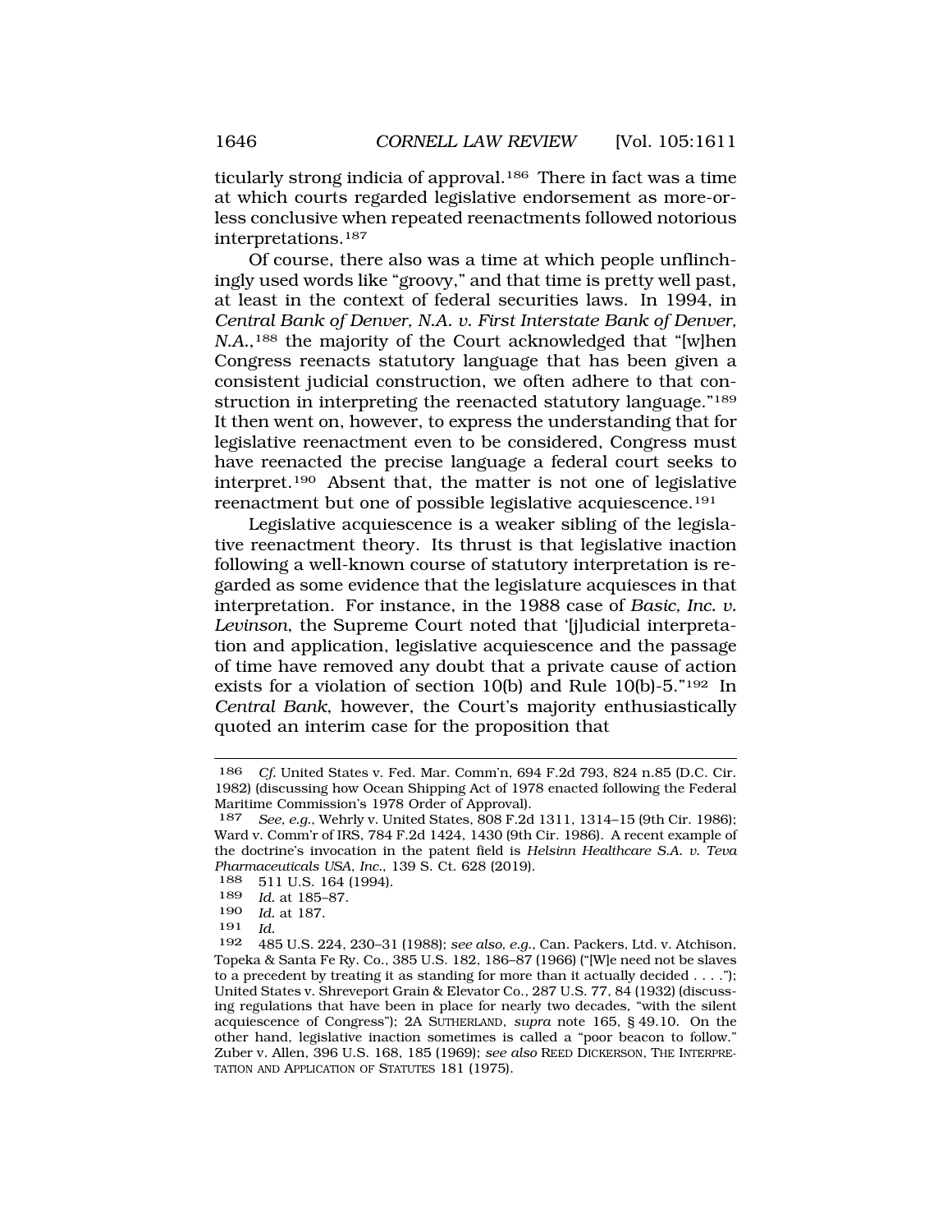ticularly strong indicia of approval.[186] There in fact was a time at which courts regarded legislative endorsement as more-or-less conclusive when repeated reenactments followed notorious interpretations.[187]

Of course, there also was a time at which people unflinchingly used words like "groovy," and that time is pretty well past, at least in the context of federal securities laws. In 1994, in *Central Bank of Denver, N.A. v. First Interstate Bank of Denver, N.A.*,[188] the majority of the Court acknowledged that "[w]hen Congress reenacts statutory language that has been given a consistent judicial construction, we often adhere to that construction in interpreting the reenacted statutory language."[189] It then went on, however, to express the understanding that for legislative reenactment even to be considered, Congress must have reenacted the precise language a federal court seeks to interpret.[190] Absent that, the matter is not one of legislative reenactment but one of possible legislative acquiescence.[191]

Legislative acquiescence is a weaker sibling of the legislative reenactment theory. Its thrust is that legislative inaction following a well-known course of statutory interpretation is regarded as some evidence that the legislature acquiesces in that interpretation. For instance, in the 1988 case of *Basic, Inc. v. Levinson*, the Supreme Court noted that '[j]udicial interpretation and application, legislative acquiescence and the passage of time have removed any doubt that a private cause of action exists for a violation of section 10(b) and Rule 10(b)-5."[192] In *Central Bank*, however, the Court's majority enthusiastically quoted an interim case for the proposition that

---

186 *Cf.* United States v. Fed. Mar. Comm'n, 694 F.2d 793, 824 n.85 (D.C. Cir. 1982) (discussing how Ocean Shipping Act of 1978 enacted following the Federal Maritime Commission's 1978 Order of Approval).

187 *See, e.g.*, Wehrly v. United States, 808 F.2d 1311, 1314–15 (9th Cir. 1986); Ward v. Comm'r of IRS, 784 F.2d 1424, 1430 (9th Cir. 1986). A recent example of the doctrine's invocation in the patent field is *Helsinn Healthcare S.A. v. Teva Pharmaceuticals USA, Inc.*, 139 S. Ct. 628 (2019).

188 511 U.S. 164 (1994).

189 *Id.* at 185–87.

190 *Id.* at 187.

191 *Id.*

192 485 U.S. 224, 230–31 (1988); *see also, e.g.*, Can. Packers, Ltd. v. Atchison, Topeka & Santa Fe Ry. Co., 385 U.S. 182, 186–87 (1966) ("[W]e need not be slaves to a precedent by treating it as standing for more than it actually decided . . . ."); United States v. Shreveport Grain & Elevator Co., 287 U.S. 77, 84 (1932) (discussing regulations that have been in place for nearly two decades, "with the silent acquiescence of Congress"); 2A SUTHERLAND, *supra* note 165, § 49.10. On the other hand, legislative inaction sometimes is called a "poor beacon to follow." Zuber v. Allen, 396 U.S. 168, 185 (1969); *see also* REED DICKERSON, THE INTERPRETATION AND APPLICATION OF STATUTES 181 (1975).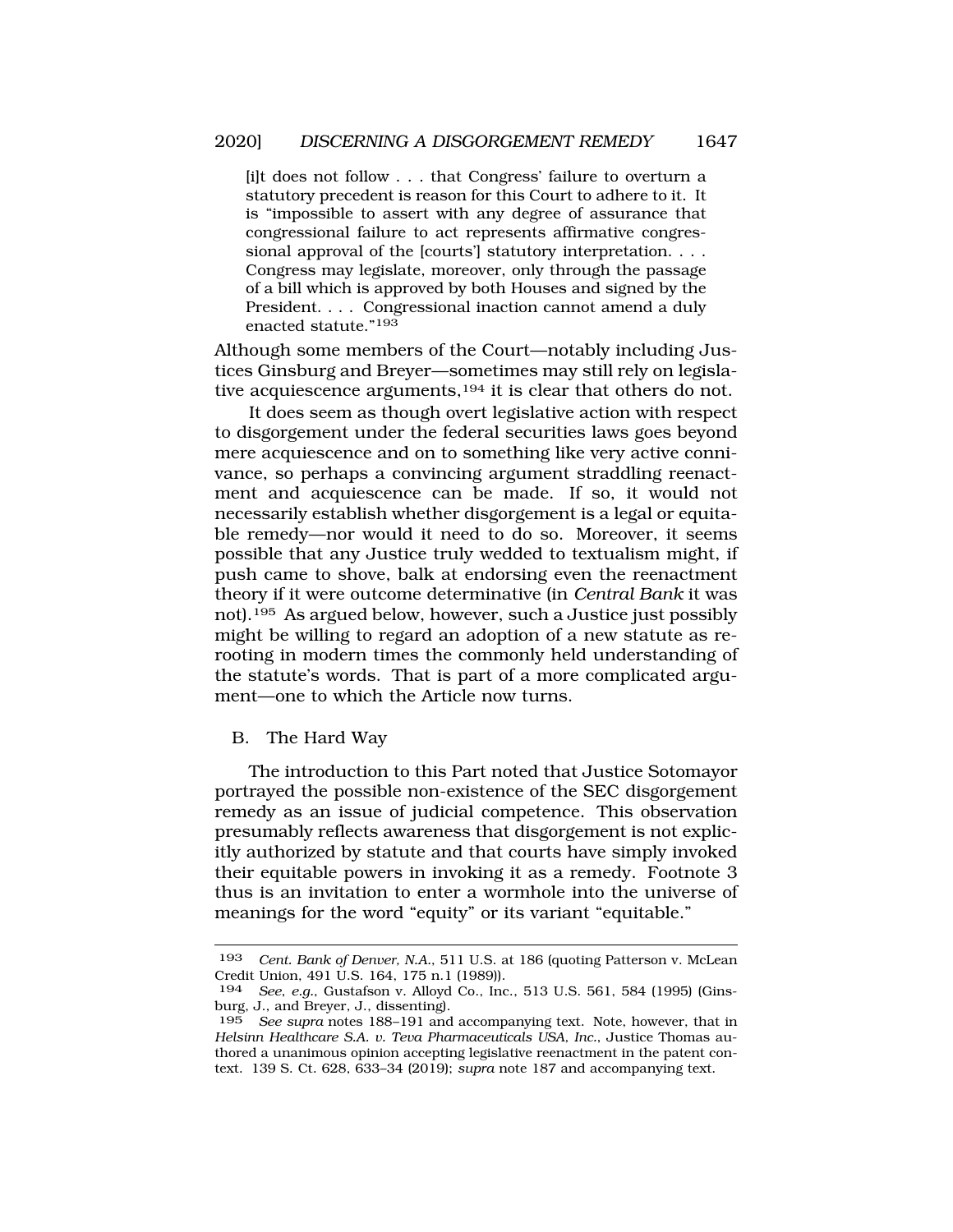> [i]t does not follow . . . that Congress' failure to overturn a statutory precedent is reason for this Court to adhere to it. It is "impossible to assert with any degree of assurance that congressional failure to act represents affirmative congressional approval of the [courts'] statutory interpretation. . . . Congress may legislate, moreover, only through the passage of a bill which is approved by both Houses and signed by the President. . . . Congressional inaction cannot amend a duly enacted statute."[193]

Although some members of the Court—notably including Justices Ginsburg and Breyer—sometimes may still rely on legislative acquiescence arguments,[194] it is clear that others do not.

It does seem as though overt legislative action with respect to disgorgement under the federal securities laws goes beyond mere acquiescence and on to something like very active connivance, so perhaps a convincing argument straddling reenactment and acquiescence can be made. If so, it would not necessarily establish whether disgorgement is a legal or equitable remedy—nor would it need to do so. Moreover, it seems possible that any Justice truly wedded to textualism might, if push came to shove, balk at endorsing even the reenactment theory if it were outcome determinative (in *Central Bank* it was not).[195] As argued below, however, such a Justice just possibly might be willing to regard an adoption of a new statute as re-rooting in modern times the commonly held understanding of the statute's words. That is part of a more complicated argument—one to which the Article now turns.

## B. The Hard Way

The introduction to this Part noted that Justice Sotomayor portrayed the possible non-existence of the SEC disgorgement remedy as an issue of judicial competence. This observation presumably reflects awareness that disgorgement is not explicitly authorized by statute and that courts have simply invoked their equitable powers in invoking it as a remedy. Footnote 3 thus is an invitation to enter a wormhole into the universe of meanings for the word "equity" or its variant "equitable."

---

193 *Cent. Bank of Denver, N.A.*, 511 U.S. at 186 (quoting Patterson v. McLean Credit Union, 491 U.S. 164, 175 n.1 (1989)).

194 *See, e.g.*, Gustafson v. Alloyd Co., Inc., 513 U.S. 561, 584 (1995) (Ginsburg, J., and Breyer, J., dissenting).

195 *See supra* notes 188–191 and accompanying text. Note, however, that in *Helsinn Healthcare S.A. v. Teva Pharmaceuticals USA, Inc.*, Justice Thomas authored a unanimous opinion accepting legislative reenactment in the patent context. 139 S. Ct. 628, 633–34 (2019); *supra* note 187 and accompanying text.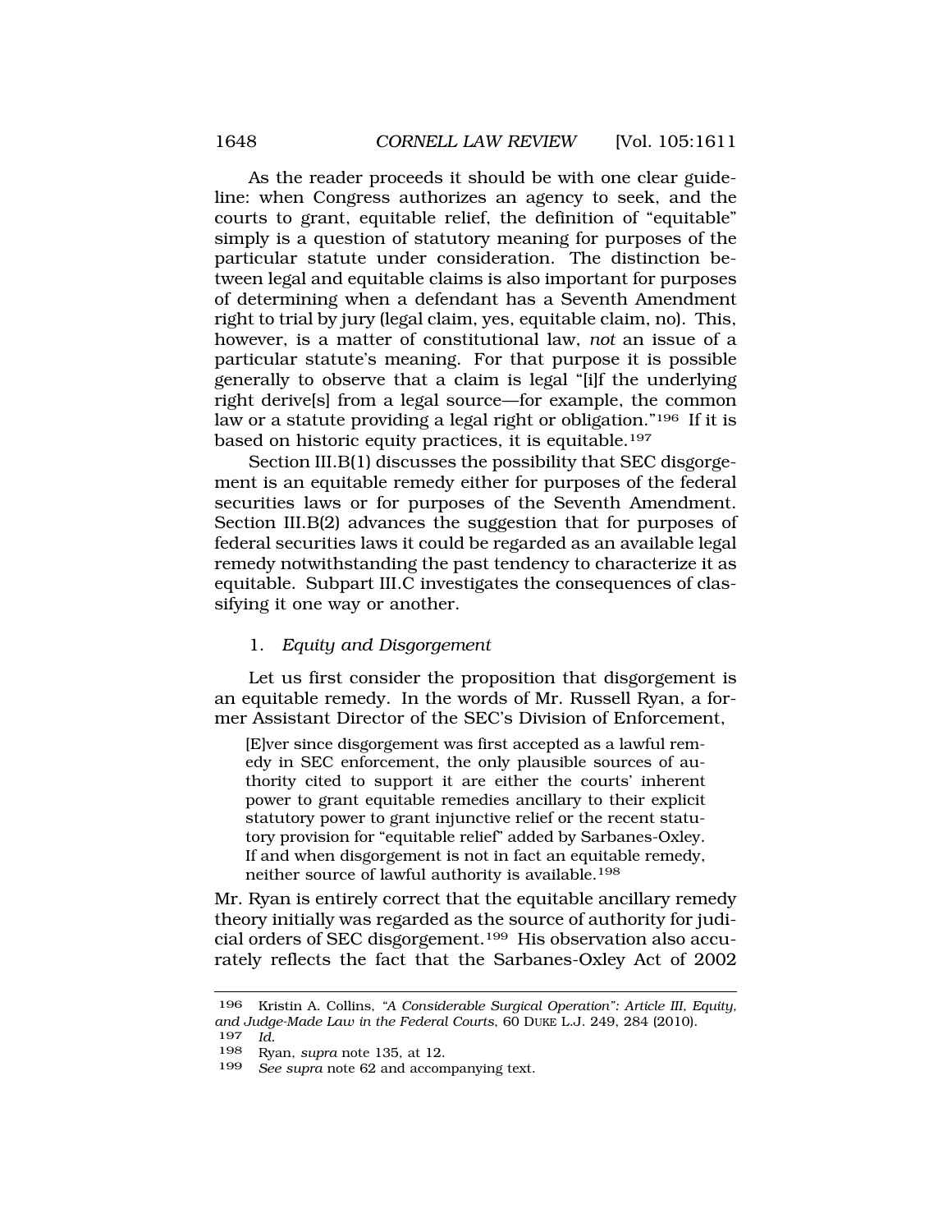As the reader proceeds it should be with one clear guideline: when Congress authorizes an agency to seek, and the courts to grant, equitable relief, the definition of "equitable" simply is a question of statutory meaning for purposes of the particular statute under consideration. The distinction between legal and equitable claims is also important for purposes of determining when a defendant has a Seventh Amendment right to trial by jury (legal claim, yes, equitable claim, no). This, however, is a matter of constitutional law, *not* an issue of a particular statute's meaning. For that purpose it is possible generally to observe that a claim is legal "[i]f the underlying right derive[s] from a legal source—for example, the common law or a statute providing a legal right or obligation."[196] If it is based on historic equity practices, it is equitable.[197]

Section III.B(1) discusses the possibility that SEC disgorgement is an equitable remedy either for purposes of the federal securities laws or for purposes of the Seventh Amendment. Section III.B(2) advances the suggestion that for purposes of federal securities laws it could be regarded as an available legal remedy notwithstanding the past tendency to characterize it as equitable. Subpart III.C investigates the consequences of classifying it one way or another.

### 1. *Equity and Disgorgement*

Let us first consider the proposition that disgorgement is an equitable remedy. In the words of Mr. Russell Ryan, a former Assistant Director of the SEC's Division of Enforcement,

> [E]ver since disgorgement was first accepted as a lawful remedy in SEC enforcement, the only plausible sources of authority cited to support it are either the courts' inherent power to grant equitable remedies ancillary to their explicit statutory power to grant injunctive relief or the recent statutory provision for "equitable relief" added by Sarbanes-Oxley. If and when disgorgement is not in fact an equitable remedy, neither source of lawful authority is available.[198]

Mr. Ryan is entirely correct that the equitable ancillary remedy theory initially was regarded as the source of authority for judicial orders of SEC disgorgement.[199] His observation also accurately reflects the fact that the Sarbanes-Oxley Act of 2002

---

[196] Kristin A. Collins, *"A Considerable Surgical Operation": Article III, Equity, and Judge-Made Law in the Federal Courts*, 60 DUKE L.J. 249, 284 (2010).

[197] *Id.*

[198] Ryan, *supra* note 135, at 12.

[199] *See supra* note 62 and accompanying text.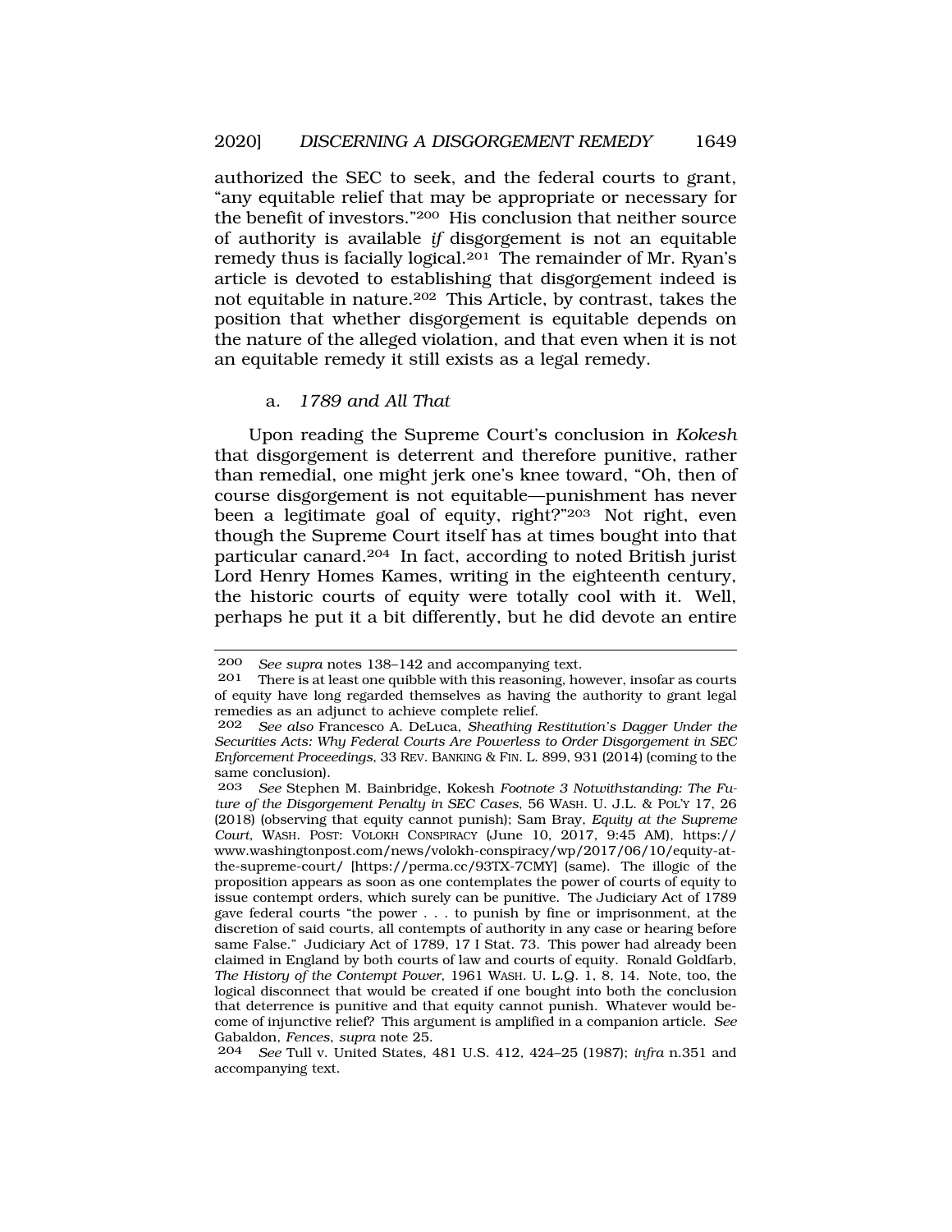authorized the SEC to seek, and the federal courts to grant, "any equitable relief that may be appropriate or necessary for the benefit of investors."[200] His conclusion that neither source of authority is available *if* disgorgement is not an equitable remedy thus is facially logical.[201] The remainder of Mr. Ryan's article is devoted to establishing that disgorgement indeed is not equitable in nature.[202] This Article, by contrast, takes the position that whether disgorgement is equitable depends on the nature of the alleged violation, and that even when it is not an equitable remedy it still exists as a legal remedy.

a. *1789 and All That*

Upon reading the Supreme Court's conclusion in *Kokesh* that disgorgement is deterrent and therefore punitive, rather than remedial, one might jerk one's knee toward, "Oh, then of course disgorgement is not equitable—punishment has never been a legitimate goal of equity, right?"[203] Not right, even though the Supreme Court itself has at times bought into that particular canard.[204] In fact, according to noted British jurist Lord Henry Homes Kames, writing in the eighteenth century, the historic courts of equity were totally cool with it. Well, perhaps he put it a bit differently, but he did devote an entire

---

[200] *See supra* notes 138–142 and accompanying text.

[201] There is at least one quibble with this reasoning, however, insofar as courts of equity have long regarded themselves as having the authority to grant legal remedies as an adjunct to achieve complete relief.

[202] *See also* Francesco A. DeLuca, *Sheathing Restitution's Dagger Under the Securities Acts: Why Federal Courts Are Powerless to Order Disgorgement in SEC Enforcement Proceedings*, 33 REV. BANKING & FIN. L. 899, 931 (2014) (coming to the same conclusion).

[203] *See* Stephen M. Bainbridge, Kokesh *Footnote 3 Notwithstanding: The Future of the Disgorgement Penalty in SEC Cases*, 56 WASH. U. J.L. & POL'Y 17, 26 (2018) (observing that equity cannot punish); Sam Bray, *Equity at the Supreme Court*, WASH. POST: VOLOKH CONSPIRACY (June 10, 2017, 9:45 AM), https://www.washingtonpost.com/news/volokh-conspiracy/wp/2017/06/10/equity-at-the-supreme-court/ [https://perma.cc/93TX-7CMY] (same). The illogic of the proposition appears as soon as one contemplates the power of courts of equity to issue contempt orders, which surely can be punitive. The Judiciary Act of 1789 gave federal courts "the power . . . to punish by fine or imprisonment, at the discretion of said courts, all contempts of authority in any case or hearing before same False." Judiciary Act of 1789, 17 I Stat. 73. This power had already been claimed in England by both courts of law and courts of equity. Ronald Goldfarb, *The History of the Contempt Power*, 1961 WASH. U. L.Q. 1, 8, 14. Note, too, the logical disconnect that would be created if one bought into both the conclusion that deterrence is punitive and that equity cannot punish. Whatever would become of injunctive relief? This argument is amplified in a companion article. *See* Gabaldon, *Fences*, *supra* note 25.

[204] *See* Tull v. United States, 481 U.S. 412, 424–25 (1987); *infra* n.351 and accompanying text.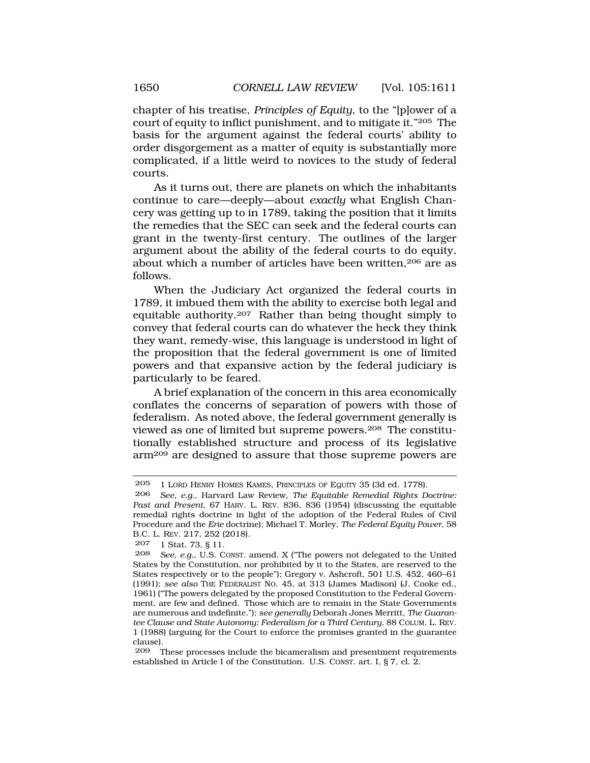chapter of his treatise, *Principles of Equity*, to the "[p]ower of a court of equity to inflict punishment, and to mitigate it."[205] The basis for the argument against the federal courts' ability to order disgorgement as a matter of equity is substantially more complicated, if a little weird to novices to the study of federal courts.

As it turns out, there are planets on which the inhabitants continue to care—deeply—about *exactly* what English Chancery was getting up to in 1789, taking the position that it limits the remedies that the SEC can seek and the federal courts can grant in the twenty-first century. The outlines of the larger argument about the ability of the federal courts to do equity, about which a number of articles have been written,[206] are as follows.

When the Judiciary Act organized the federal courts in 1789, it imbued them with the ability to exercise both legal and equitable authority.[207] Rather than being thought simply to convey that federal courts can do whatever the heck they think they want, remedy-wise, this language is understood in light of the proposition that the federal government is one of limited powers and that expansive action by the federal judiciary is particularly to be feared.

A brief explanation of the concern in this area economically conflates the concerns of separation of powers with those of federalism. As noted above, the federal government generally is viewed as one of limited but supreme powers.[208] The constitutionally established structure and process of its legislative arm[209] are designed to assure that those supreme powers are

---

205 1 LORD HENRY HOMES KAMES, PRINCIPLES OF EQUITY 35 (3d ed. 1778).

206 *See, e.g.*, Harvard Law Review, *The Equitable Remedial Rights Doctrine: Past and Present*, 67 HARV. L. REV. 836, 836 (1954) (discussing the equitable remedial rights doctrine in light of the adoption of the Federal Rules of Civil Procedure and the *Erie* doctrine); Michael T. Morley, *The Federal Equity Power*, 58 B.C. L. REV. 217, 252 (2018).

207 1 Stat. 73, § 11.

208 *See, e.g.*, U.S. CONST. amend. X ("The powers not delegated to the United States by the Constitution, nor prohibited by it to the States, are reserved to the States respectively or to the people"); Gregory v. Ashcroft, 501 U.S. 452, 460–61 (1991); *see also* THE FEDERALIST NO. 45, at 313 (James Madison) (J. Cooke ed., 1961) ("The powers delegated by the proposed Constitution to the Federal Government, are few and defined. Those which are to remain in the State Governments are numerous and indefinite."); *see generally* Deborah Jones Merritt, *The Guarantee Clause and State Autonomy: Federalism for a Third Century*, 88 COLUM. L. REV. 1 (1988) (arguing for the Court to enforce the promises granted in the guarantee clause).

209 These processes include the bicameralism and presentment requirements established in Article I of the Constitution. U.S. CONST. art. I, § 7, cl. 2.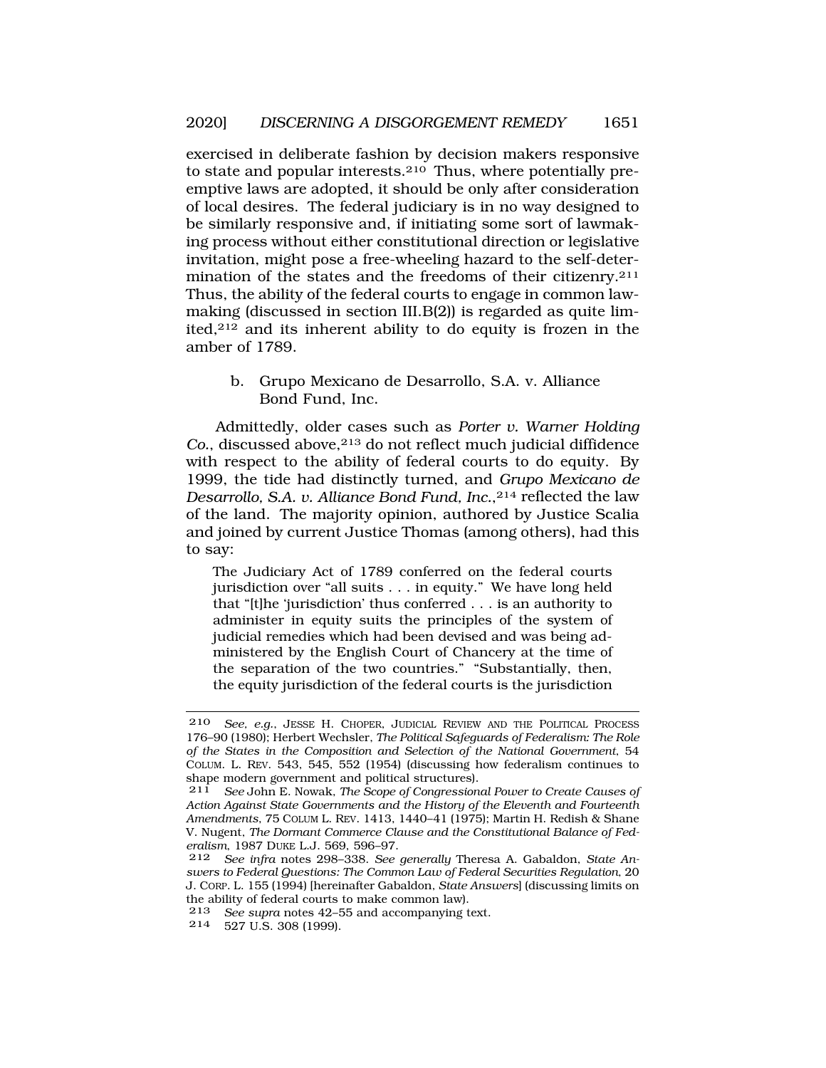exercised in deliberate fashion by decision makers responsive to state and popular interests.[210] Thus, where potentially preemptive laws are adopted, it should be only after consideration of local desires. The federal judiciary is in no way designed to be similarly responsive and, if initiating some sort of lawmaking process without either constitutional direction or legislative invitation, might pose a free-wheeling hazard to the self-determination of the states and the freedoms of their citizenry.[211] Thus, the ability of the federal courts to engage in common lawmaking (discussed in section III.B(2)) is regarded as quite limited,[212] and its inherent ability to do equity is frozen in the amber of 1789.

#### b. Grupo Mexicano de Desarrollo, S.A. v. Alliance Bond Fund, Inc.

Admittedly, older cases such as *Porter v. Warner Holding Co.*, discussed above,[213] do not reflect much judicial diffidence with respect to the ability of federal courts to do equity. By 1999, the tide had distinctly turned, and *Grupo Mexicano de Desarrollo, S.A. v. Alliance Bond Fund, Inc.*,[214] reflected the law of the land. The majority opinion, authored by Justice Scalia and joined by current Justice Thomas (among others), had this to say:

> The Judiciary Act of 1789 conferred on the federal courts jurisdiction over "all suits . . . in equity." We have long held that "[t]he 'jurisdiction' thus conferred . . . is an authority to administer in equity suits the principles of the system of judicial remedies which had been devised and was being administered by the English Court of Chancery at the time of the separation of the two countries." "Substantially, then, the equity jurisdiction of the federal courts is the jurisdiction

---

210 *See, e.g.*, JESSE H. CHOPER, JUDICIAL REVIEW AND THE POLITICAL PROCESS 176–90 (1980); Herbert Wechsler, *The Political Safeguards of Federalism: The Role of the States in the Composition and Selection of the National Government*, 54 COLUM. L. REV. 543, 545, 552 (1954) (discussing how federalism continues to shape modern government and political structures).

211 *See* John E. Nowak, *The Scope of Congressional Power to Create Causes of Action Against State Governments and the History of the Eleventh and Fourteenth Amendments*, 75 COLUM L. REV. 1413, 1440–41 (1975); Martin H. Redish & Shane V. Nugent, *The Dormant Commerce Clause and the Constitutional Balance of Federalism*, 1987 DUKE L.J. 569, 596–97.

212 *See infra* notes 298–338. *See generally* Theresa A. Gabaldon, *State Answers to Federal Questions: The Common Law of Federal Securities Regulation*, 20 J. CORP. L. 155 (1994) [hereinafter Gabaldon, *State Answers*] (discussing limits on the ability of federal courts to make common law).

213 *See supra* notes 42–55 and accompanying text.

214 527 U.S. 308 (1999).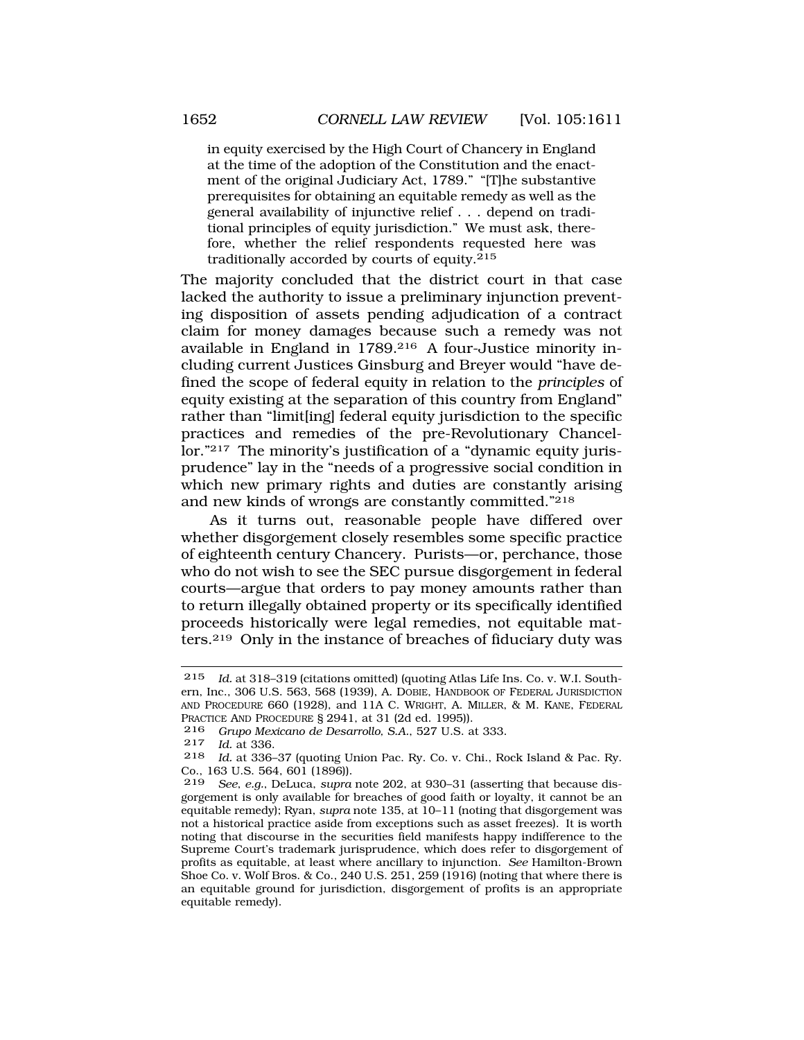in equity exercised by the High Court of Chancery in England at the time of the adoption of the Constitution and the enactment of the original Judiciary Act, 1789." "[T]he substantive prerequisites for obtaining an equitable remedy as well as the general availability of injunctive relief . . . depend on traditional principles of equity jurisdiction." We must ask, therefore, whether the relief respondents requested here was traditionally accorded by courts of equity.[215]

The majority concluded that the district court in that case lacked the authority to issue a preliminary injunction preventing disposition of assets pending adjudication of a contract claim for money damages because such a remedy was not available in England in 1789.[216] A four-Justice minority including current Justices Ginsburg and Breyer would "have defined the scope of federal equity in relation to the *principles* of equity existing at the separation of this country from England" rather than "limit[ing] federal equity jurisdiction to the specific practices and remedies of the pre-Revolutionary Chancellor."[217] The minority's justification of a "dynamic equity jurisprudence" lay in the "needs of a progressive social condition in which new primary rights and duties are constantly arising and new kinds of wrongs are constantly committed."[218]

As it turns out, reasonable people have differed over whether disgorgement closely resembles some specific practice of eighteenth century Chancery. Purists—or, perchance, those who do not wish to see the SEC pursue disgorgement in federal courts—argue that orders to pay money amounts rather than to return illegally obtained property or its specifically identified proceeds historically were legal remedies, not equitable matters.[219] Only in the instance of breaches of fiduciary duty was

---

215 *Id.* at 318–319 (citations omitted) (quoting Atlas Life Ins. Co. v. W.I. Southern, Inc., 306 U.S. 563, 568 (1939), A. DOBIE, HANDBOOK OF FEDERAL JURISDICTION AND PROCEDURE 660 (1928), and 11A C. WRIGHT, A. MILLER, & M. KANE, FEDERAL PRACTICE AND PROCEDURE § 2941, at 31 (2d ed. 1995)).

216 *Grupo Mexicano de Desarrollo, S.A.*, 527 U.S. at 333.

217 *Id.* at 336.

218 *Id.* at 336–37 (quoting Union Pac. Ry. Co. v. Chi., Rock Island & Pac. Ry. Co., 163 U.S. 564, 601 (1896)).

219 *See, e.g.*, DeLuca, *supra* note 202, at 930–31 (asserting that because disgorgement is only available for breaches of good faith or loyalty, it cannot be an equitable remedy); Ryan, *supra* note 135, at 10–11 (noting that disgorgement was not a historical practice aside from exceptions such as asset freezes). It is worth noting that discourse in the securities field manifests happy indifference to the Supreme Court's trademark jurisprudence, which does refer to disgorgement of profits as equitable, at least where ancillary to injunction. *See* Hamilton-Brown Shoe Co. v. Wolf Bros. & Co., 240 U.S. 251, 259 (1916) (noting that where there is an equitable ground for jurisdiction, disgorgement of profits is an appropriate equitable remedy).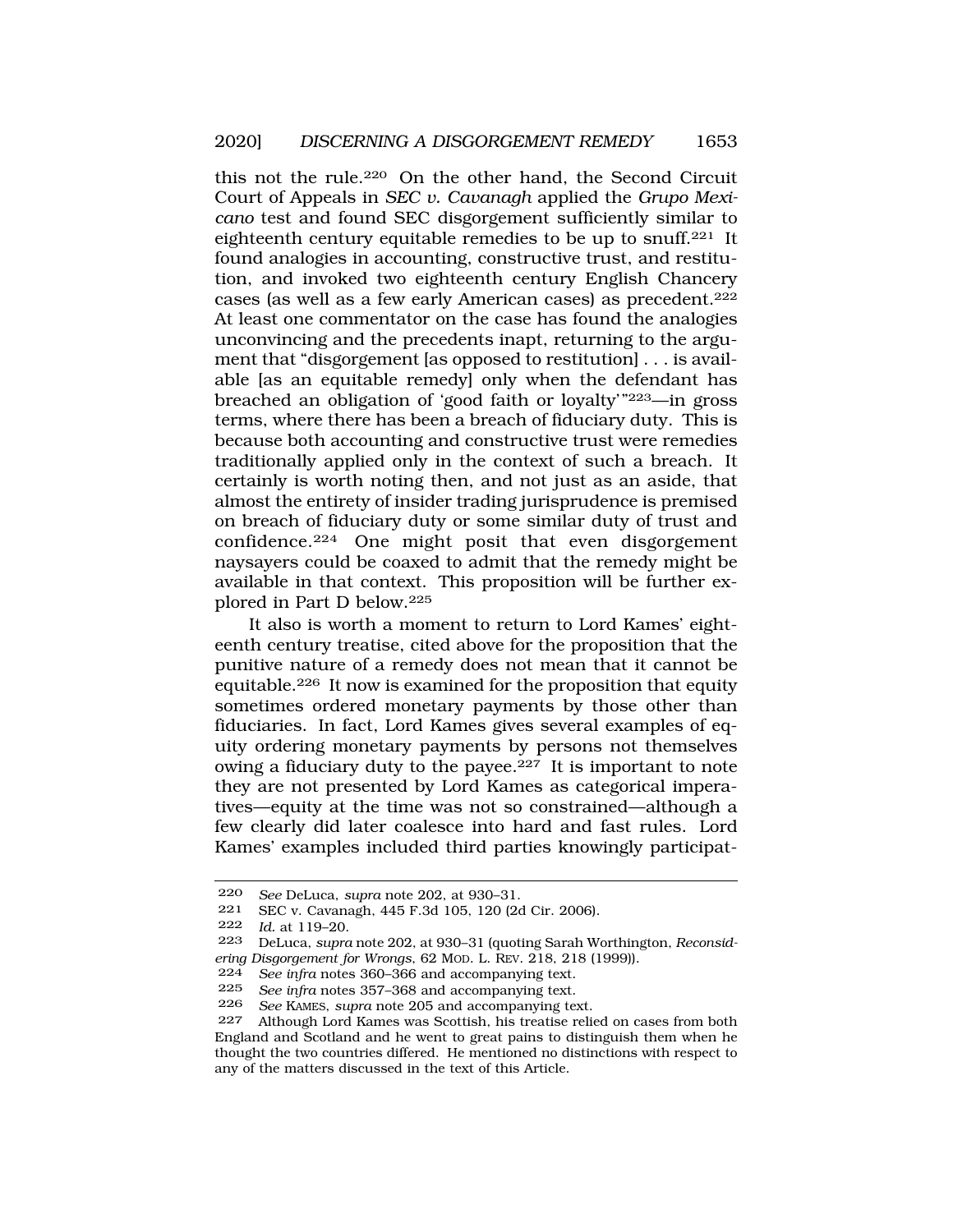this not the rule.[220] On the other hand, the Second Circuit Court of Appeals in *SEC v. Cavanagh* applied the *Grupo Mexicano* test and found SEC disgorgement sufficiently similar to eighteenth century equitable remedies to be up to snuff.[221] It found analogies in accounting, constructive trust, and restitution, and invoked two eighteenth century English Chancery cases (as well as a few early American cases) as precedent.[222] At least one commentator on the case has found the analogies unconvincing and the precedents inapt, returning to the argument that "disgorgement [as opposed to restitution] . . . is available [as an equitable remedy] only when the defendant has breached an obligation of 'good faith or loyalty'"[223]—in gross terms, where there has been a breach of fiduciary duty. This is because both accounting and constructive trust were remedies traditionally applied only in the context of such a breach. It certainly is worth noting then, and not just as an aside, that almost the entirety of insider trading jurisprudence is premised on breach of fiduciary duty or some similar duty of trust and confidence.[224] One might posit that even disgorgement naysayers could be coaxed to admit that the remedy might be available in that context. This proposition will be further explored in Part D below.[225]

It also is worth a moment to return to Lord Kames' eighteenth century treatise, cited above for the proposition that the punitive nature of a remedy does not mean that it cannot be equitable.[226] It now is examined for the proposition that equity sometimes ordered monetary payments by those other than fiduciaries. In fact, Lord Kames gives several examples of equity ordering monetary payments by persons not themselves owing a fiduciary duty to the payee.[227] It is important to note they are not presented by Lord Kames as categorical imperatives—equity at the time was not so constrained—although a few clearly did later coalesce into hard and fast rules. Lord Kames' examples included third parties knowingly participat-

---

220 *See* DeLuca, *supra* note 202, at 930–31.

221 SEC v. Cavanagh, 445 F.3d 105, 120 (2d Cir. 2006).

222 *Id.* at 119–20.

223 DeLuca, *supra* note 202, at 930–31 (quoting Sarah Worthington, *Reconsidering Disgorgement for Wrongs*, 62 MOD. L. REV. 218, 218 (1999)).

224 *See infra* notes 360–366 and accompanying text.

225 *See infra* notes 357–368 and accompanying text.

226 *See* KAMES, *supra* note 205 and accompanying text.

227 Although Lord Kames was Scottish, his treatise relied on cases from both England and Scotland and he went to great pains to distinguish them when he thought the two countries differed. He mentioned no distinctions with respect to any of the matters discussed in the text of this Article.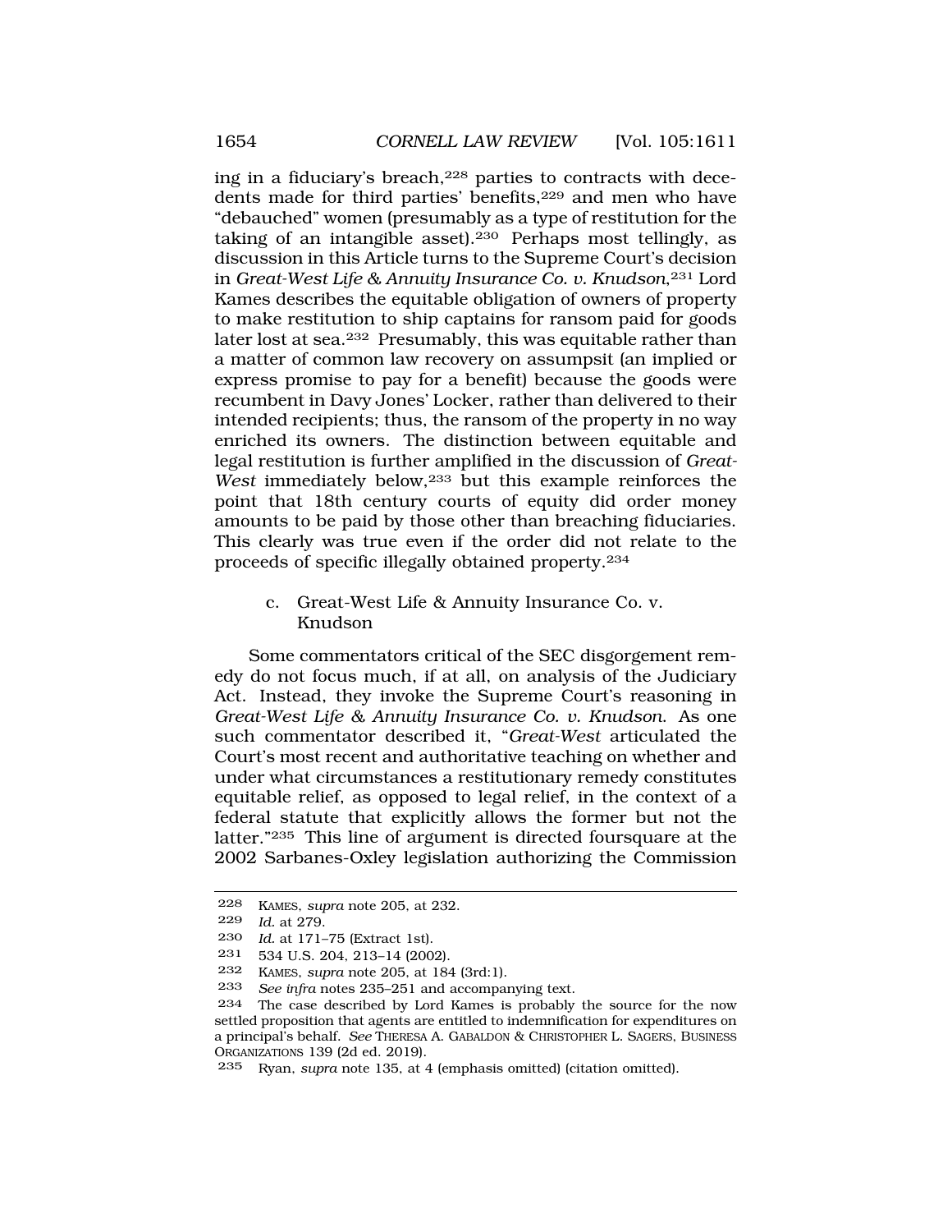ing in a fiduciary's breach,[228] parties to contracts with decedents made for third parties' benefits,[229] and men who have "debauched" women (presumably as a type of restitution for the taking of an intangible asset).[230] Perhaps most tellingly, as discussion in this Article turns to the Supreme Court's decision in *Great-West Life & Annuity Insurance Co. v. Knudson*,[231] Lord Kames describes the equitable obligation of owners of property to make restitution to ship captains for ransom paid for goods later lost at sea.[232] Presumably, this was equitable rather than a matter of common law recovery on assumpsit (an implied or express promise to pay for a benefit) because the goods were recumbent in Davy Jones' Locker, rather than delivered to their intended recipients; thus, the ransom of the property in no way enriched its owners. The distinction between equitable and legal restitution is further amplified in the discussion of *Great-West* immediately below,[233] but this example reinforces the point that 18th century courts of equity did order money amounts to be paid by those other than breaching fiduciaries. This clearly was true even if the order did not relate to the proceeds of specific illegally obtained property.[234]

### c. Great-West Life & Annuity Insurance Co. v. Knudson

Some commentators critical of the SEC disgorgement remedy do not focus much, if at all, on analysis of the Judiciary Act. Instead, they invoke the Supreme Court's reasoning in *Great-West Life & Annuity Insurance Co. v. Knudson*. As one such commentator described it, "*Great-West* articulated the Court's most recent and authoritative teaching on whether and under what circumstances a restitutionary remedy constitutes equitable relief, as opposed to legal relief, in the context of a federal statute that explicitly allows the former but not the latter."[235] This line of argument is directed foursquare at the 2002 Sarbanes-Oxley legislation authorizing the Commission

---

228 KAMES, *supra* note 205, at 232.

229 *Id.* at 279.

230 *Id.* at 171–75 (Extract 1st).

231 534 U.S. 204, 213–14 (2002).

232 KAMES, *supra* note 205, at 184 (3rd:1).

233 *See infra* notes 235–251 and accompanying text.

234 The case described by Lord Kames is probably the source for the now settled proposition that agents are entitled to indemnification for expenditures on a principal's behalf. *See* THERESA A. GABALDON & CHRISTOPHER L. SAGERS, BUSINESS ORGANIZATIONS 139 (2d ed. 2019).

235 Ryan, *supra* note 135, at 4 (emphasis omitted) (citation omitted).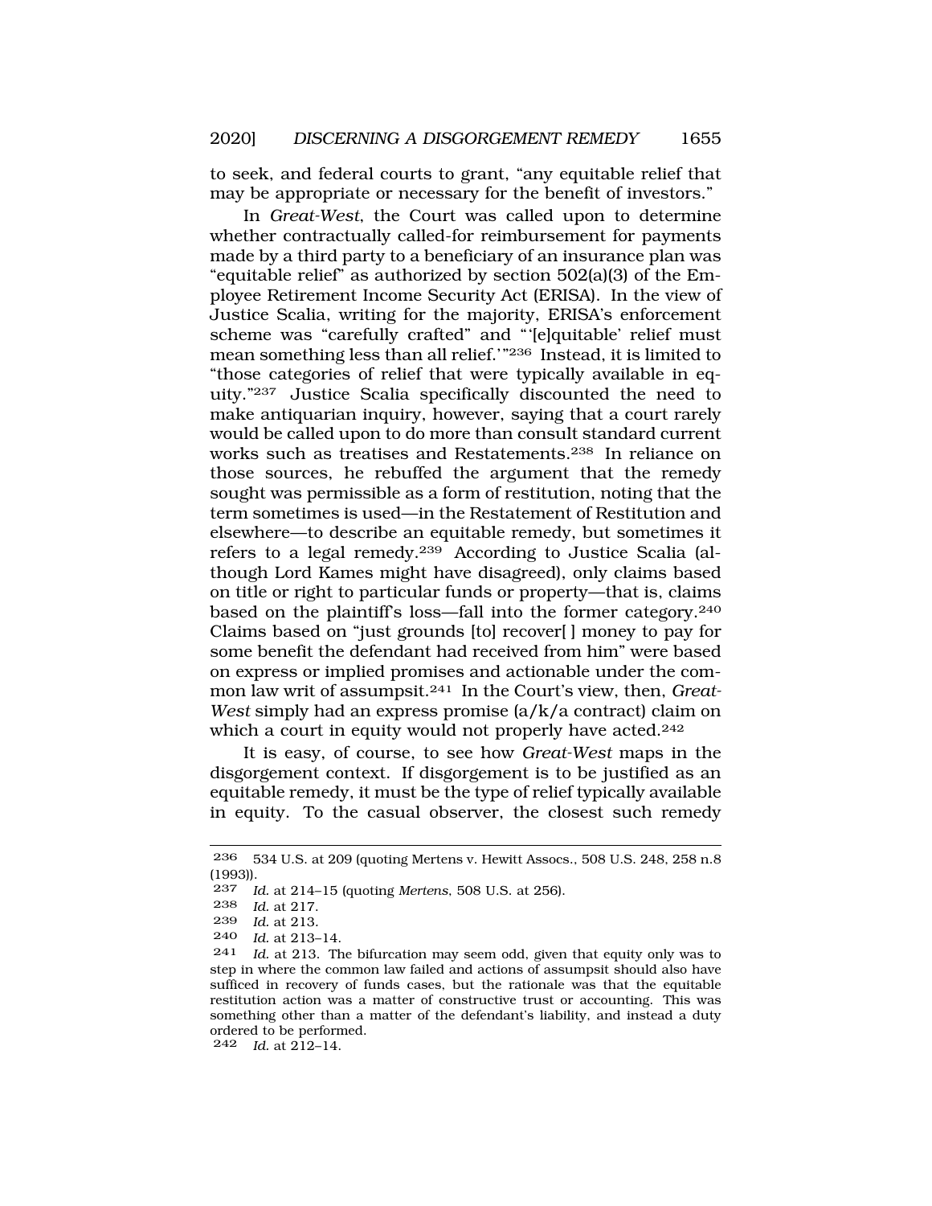to seek, and federal courts to grant, "any equitable relief that may be appropriate or necessary for the benefit of investors."

In *Great-West*, the Court was called upon to determine whether contractually called-for reimbursement for payments made by a third party to a beneficiary of an insurance plan was "equitable relief" as authorized by section 502(a)(3) of the Employee Retirement Income Security Act (ERISA). In the view of Justice Scalia, writing for the majority, ERISA's enforcement scheme was "carefully crafted" and "'[e]quitable' relief must mean something less than all relief.'"[236] Instead, it is limited to "those categories of relief that were typically available in equity."[237] Justice Scalia specifically discounted the need to make antiquarian inquiry, however, saying that a court rarely would be called upon to do more than consult standard current works such as treatises and Restatements.[238] In reliance on those sources, he rebuffed the argument that the remedy sought was permissible as a form of restitution, noting that the term sometimes is used—in the Restatement of Restitution and elsewhere—to describe an equitable remedy, but sometimes it refers to a legal remedy.[239] According to Justice Scalia (although Lord Kames might have disagreed), only claims based on title or right to particular funds or property—that is, claims based on the plaintiff's loss—fall into the former category.[240] Claims based on "just grounds [to] recover[ ] money to pay for some benefit the defendant had received from him" were based on express or implied promises and actionable under the common law writ of assumpsit.[241] In the Court's view, then, *Great-West* simply had an express promise (a/k/a contract) claim on which a court in equity would not properly have acted.[242]

It is easy, of course, to see how *Great-West* maps in the disgorgement context. If disgorgement is to be justified as an equitable remedy, it must be the type of relief typically available in equity. To the casual observer, the closest such remedy

---

236 534 U.S. at 209 (quoting Mertens v. Hewitt Assocs., 508 U.S. 248, 258 n.8 (1993)).

237 *Id.* at 214–15 (quoting *Mertens*, 508 U.S. at 256).

238 *Id.* at 217.

239 *Id.* at 213.

240 *Id.* at 213–14.

241 *Id.* at 213. The bifurcation may seem odd, given that equity only was to step in where the common law failed and actions of assumpsit should also have sufficed in recovery of funds cases, but the rationale was that the equitable restitution action was a matter of constructive trust or accounting. This was something other than a matter of the defendant's liability, and instead a duty ordered to be performed.

242 *Id.* at 212–14.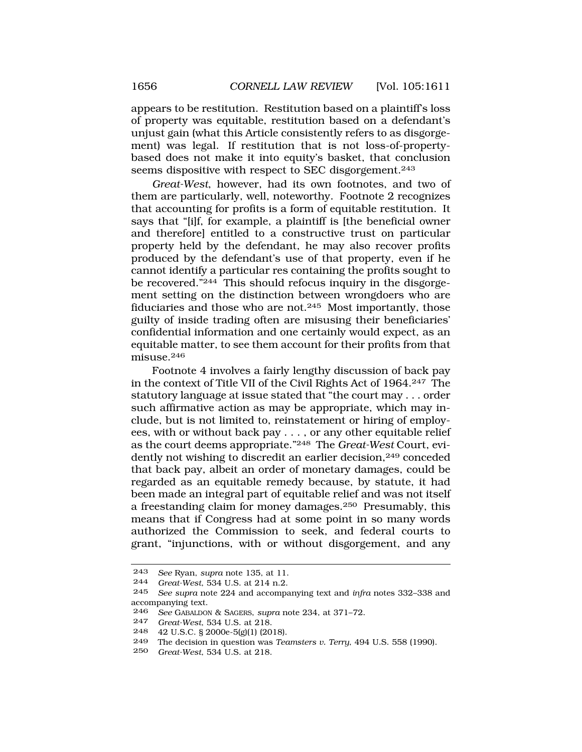appears to be restitution. Restitution based on a plaintiff's loss of property was equitable, restitution based on a defendant's unjust gain (what this Article consistently refers to as disgorgement) was legal. If restitution that is not loss-of-property-based does not make it into equity's basket, that conclusion seems dispositive with respect to SEC disgorgement.[243]

*Great-West*, however, had its own footnotes, and two of them are particularly, well, noteworthy. Footnote 2 recognizes that accounting for profits is a form of equitable restitution. It says that "[i]f, for example, a plaintiff is [the beneficial owner and therefore] entitled to a constructive trust on particular property held by the defendant, he may also recover profits produced by the defendant's use of that property, even if he cannot identify a particular res containing the profits sought to be recovered."[244] This should refocus inquiry in the disgorgement setting on the distinction between wrongdoers who are fiduciaries and those who are not.[245] Most importantly, those guilty of inside trading often are misusing their beneficiaries' confidential information and one certainly would expect, as an equitable matter, to see them account for their profits from that misuse.[246]

Footnote 4 involves a fairly lengthy discussion of back pay in the context of Title VII of the Civil Rights Act of 1964.[247] The statutory language at issue stated that "the court may . . . order such affirmative action as may be appropriate, which may include, but is not limited to, reinstatement or hiring of employees, with or without back pay . . . , or any other equitable relief as the court deems appropriate."[248] The *Great-West* Court, evidently not wishing to discredit an earlier decision,[249] conceded that back pay, albeit an order of monetary damages, could be regarded as an equitable remedy because, by statute, it had been made an integral part of equitable relief and was not itself a freestanding claim for money damages.[250] Presumably, this means that if Congress had at some point in so many words authorized the Commission to seek, and federal courts to grant, "injunctions, with or without disgorgement, and any

---

243 *See* Ryan, *supra* note 135, at 11.

244 *Great-West*, 534 U.S. at 214 n.2.

245 *See supra* note 224 and accompanying text and *infra* notes 332–338 and accompanying text.

246 *See* GABALDON & SAGERS, *supra* note 234, at 371–72.

247 *Great-West*, 534 U.S. at 218.

248 42 U.S.C. § 2000e-5(g)(1) (2018).

249 The decision in question was *Teamsters v. Terry*, 494 U.S. 558 (1990).

250 *Great-West*, 534 U.S. at 218.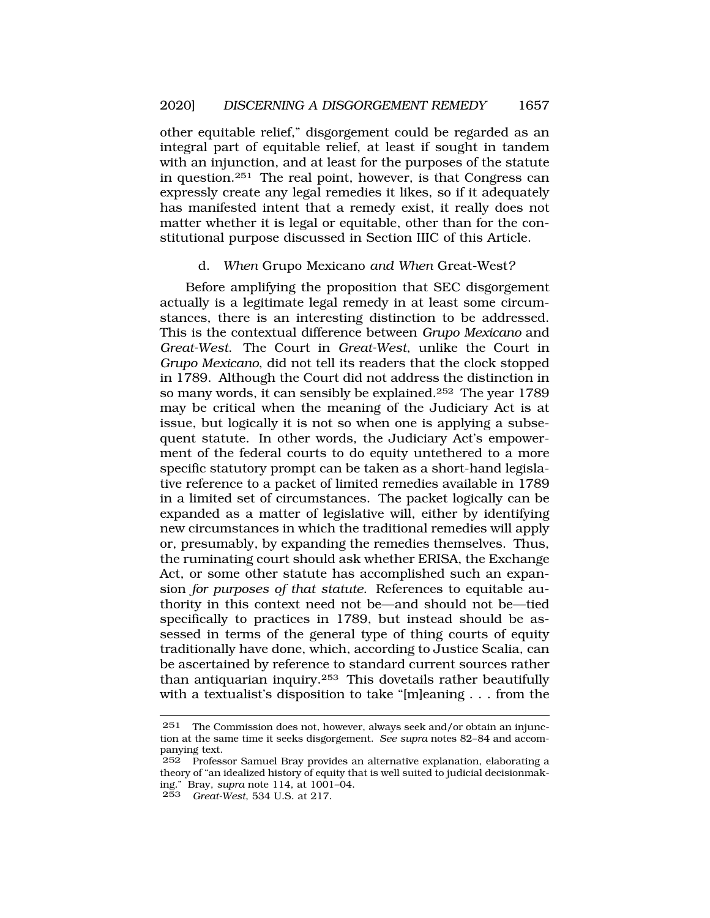other equitable relief," disgorgement could be regarded as an integral part of equitable relief, at least if sought in tandem with an injunction, and at least for the purposes of the statute in question.[251] The real point, however, is that Congress can expressly create any legal remedies it likes, so if it adequately has manifested intent that a remedy exist, it really does not matter whether it is legal or equitable, other than for the constitutional purpose discussed in Section IIIC of this Article.

#### d. *When* Grupo Mexicano *and When* Great-West?

Before amplifying the proposition that SEC disgorgement actually is a legitimate legal remedy in at least some circumstances, there is an interesting distinction to be addressed. This is the contextual difference between *Grupo Mexicano* and *Great-West*. The Court in *Great-West*, unlike the Court in *Grupo Mexicano*, did not tell its readers that the clock stopped in 1789. Although the Court did not address the distinction in so many words, it can sensibly be explained.[252] The year 1789 may be critical when the meaning of the Judiciary Act is at issue, but logically it is not so when one is applying a subsequent statute. In other words, the Judiciary Act's empowerment of the federal courts to do equity untethered to a more specific statutory prompt can be taken as a short-hand legislative reference to a packet of limited remedies available in 1789 in a limited set of circumstances. The packet logically can be expanded as a matter of legislative will, either by identifying new circumstances in which the traditional remedies will apply or, presumably, by expanding the remedies themselves. Thus, the ruminating court should ask whether ERISA, the Exchange Act, or some other statute has accomplished such an expansion *for purposes of that statute*. References to equitable authority in this context need not be—and should not be—tied specifically to practices in 1789, but instead should be assessed in terms of the general type of thing courts of equity traditionally have done, which, according to Justice Scalia, can be ascertained by reference to standard current sources rather than antiquarian inquiry.[253] This dovetails rather beautifully with a textualist's disposition to take "[m]eaning . . . from the

---

251 The Commission does not, however, always seek and/or obtain an injunction at the same time it seeks disgorgement. *See supra* notes 82–84 and accompanying text.

252 Professor Samuel Bray provides an alternative explanation, elaborating a theory of "an idealized history of equity that is well suited to judicial decisionmaking." Bray, *supra* note 114, at 1001–04.

253 *Great-West*, 534 U.S. at 217.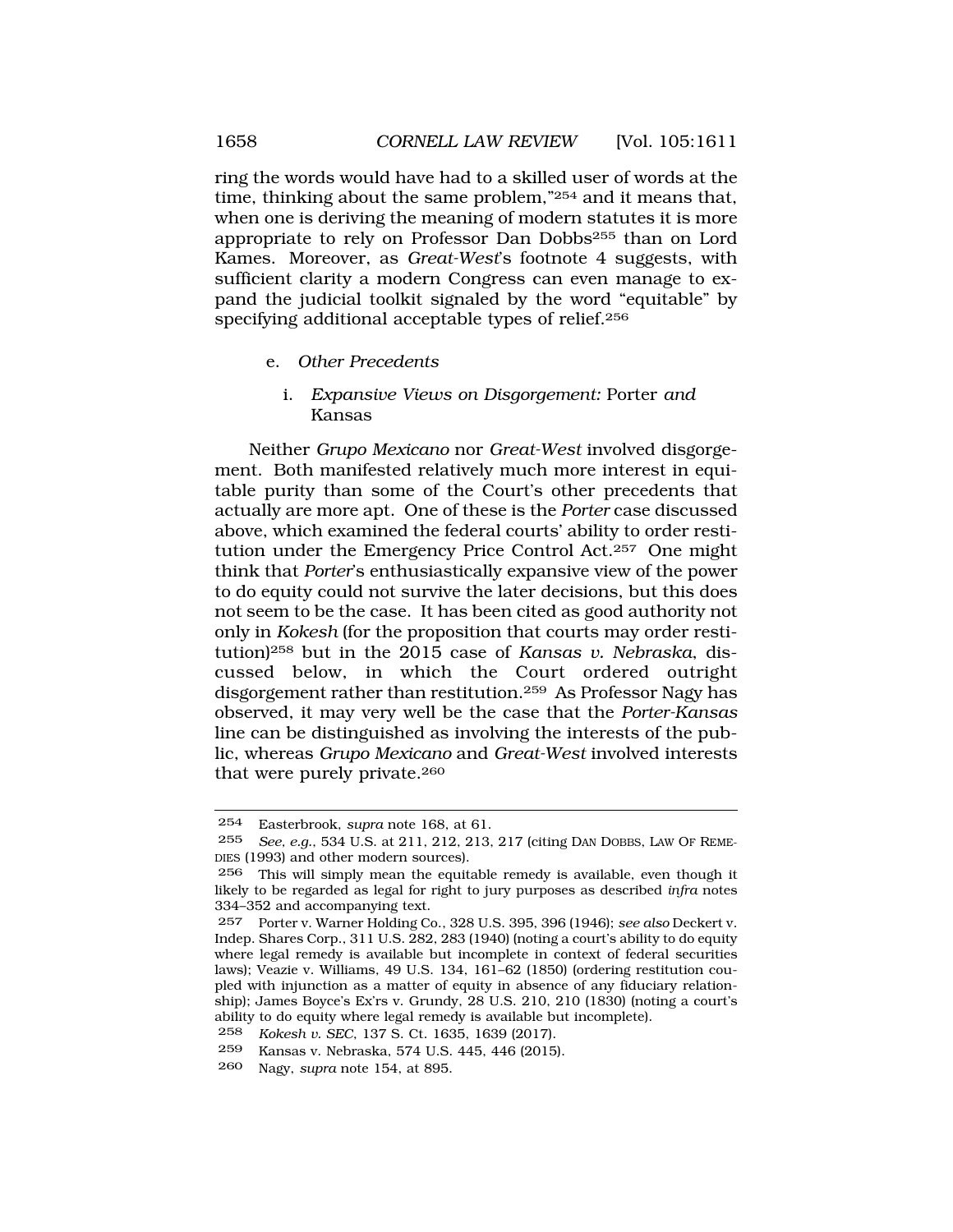ring the words would have had to a skilled user of words at the time, thinking about the same problem,"[254] and it means that, when one is deriving the meaning of modern statutes it is more appropriate to rely on Professor Dan Dobbs[255] than on Lord Kames. Moreover, as *Great-West*'s footnote 4 suggests, with sufficient clarity a modern Congress can even manage to expand the judicial toolkit signaled by the word "equitable" by specifying additional acceptable types of relief.[256]

e. *Other Precedents*

i. *Expansive Views on Disgorgement:* Porter *and* Kansas

Neither *Grupo Mexicano* nor *Great-West* involved disgorgement. Both manifested relatively much more interest in equitable purity than some of the Court's other precedents that actually are more apt. One of these is the *Porter* case discussed above, which examined the federal courts' ability to order restitution under the Emergency Price Control Act.[257] One might think that *Porter*'s enthusiastically expansive view of the power to do equity could not survive the later decisions, but this does not seem to be the case. It has been cited as good authority not only in *Kokesh* (for the proposition that courts may order restitution)[258] but in the 2015 case of *Kansas v. Nebraska*, discussed below, in which the Court ordered outright disgorgement rather than restitution.[259] As Professor Nagy has observed, it may very well be the case that the *Porter-Kansas* line can be distinguished as involving the interests of the public, whereas *Grupo Mexicano* and *Great-West* involved interests that were purely private.[260]

---

254 Easterbrook, *supra* note 168, at 61.

255 *See, e.g.*, 534 U.S. at 211, 212, 213, 217 (citing DAN DOBBS, LAW OF REMEDIES (1993) and other modern sources).

256 This will simply mean the equitable remedy is available, even though it likely to be regarded as legal for right to jury purposes as described *infra* notes 334–352 and accompanying text.

257 Porter v. Warner Holding Co., 328 U.S. 395, 396 (1946); *see also* Deckert v. Indep. Shares Corp., 311 U.S. 282, 283 (1940) (noting a court's ability to do equity where legal remedy is available but incomplete in context of federal securities laws); Veazie v. Williams, 49 U.S. 134, 161–62 (1850) (ordering restitution coupled with injunction as a matter of equity in absence of any fiduciary relationship); James Boyce's Ex'rs v. Grundy, 28 U.S. 210, 210 (1830) (noting a court's ability to do equity where legal remedy is available but incomplete).

258 *Kokesh v. SEC*, 137 S. Ct. 1635, 1639 (2017).

259 Kansas v. Nebraska, 574 U.S. 445, 446 (2015).

260 Nagy, *supra* note 154, at 895.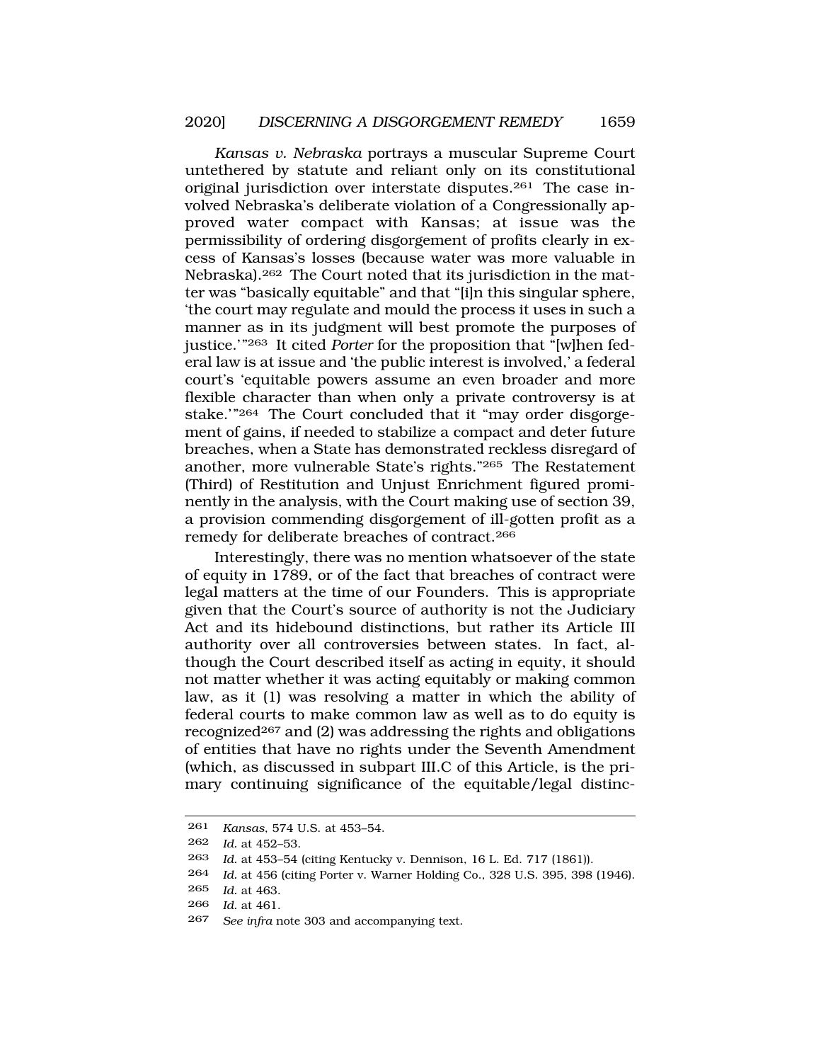*Kansas v. Nebraska* portrays a muscular Supreme Court untethered by statute and reliant only on its constitutional original jurisdiction over interstate disputes.[261] The case involved Nebraska's deliberate violation of a Congressionally approved water compact with Kansas; at issue was the permissibility of ordering disgorgement of profits clearly in excess of Kansas's losses (because water was more valuable in Nebraska).[262] The Court noted that its jurisdiction in the matter was "basically equitable" and that "[i]n this singular sphere, 'the court may regulate and mould the process it uses in such a manner as in its judgment will best promote the purposes of justice.'"[263] It cited *Porter* for the proposition that "[w]hen federal law is at issue and 'the public interest is involved,' a federal court's 'equitable powers assume an even broader and more flexible character than when only a private controversy is at stake.'"[264] The Court concluded that it "may order disgorgement of gains, if needed to stabilize a compact and deter future breaches, when a State has demonstrated reckless disregard of another, more vulnerable State's rights."[265] The Restatement (Third) of Restitution and Unjust Enrichment figured prominently in the analysis, with the Court making use of section 39, a provision commending disgorgement of ill-gotten profit as a remedy for deliberate breaches of contract.[266]

Interestingly, there was no mention whatsoever of the state of equity in 1789, or of the fact that breaches of contract were legal matters at the time of our Founders. This is appropriate given that the Court's source of authority is not the Judiciary Act and its hidebound distinctions, but rather its Article III authority over all controversies between states. In fact, although the Court described itself as acting in equity, it should not matter whether it was acting equitably or making common law, as it (1) was resolving a matter in which the ability of federal courts to make common law as well as to do equity is recognized[267] and (2) was addressing the rights and obligations of entities that have no rights under the Seventh Amendment (which, as discussed in subpart III.C of this Article, is the primary continuing significance of the equitable/legal distinc-

---

261 *Kansas*, 574 U.S. at 453–54.

262 *Id.* at 452–53.

263 *Id.* at 453–54 (citing Kentucky v. Dennison, 16 L. Ed. 717 (1861)).

264 *Id.* at 456 (citing Porter v. Warner Holding Co., 328 U.S. 395, 398 (1946).

265 *Id.* at 463.

266 *Id.* at 461.

267 *See infra* note 303 and accompanying text.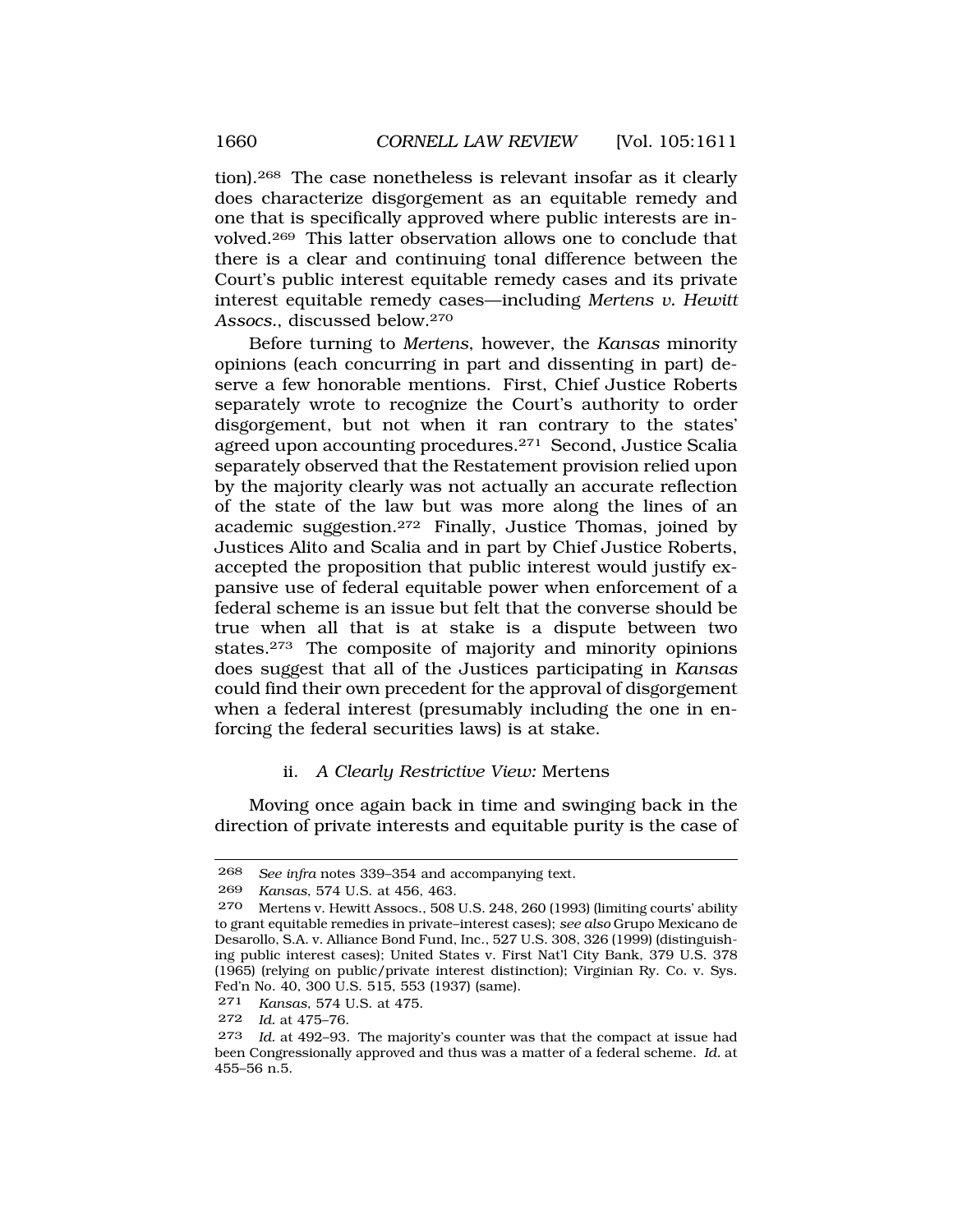tion).[268] The case nonetheless is relevant insofar as it clearly does characterize disgorgement as an equitable remedy and one that is specifically approved where public interests are involved.[269] This latter observation allows one to conclude that there is a clear and continuing tonal difference between the Court's public interest equitable remedy cases and its private interest equitable remedy cases—including *Mertens v. Hewitt Assocs.*, discussed below.[270]

Before turning to *Mertens*, however, the *Kansas* minority opinions (each concurring in part and dissenting in part) deserve a few honorable mentions. First, Chief Justice Roberts separately wrote to recognize the Court's authority to order disgorgement, but not when it ran contrary to the states' agreed upon accounting procedures.[271] Second, Justice Scalia separately observed that the Restatement provision relied upon by the majority clearly was not actually an accurate reflection of the state of the law but was more along the lines of an academic suggestion.[272] Finally, Justice Thomas, joined by Justices Alito and Scalia and in part by Chief Justice Roberts, accepted the proposition that public interest would justify expansive use of federal equitable power when enforcement of a federal scheme is an issue but felt that the converse should be true when all that is at stake is a dispute between two states.[273] The composite of majority and minority opinions does suggest that all of the Justices participating in *Kansas* could find their own precedent for the approval of disgorgement when a federal interest (presumably including the one in enforcing the federal securities laws) is at stake.

#### ii. *A Clearly Restrictive View:* Mertens

Moving once again back in time and swinging back in the direction of private interests and equitable purity is the case of

---

268 *See infra* notes 339–354 and accompanying text.

269 *Kansas*, 574 U.S. at 456, 463.

270 Mertens v. Hewitt Assocs., 508 U.S. 248, 260 (1993) (limiting courts' ability to grant equitable remedies in private–interest cases); *see also* Grupo Mexicano de Desarollo, S.A. v. Alliance Bond Fund, Inc., 527 U.S. 308, 326 (1999) (distinguishing public interest cases); United States v. First Nat'l City Bank, 379 U.S. 378 (1965) (relying on public/private interest distinction); Virginian Ry. Co. v. Sys. Fed'n No. 40, 300 U.S. 515, 553 (1937) (same).

271 *Kansas*, 574 U.S. at 475.

272 *Id.* at 475–76.

273 *Id.* at 492–93. The majority's counter was that the compact at issue had been Congressionally approved and thus was a matter of a federal scheme. *Id.* at 455–56 n.5.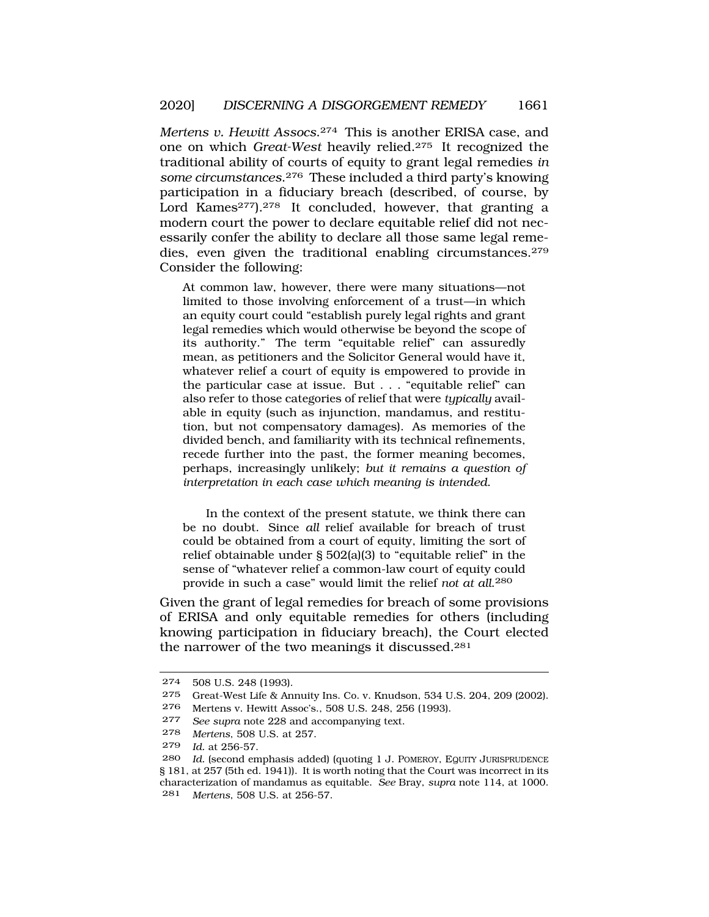*Mertens v. Hewitt Assocs.*[274] This is another ERISA case, and one on which *Great-West* heavily relied.[275] It recognized the traditional ability of courts of equity to grant legal remedies *in some circumstances*.[276] These included a third party's knowing participation in a fiduciary breach (described, of course, by Lord Kames[277]).[278] It concluded, however, that granting a modern court the power to declare equitable relief did not necessarily confer the ability to declare all those same legal remedies, even given the traditional enabling circumstances.[279] Consider the following:

> At common law, however, there were many situations—not limited to those involving enforcement of a trust—in which an equity court could "establish purely legal rights and grant legal remedies which would otherwise be beyond the scope of its authority." The term "equitable relief" can assuredly mean, as petitioners and the Solicitor General would have it, whatever relief a court of equity is empowered to provide in the particular case at issue. But . . . "equitable relief" can also refer to those categories of relief that were *typically* available in equity (such as injunction, mandamus, and restitution, but not compensatory damages). As memories of the divided bench, and familiarity with its technical refinements, recede further into the past, the former meaning becomes, perhaps, increasingly unlikely; *but it remains a question of interpretation in each case which meaning is intended.*
>
> In the context of the present statute, we think there can be no doubt. Since *all* relief available for breach of trust could be obtained from a court of equity, limiting the sort of relief obtainable under § 502(a)(3) to "equitable relief" in the sense of "whatever relief a common-law court of equity could provide in such a case" would limit the relief *not at all*.[280]

Given the grant of legal remedies for breach of some provisions of ERISA and only equitable remedies for others (including knowing participation in fiduciary breach), the Court elected the narrower of the two meanings it discussed.[281]

---

274 508 U.S. 248 (1993).

275 Great-West Life & Annuity Ins. Co. v. Knudson, 534 U.S. 204, 209 (2002).

276 Mertens v. Hewitt Assoc's., 508 U.S. 248, 256 (1993).

277 *See supra* note 228 and accompanying text.

278 *Mertens*, 508 U.S. at 257.

279 *Id.* at 256-57.

280 *Id.* (second emphasis added) (quoting 1 J. POMEROY, EQUITY JURISPRUDENCE § 181, at 257 (5th ed. 1941)). It is worth noting that the Court was incorrect in its characterization of mandamus as equitable. *See* Bray, *supra* note 114, at 1000.

281 *Mertens*, 508 U.S. at 256-57.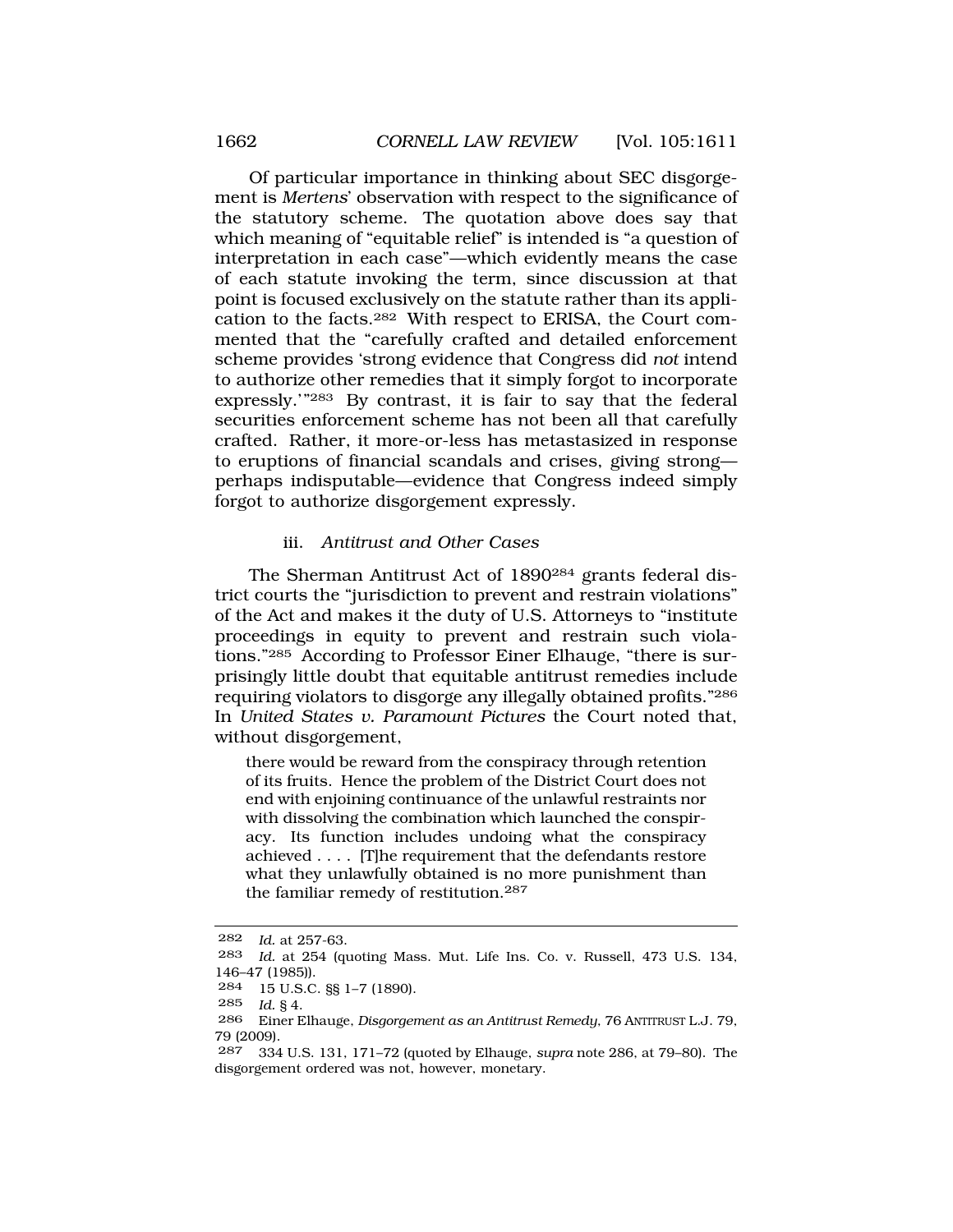Of particular importance in thinking about SEC disgorgement is *Mertens*' observation with respect to the significance of the statutory scheme. The quotation above does say that which meaning of "equitable relief" is intended is "a question of interpretation in each case"—which evidently means the case of each statute invoking the term, since discussion at that point is focused exclusively on the statute rather than its application to the facts.[282] With respect to ERISA, the Court commented that the "carefully crafted and detailed enforcement scheme provides 'strong evidence that Congress did *not* intend to authorize other remedies that it simply forgot to incorporate expressly.'"[283] By contrast, it is fair to say that the federal securities enforcement scheme has not been all that carefully crafted. Rather, it more-or-less has metastasized in response to eruptions of financial scandals and crises, giving strong—perhaps indisputable—evidence that Congress indeed simply forgot to authorize disgorgement expressly.

#### iii. *Antitrust and Other Cases*

The Sherman Antitrust Act of 1890[284] grants federal district courts the "jurisdiction to prevent and restrain violations" of the Act and makes it the duty of U.S. Attorneys to "institute proceedings in equity to prevent and restrain such violations."[285] According to Professor Einer Elhauge, "there is surprisingly little doubt that equitable antitrust remedies include requiring violators to disgorge any illegally obtained profits."[286] In *United States v. Paramount Pictures* the Court noted that, without disgorgement,

> there would be reward from the conspiracy through retention of its fruits. Hence the problem of the District Court does not end with enjoining continuance of the unlawful restraints nor with dissolving the combination which launched the conspiracy. Its function includes undoing what the conspiracy achieved . . . . [T]he requirement that the defendants restore what they unlawfully obtained is no more punishment than the familiar remedy of restitution.[287]

---

282 *Id.* at 257-63.

283 *Id.* at 254 (quoting Mass. Mut. Life Ins. Co. v. Russell, 473 U.S. 134, 146–47 (1985)).

284 15 U.S.C. §§ 1–7 (1890).

285 *Id.* § 4.

286 Einer Elhauge, *Disgorgement as an Antitrust Remedy*, 76 ANTITRUST L.J. 79, 79 (2009).

287 334 U.S. 131, 171–72 (quoted by Elhauge, *supra* note 286, at 79–80). The disgorgement ordered was not, however, monetary.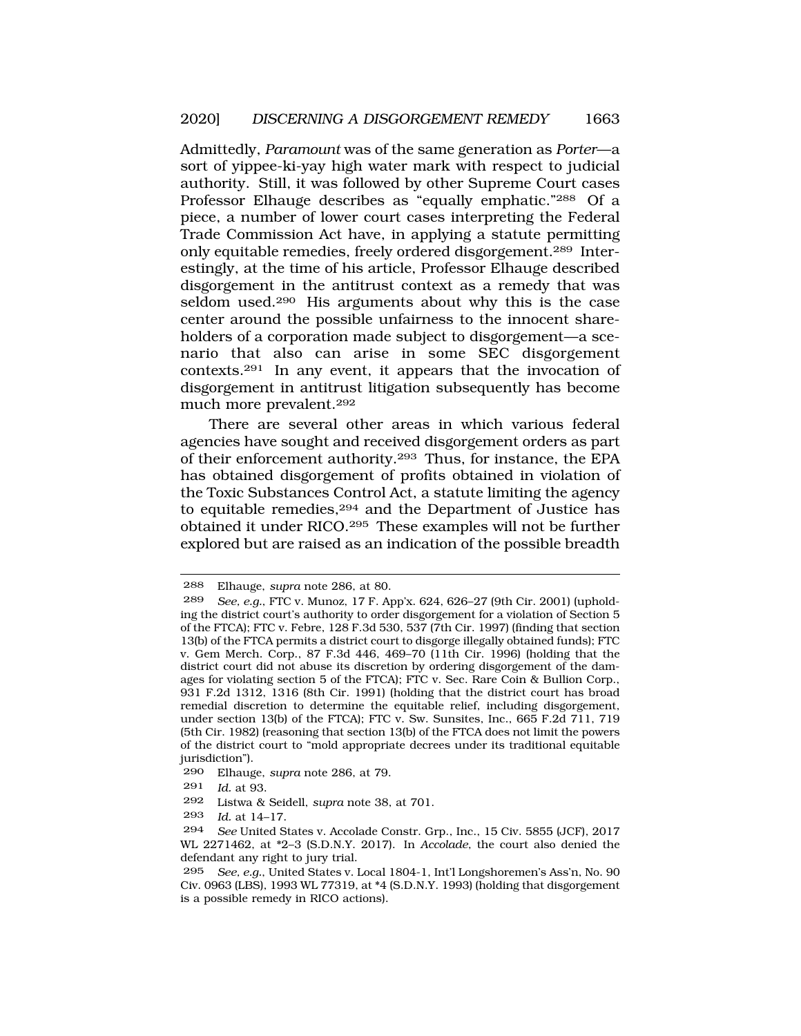Admittedly, *Paramount* was of the same generation as *Porter*—a sort of yippee-ki-yay high water mark with respect to judicial authority. Still, it was followed by other Supreme Court cases Professor Elhauge describes as "equally emphatic."[288] Of a piece, a number of lower court cases interpreting the Federal Trade Commission Act have, in applying a statute permitting only equitable remedies, freely ordered disgorgement.[289] Interestingly, at the time of his article, Professor Elhauge described disgorgement in the antitrust context as a remedy that was seldom used.[290] His arguments about why this is the case center around the possible unfairness to the innocent shareholders of a corporation made subject to disgorgement—a scenario that also can arise in some SEC disgorgement contexts.[291] In any event, it appears that the invocation of disgorgement in antitrust litigation subsequently has become much more prevalent.[292]

There are several other areas in which various federal agencies have sought and received disgorgement orders as part of their enforcement authority.[293] Thus, for instance, the EPA has obtained disgorgement of profits obtained in violation of the Toxic Substances Control Act, a statute limiting the agency to equitable remedies,[294] and the Department of Justice has obtained it under RICO.[295] These examples will not be further explored but are raised as an indication of the possible breadth

---

288 Elhauge, *supra* note 286, at 80.

289 *See, e.g.*, FTC v. Munoz, 17 F. App'x. 624, 626–27 (9th Cir. 2001) (upholding the district court's authority to order disgorgement for a violation of Section 5 of the FTCA); FTC v. Febre, 128 F.3d 530, 537 (7th Cir. 1997) (finding that section 13(b) of the FTCA permits a district court to disgorge illegally obtained funds); FTC v. Gem Merch. Corp., 87 F.3d 446, 469–70 (11th Cir. 1996) (holding that the district court did not abuse its discretion by ordering disgorgement of the damages for violating section 5 of the FTCA); FTC v. Sec. Rare Coin & Bullion Corp., 931 F.2d 1312, 1316 (8th Cir. 1991) (holding that the district court has broad remedial discretion to determine the equitable relief, including disgorgement, under section 13(b) of the FTCA); FTC v. Sw. Sunsites, Inc., 665 F.2d 711, 719 (5th Cir. 1982) (reasoning that section 13(b) of the FTCA does not limit the powers of the district court to "mold appropriate decrees under its traditional equitable jurisdiction").

290 Elhauge, *supra* note 286, at 79.

291 *Id.* at 93.

292 Listwa & Seidell, *supra* note 38, at 701.

293 *Id.* at 14–17.

294 *See* United States v. Accolade Constr. Grp., Inc., 15 Civ. 5855 (JCF), 2017 WL 2271462, at *2–3 (S.D.N.Y. 2017). In *Accolade*, the court also denied the defendant any right to jury trial.

295 *See, e.g.*, United States v. Local 1804-1, Int'l Longshoremen's Ass'n, No. 90 Civ. 0963 (LBS), 1993 WL 77319, at *4 (S.D.N.Y. 1993) (holding that disgorgement is a possible remedy in RICO actions).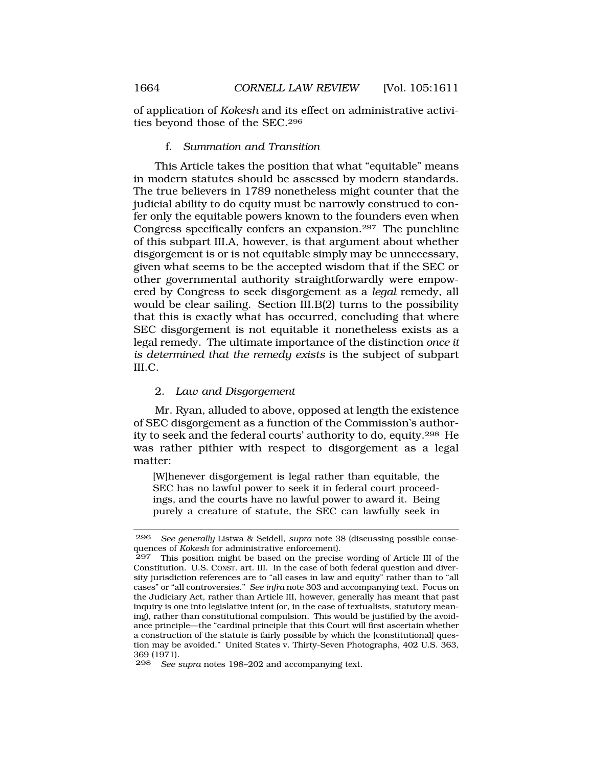of application of *Kokesh* and its effect on administrative activities beyond those of the SEC.[296]

#### f. *Summation and Transition*

This Article takes the position that what "equitable" means in modern statutes should be assessed by modern standards. The true believers in 1789 nonetheless might counter that the judicial ability to do equity must be narrowly construed to confer only the equitable powers known to the founders even when Congress specifically confers an expansion.[297] The punchline of this subpart III.A, however, is that argument about whether disgorgement is or is not equitable simply may be unnecessary, given what seems to be the accepted wisdom that if the SEC or other governmental authority straightforwardly were empowered by Congress to seek disgorgement as a *legal* remedy, all would be clear sailing. Section III.B(2) turns to the possibility that this is exactly what has occurred, concluding that where SEC disgorgement is not equitable it nonetheless exists as a legal remedy. The ultimate importance of the distinction *once it is determined that the remedy exists* is the subject of subpart III.C.

### 2. *Law and Disgorgement*

Mr. Ryan, alluded to above, opposed at length the existence of SEC disgorgement as a function of the Commission's authority to seek and the federal courts' authority to do, equity.[298] He was rather pithier with respect to disgorgement as a legal matter:

> [W]henever disgorgement is legal rather than equitable, the SEC has no lawful power to seek it in federal court proceedings, and the courts have no lawful power to award it. Being purely a creature of statute, the SEC can lawfully seek in

---

[296] *See generally* Listwa & Seidell, *supra* note 38 (discussing possible consequences of *Kokesh* for administrative enforcement).

[297] This position might be based on the precise wording of Article III of the Constitution. U.S. CONST. art. III. In the case of both federal question and diversity jurisdiction references are to "all cases in law and equity" rather than to "all cases" or "all controversies." *See infra* note 303 and accompanying text. Focus on the Judiciary Act, rather than Article III, however, generally has meant that past inquiry is one into legislative intent (or, in the case of textualists, statutory meaning), rather than constitutional compulsion. This would be justified by the avoidance principle—the "cardinal principle that this Court will first ascertain whether a construction of the statute is fairly possible by which the [constitutional] question may be avoided." United States v. Thirty-Seven Photographs, 402 U.S. 363, 369 (1971).

[298] *See supra* notes 198–202 and accompanying text.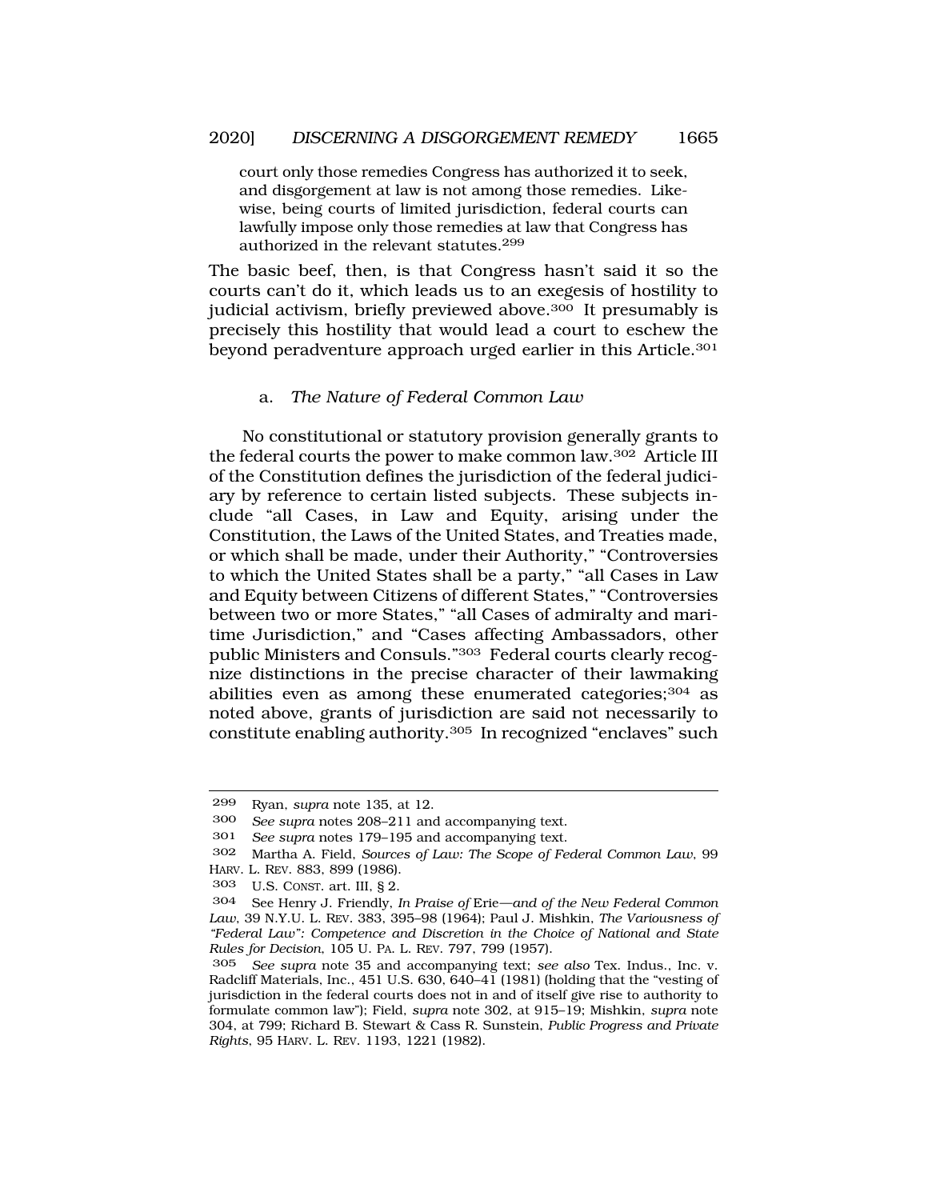> court only those remedies Congress has authorized it to seek, and disgorgement at law is not among those remedies. Likewise, being courts of limited jurisdiction, federal courts can lawfully impose only those remedies at law that Congress has authorized in the relevant statutes.[299]

The basic beef, then, is that Congress hasn't said it so the courts can't do it, which leads us to an exegesis of hostility to judicial activism, briefly previewed above.[300] It presumably is precisely this hostility that would lead a court to eschew the beyond peradventure approach urged earlier in this Article.[301]

### a. *The Nature of Federal Common Law*

No constitutional or statutory provision generally grants to the federal courts the power to make common law.[302] Article III of the Constitution defines the jurisdiction of the federal judiciary by reference to certain listed subjects. These subjects include "all Cases, in Law and Equity, arising under the Constitution, the Laws of the United States, and Treaties made, or which shall be made, under their Authority," "Controversies to which the United States shall be a party," "all Cases in Law and Equity between Citizens of different States," "Controversies between two or more States," "all Cases of admiralty and maritime Jurisdiction," and "Cases affecting Ambassadors, other public Ministers and Consuls."[303] Federal courts clearly recognize distinctions in the precise character of their lawmaking abilities even as among these enumerated categories;[304] as noted above, grants of jurisdiction are said not necessarily to constitute enabling authority.[305] In recognized "enclaves" such

---

299 Ryan, *supra* note 135, at 12.

300 *See supra* notes 208–211 and accompanying text.

301 *See supra* notes 179–195 and accompanying text.

302 Martha A. Field, *Sources of Law: The Scope of Federal Common Law*, 99 HARV. L. REV. 883, 899 (1986).

303 U.S. CONST. art. III, § 2.

304 See Henry J. Friendly, *In Praise of* Erie*—and of the New Federal Common Law*, 39 N.Y.U. L. REV. 383, 395–98 (1964); Paul J. Mishkin, *The Variousness of "Federal Law": Competence and Discretion in the Choice of National and State Rules for Decision*, 105 U. PA. L. REV. 797, 799 (1957).

305 *See supra* note 35 and accompanying text; *see also* Tex. Indus., Inc. v. Radcliff Materials, Inc., 451 U.S. 630, 640–41 (1981) (holding that the "vesting of jurisdiction in the federal courts does not in and of itself give rise to authority to formulate common law"); Field, *supra* note 302, at 915–19; Mishkin, *supra* note 304, at 799; Richard B. Stewart & Cass R. Sunstein, *Public Progress and Private Rights*, 95 HARV. L. REV. 1193, 1221 (1982).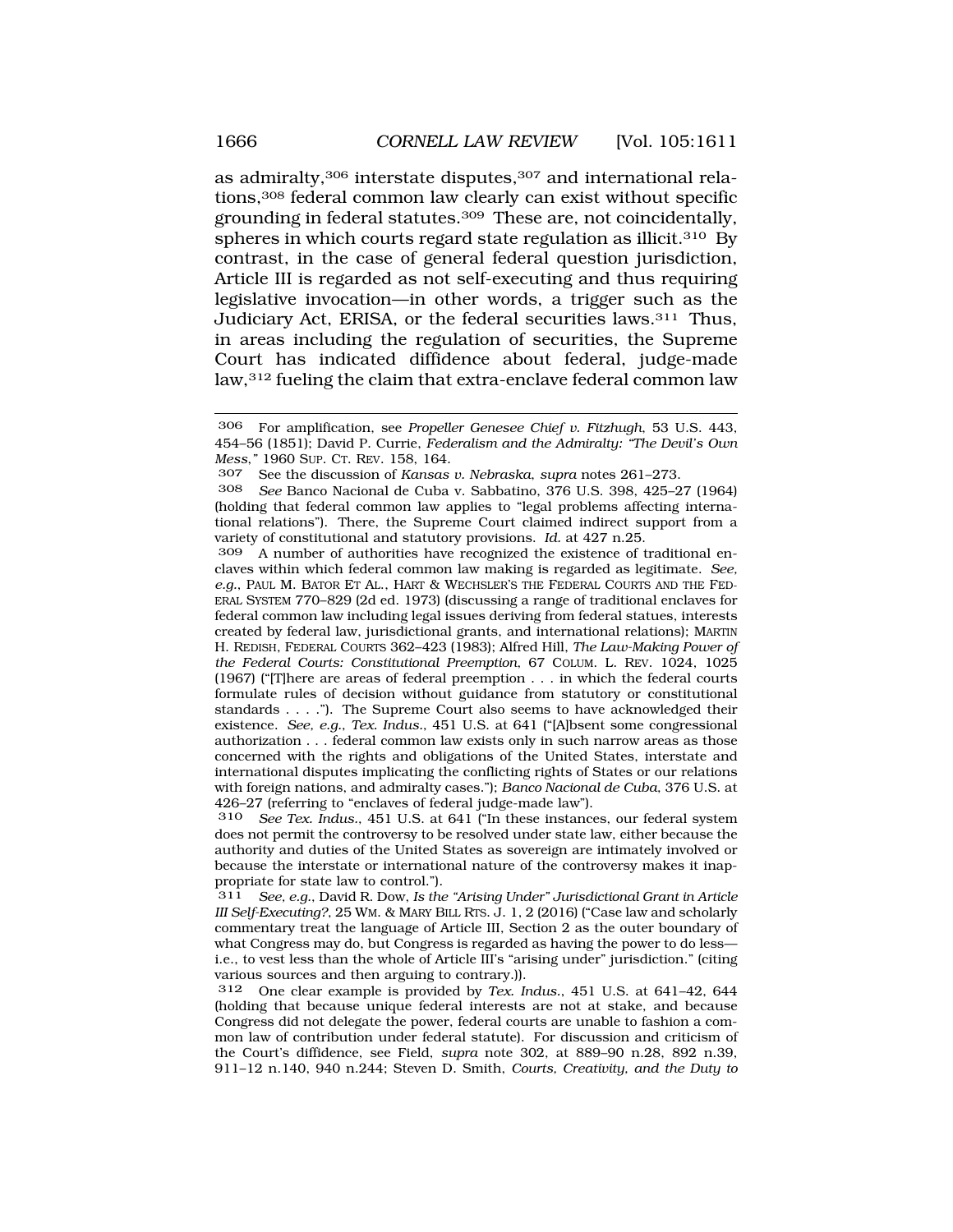as admiralty,[306] interstate disputes,[307] and international relations,[308] federal common law clearly can exist without specific grounding in federal statutes.[309] These are, not coincidentally, spheres in which courts regard state regulation as illicit.[310] By contrast, in the case of general federal question jurisdiction, Article III is regarded as not self-executing and thus requiring legislative invocation—in other words, a trigger such as the Judiciary Act, ERISA, or the federal securities laws.[311] Thus, in areas including the regulation of securities, the Supreme Court has indicated diffidence about federal, judge-made law,[312] fueling the claim that extra-enclave federal common law

---

306 For amplification, see *Propeller Genesee Chief v. Fitzhugh*, 53 U.S. 443, 454–56 (1851); David P. Currie, *Federalism and the Admiralty: "The Devil's Own Mess*,*"* 1960 SUP. CT. REV. 158, 164.

307 See the discussion of *Kansas v. Nebraska*, *supra* notes 261–273.

308 *See* Banco Nacional de Cuba v. Sabbatino, 376 U.S. 398, 425–27 (1964) (holding that federal common law applies to "legal problems affecting international relations"). There, the Supreme Court claimed indirect support from a variety of constitutional and statutory provisions. *Id.* at 427 n.25.

309 A number of authorities have recognized the existence of traditional enclaves within which federal common law making is regarded as legitimate. *See, e.g.*, PAUL M. BATOR ET AL., HART & WECHSLER'S THE FEDERAL COURTS AND THE FEDERAL SYSTEM 770–829 (2d ed. 1973) (discussing a range of traditional enclaves for federal common law including legal issues deriving from federal statues, interests created by federal law, jurisdictional grants, and international relations); MARTIN H. REDISH, FEDERAL COURTS 362–423 (1983); Alfred Hill, *The Law-Making Power of the Federal Courts: Constitutional Preemption*, 67 COLUM. L. REV. 1024, 1025 (1967) ("[T]here are areas of federal preemption . . . in which the federal courts formulate rules of decision without guidance from statutory or constitutional standards . . . ."). The Supreme Court also seems to have acknowledged their existence. *See, e.g.*, *Tex. Indus.*, 451 U.S. at 641 ("[A]bsent some congressional authorization . . . federal common law exists only in such narrow areas as those concerned with the rights and obligations of the United States, interstate and international disputes implicating the conflicting rights of States or our relations with foreign nations, and admiralty cases."); *Banco Nacional de Cuba*, 376 U.S. at 426–27 (referring to "enclaves of federal judge-made law").

310 *See Tex. Indus.*, 451 U.S. at 641 ("In these instances, our federal system does not permit the controversy to be resolved under state law, either because the authority and duties of the United States as sovereign are intimately involved or because the interstate or international nature of the controversy makes it inappropriate for state law to control.").

311 *See, e.g.*, David R. Dow, *Is the "Arising Under" Jurisdictional Grant in Article III Self-Executing?*, 25 WM. & MARY BILL RTS. J. 1, 2 (2016) ("Case law and scholarly commentary treat the language of Article III, Section 2 as the outer boundary of what Congress may do, but Congress is regarded as having the power to do less—i.e., to vest less than the whole of Article III's "arising under" jurisdiction." (citing various sources and then arguing to contrary.)).

312 One clear example is provided by *Tex. Indus.*, 451 U.S. at 641–42, 644 (holding that because unique federal interests are not at stake, and because Congress did not delegate the power, federal courts are unable to fashion a common law of contribution under federal statute). For discussion and criticism of the Court's diffidence, see Field, *supra* note 302, at 889–90 n.28, 892 n.39, 911–12 n.140, 940 n.244; Steven D. Smith, *Courts, Creativity, and the Duty to*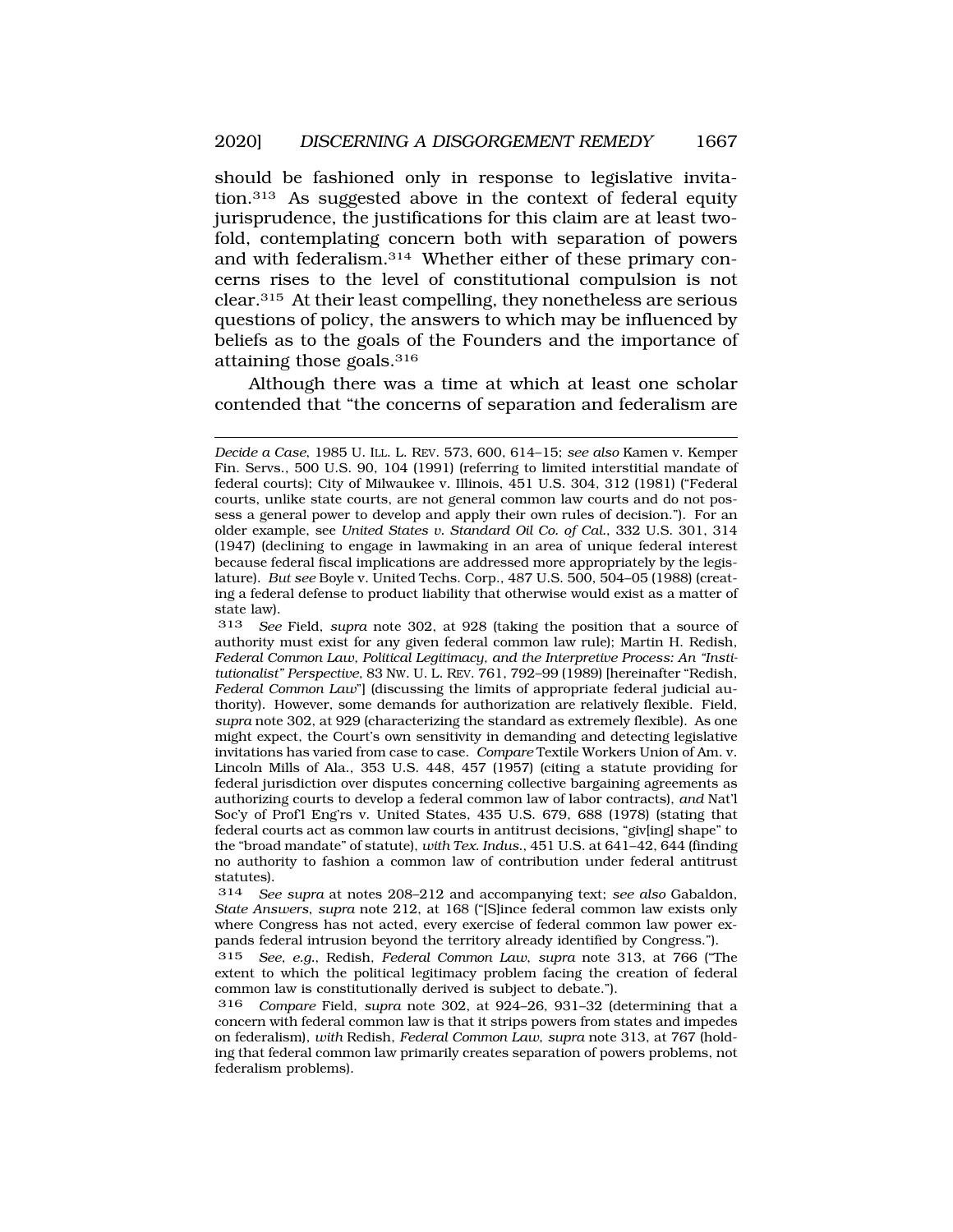should be fashioned only in response to legislative invitation.[313] As suggested above in the context of federal equity jurisprudence, the justifications for this claim are at least twofold, contemplating concern both with separation of powers and with federalism.[314] Whether either of these primary concerns rises to the level of constitutional compulsion is not clear.[315] At their least compelling, they nonetheless are serious questions of policy, the answers to which may be influenced by beliefs as to the goals of the Founders and the importance of attaining those goals.[316]

Although there was a time at which at least one scholar contended that "the concerns of separation and federalism are

---

*Decide a Case*, 1985 U. ILL. L. REV. 573, 600, 614–15; *see also* Kamen v. Kemper Fin. Servs., 500 U.S. 90, 104 (1991) (referring to limited interstitial mandate of federal courts); City of Milwaukee v. Illinois, 451 U.S. 304, 312 (1981) ("Federal courts, unlike state courts, are not general common law courts and do not possess a general power to develop and apply their own rules of decision."). For an older example, see *United States v. Standard Oil Co. of Cal.*, 332 U.S. 301, 314 (1947) (declining to engage in lawmaking in an area of unique federal interest because federal fiscal implications are addressed more appropriately by the legislature). *But see* Boyle v. United Techs. Corp., 487 U.S. 500, 504–05 (1988) (creating a federal defense to product liability that otherwise would exist as a matter of state law).

313 *See* Field, *supra* note 302, at 928 (taking the position that a source of authority must exist for any given federal common law rule); Martin H. Redish, *Federal Common Law, Political Legitimacy, and the Interpretive Process: An "Institutionalist" Perspective*, 83 NW. U. L. REV. 761, 792–99 (1989) [hereinafter "Redish, *Federal Common Law*"] (discussing the limits of appropriate federal judicial authority). However, some demands for authorization are relatively flexible. Field, *supra* note 302, at 929 (characterizing the standard as extremely flexible). As one might expect, the Court's own sensitivity in demanding and detecting legislative invitations has varied from case to case. *Compare* Textile Workers Union of Am. v. Lincoln Mills of Ala., 353 U.S. 448, 457 (1957) (citing a statute providing for federal jurisdiction over disputes concerning collective bargaining agreements as authorizing courts to develop a federal common law of labor contracts), *and* Nat'l Soc'y of Prof'l Eng'rs v. United States, 435 U.S. 679, 688 (1978) (stating that federal courts act as common law courts in antitrust decisions, "giv[ing] shape" to the "broad mandate" of statute), *with Tex. Indus.*, 451 U.S. at 641–42, 644 (finding no authority to fashion a common law of contribution under federal antitrust statutes).

314 *See supra* at notes 208–212 and accompanying text; *see also* Gabaldon, *State Answers*, *supra* note 212, at 168 ("[S]ince federal common law exists only where Congress has not acted, every exercise of federal common law power expands federal intrusion beyond the territory already identified by Congress.").

315 *See, e.g.*, Redish, *Federal Common Law*, *supra* note 313, at 766 ("The extent to which the political legitimacy problem facing the creation of federal common law is constitutionally derived is subject to debate.").

316 *Compare* Field, *supra* note 302, at 924–26, 931–32 (determining that a concern with federal common law is that it strips powers from states and impedes on federalism), *with* Redish, *Federal Common Law*, *supra* note 313, at 767 (holding that federal common law primarily creates separation of powers problems, not federalism problems).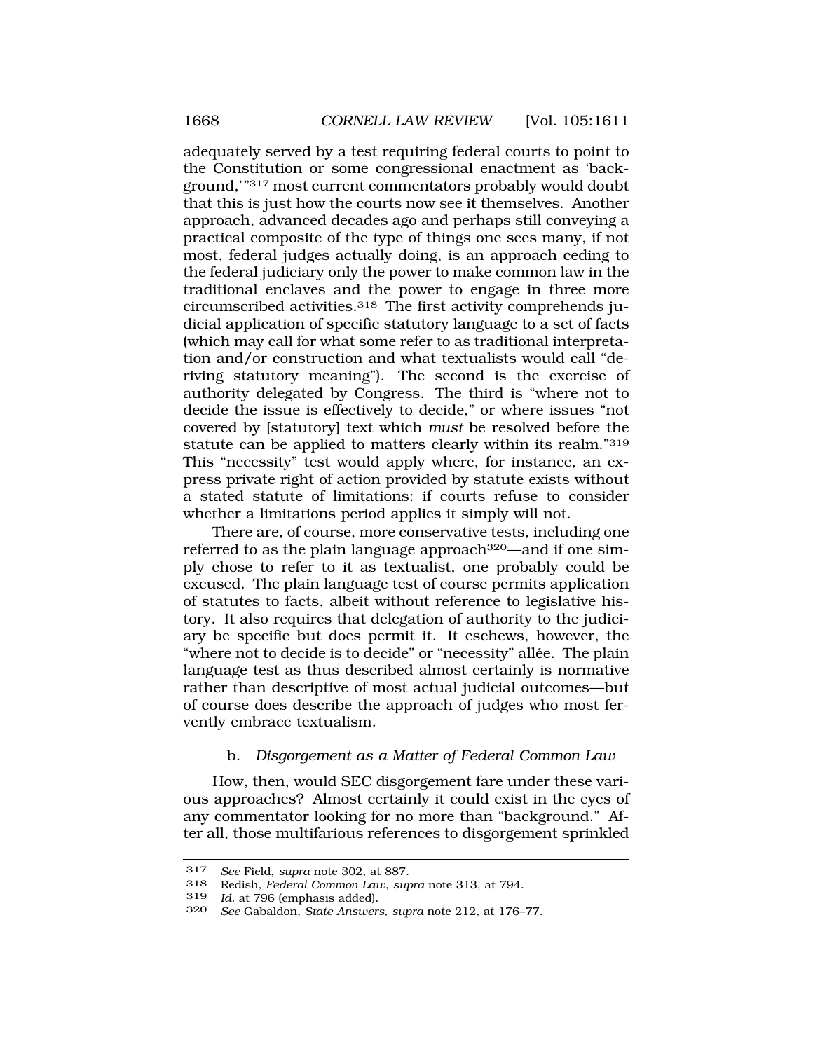adequately served by a test requiring federal courts to point to the Constitution or some congressional enactment as 'background,'"[317] most current commentators probably would doubt that this is just how the courts now see it themselves. Another approach, advanced decades ago and perhaps still conveying a practical composite of the type of things one sees many, if not most, federal judges actually doing, is an approach ceding to the federal judiciary only the power to make common law in the traditional enclaves and the power to engage in three more circumscribed activities.[318] The first activity comprehends judicial application of specific statutory language to a set of facts (which may call for what some refer to as traditional interpretation and/or construction and what textualists would call "deriving statutory meaning"). The second is the exercise of authority delegated by Congress. The third is "where not to decide the issue is effectively to decide," or where issues "not covered by [statutory] text which *must* be resolved before the statute can be applied to matters clearly within its realm."[319] This "necessity" test would apply where, for instance, an express private right of action provided by statute exists without a stated statute of limitations: if courts refuse to consider whether a limitations period applies it simply will not.

There are, of course, more conservative tests, including one referred to as the plain language approach[320]—and if one simply chose to refer to it as textualist, one probably could be excused. The plain language test of course permits application of statutes to facts, albeit without reference to legislative history. It also requires that delegation of authority to the judiciary be specific but does permit it. It eschews, however, the "where not to decide is to decide" or "necessity" allée. The plain language test as thus described almost certainly is normative rather than descriptive of most actual judicial outcomes—but of course does describe the approach of judges who most fervently embrace textualism.

### b. *Disgorgement as a Matter of Federal Common Law*

How, then, would SEC disgorgement fare under these various approaches? Almost certainly it could exist in the eyes of any commentator looking for no more than "background." After all, those multifarious references to disgorgement sprinkled

---

317 *See* Field, *supra* note 302, at 887.

318 Redish, *Federal Common Law*, *supra* note 313, at 794.

319 *Id.* at 796 (emphasis added).

320 *See* Gabaldon, *State Answers*, *supra* note 212, at 176–77.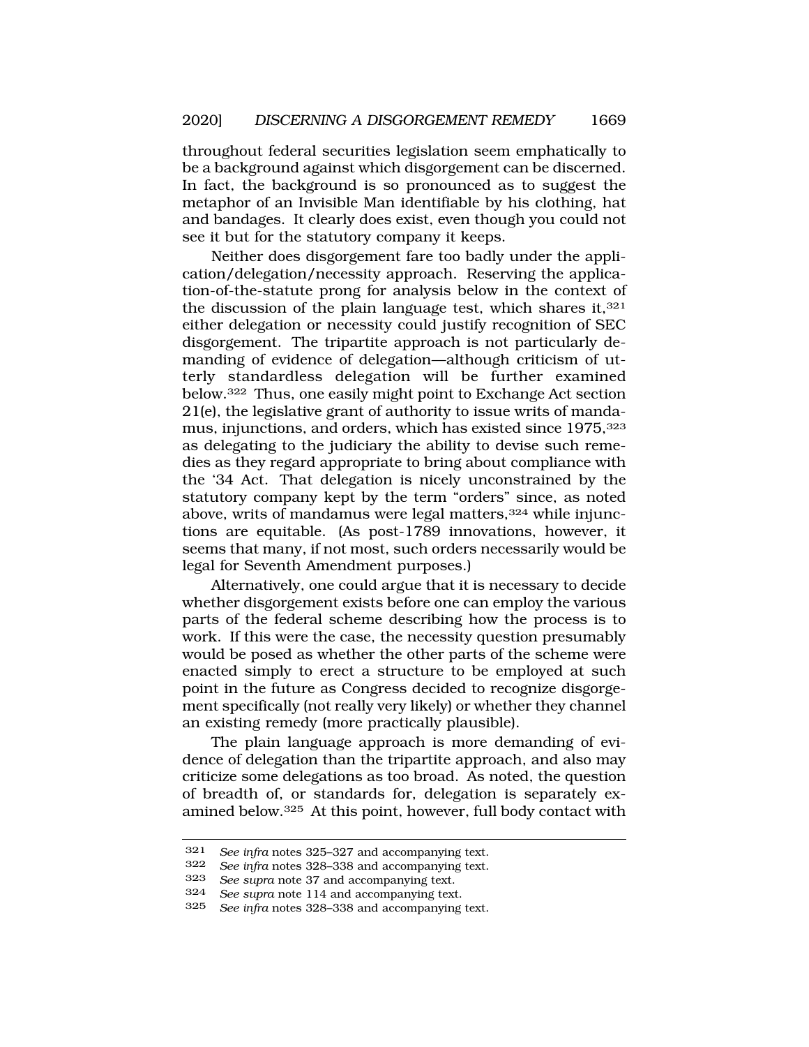throughout federal securities legislation seem emphatically to be a background against which disgorgement can be discerned. In fact, the background is so pronounced as to suggest the metaphor of an Invisible Man identifiable by his clothing, hat and bandages. It clearly does exist, even though you could not see it but for the statutory company it keeps.

Neither does disgorgement fare too badly under the application/delegation/necessity approach. Reserving the application-of-the-statute prong for analysis below in the context of the discussion of the plain language test, which shares it,[321] either delegation or necessity could justify recognition of SEC disgorgement. The tripartite approach is not particularly demanding of evidence of delegation—although criticism of utterly standardless delegation will be further examined below.[322] Thus, one easily might point to Exchange Act section 21(e), the legislative grant of authority to issue writs of mandamus, injunctions, and orders, which has existed since 1975,[323] as delegating to the judiciary the ability to devise such remedies as they regard appropriate to bring about compliance with the '34 Act. That delegation is nicely unconstrained by the statutory company kept by the term "orders" since, as noted above, writs of mandamus were legal matters,[324] while injunctions are equitable. (As post-1789 innovations, however, it seems that many, if not most, such orders necessarily would be legal for Seventh Amendment purposes.)

Alternatively, one could argue that it is necessary to decide whether disgorgement exists before one can employ the various parts of the federal scheme describing how the process is to work. If this were the case, the necessity question presumably would be posed as whether the other parts of the scheme were enacted simply to erect a structure to be employed at such point in the future as Congress decided to recognize disgorgement specifically (not really very likely) or whether they channel an existing remedy (more practically plausible).

The plain language approach is more demanding of evidence of delegation than the tripartite approach, and also may criticize some delegations as too broad. As noted, the question of breadth of, or standards for, delegation is separately examined below.[325] At this point, however, full body contact with

---

321 *See infra* notes 325–327 and accompanying text.

322 *See infra* notes 328–338 and accompanying text.

323 *See supra* note 37 and accompanying text.

324 *See supra* note 114 and accompanying text.

325 *See infra* notes 328–338 and accompanying text.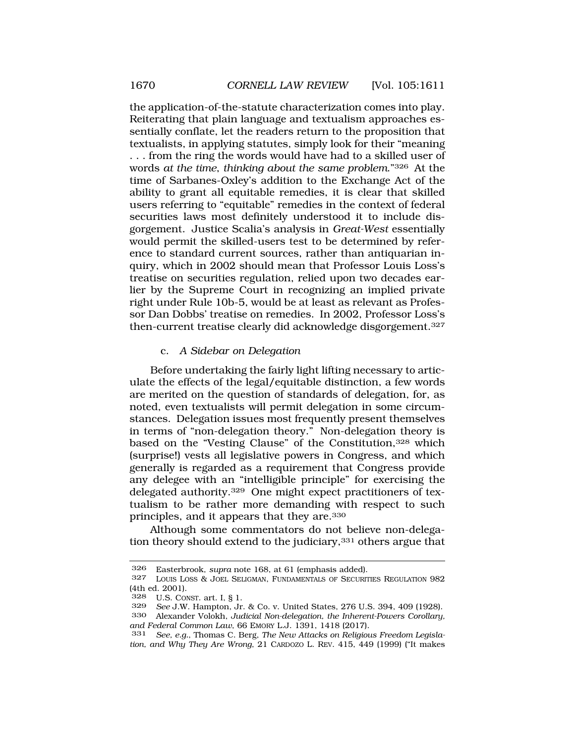the application-of-the-statute characterization comes into play. Reiterating that plain language and textualism approaches essentially conflate, let the readers return to the proposition that textualists, in applying statutes, simply look for their "meaning . . . from the ring the words would have had to a skilled user of words *at the time, thinking about the same problem*."[326] At the time of Sarbanes-Oxley's addition to the Exchange Act of the ability to grant all equitable remedies, it is clear that skilled users referring to "equitable" remedies in the context of federal securities laws most definitely understood it to include disgorgement. Justice Scalia's analysis in *Great-West* essentially would permit the skilled-users test to be determined by reference to standard current sources, rather than antiquarian inquiry, which in 2002 should mean that Professor Louis Loss's treatise on securities regulation, relied upon two decades earlier by the Supreme Court in recognizing an implied private right under Rule 10b-5, would be at least as relevant as Professor Dan Dobbs' treatise on remedies. In 2002, Professor Loss's then-current treatise clearly did acknowledge disgorgement.[327]

c. *A Sidebar on Delegation*

Before undertaking the fairly light lifting necessary to articulate the effects of the legal/equitable distinction, a few words are merited on the question of standards of delegation, for, as noted, even textualists will permit delegation in some circumstances. Delegation issues most frequently present themselves in terms of "non-delegation theory." Non-delegation theory is based on the "Vesting Clause" of the Constitution,[328] which (surprise!) vests all legislative powers in Congress, and which generally is regarded as a requirement that Congress provide any delegee with an "intelligible principle" for exercising the delegated authority.[329] One might expect practitioners of textualism to be rather more demanding with respect to such principles, and it appears that they are.[330]

Although some commentators do not believe non-delegation theory should extend to the judiciary,[331] others argue that

---

326 Easterbrook, *supra* note 168, at 61 (emphasis added).

327 LOUIS LOSS & JOEL SELIGMAN, FUNDAMENTALS OF SECURITIES REGULATION 982 (4th ed. 2001).

328 U.S. CONST. art. I, § 1.

329 *See* J.W. Hampton, Jr. & Co. v. United States, 276 U.S. 394, 409 (1928).

330 Alexander Volokh, *Judicial Non-delegation, the Inherent-Powers Corollary, and Federal Common Law*, 66 EMORY L.J. 1391, 1418 (2017).

331 *See, e.g.*, Thomas C. Berg, *The New Attacks on Religious Freedom Legislation, and Why They Are Wrong*, 21 CARDOZO L. REV. 415, 449 (1999) ("It makes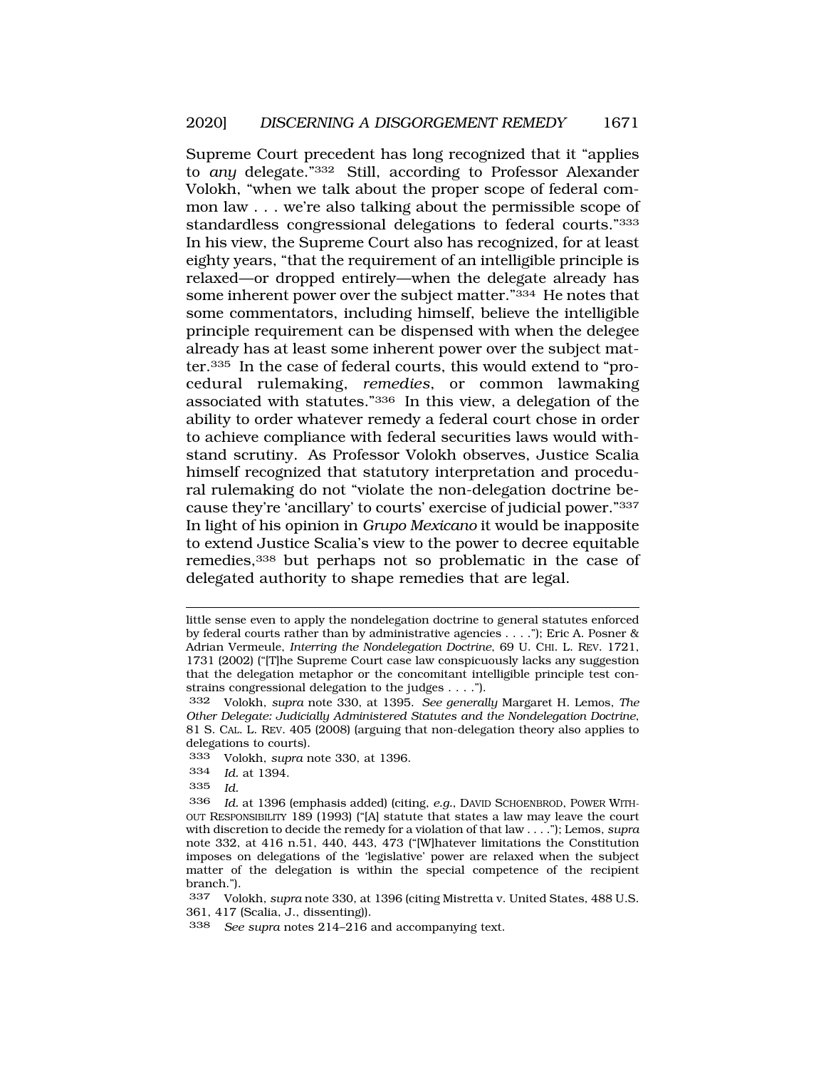Supreme Court precedent has long recognized that it "applies to *any* delegate."[332] Still, according to Professor Alexander Volokh, "when we talk about the proper scope of federal common law . . . we're also talking about the permissible scope of standardless congressional delegations to federal courts."[333] In his view, the Supreme Court also has recognized, for at least eighty years, "that the requirement of an intelligible principle is relaxed—or dropped entirely—when the delegate already has some inherent power over the subject matter."[334] He notes that some commentators, including himself, believe the intelligible principle requirement can be dispensed with when the delegee already has at least some inherent power over the subject matter.[335] In the case of federal courts, this would extend to "procedural rulemaking, *remedies*, or common lawmaking associated with statutes."[336] In this view, a delegation of the ability to order whatever remedy a federal court chose in order to achieve compliance with federal securities laws would withstand scrutiny. As Professor Volokh observes, Justice Scalia himself recognized that statutory interpretation and procedural rulemaking do not "violate the non-delegation doctrine because they're 'ancillary' to courts' exercise of judicial power."[337] In light of his opinion in *Grupo Mexicano* it would be inapposite to extend Justice Scalia's view to the power to decree equitable remedies,[338] but perhaps not so problematic in the case of delegated authority to shape remedies that are legal.

---

little sense even to apply the nondelegation doctrine to general statutes enforced by federal courts rather than by administrative agencies . . . ."); Eric A. Posner & Adrian Vermeule, *Interring the Nondelegation Doctrine*, 69 U. CHI. L. REV. 1721, 1731 (2002) ("[T]he Supreme Court case law conspicuously lacks any suggestion that the delegation metaphor or the concomitant intelligible principle test constrains congressional delegation to the judges . . . .").

332 Volokh, *supra* note 330, at 1395. *See generally* Margaret H. Lemos, *The Other Delegate: Judicially Administered Statutes and the Nondelegation Doctrine*, 81 S. CAL. L. REV. 405 (2008) (arguing that non-delegation theory also applies to delegations to courts).

333 Volokh, *supra* note 330, at 1396.

334 *Id.* at 1394.

335 *Id.*

336 *Id.* at 1396 (emphasis added) (citing, *e.g.*, DAVID SCHOENBROD, POWER WITHOUT RESPONSIBILITY 189 (1993) ("[A] statute that states a law may leave the court with discretion to decide the remedy for a violation of that law . . . ."); Lemos, *supra* note 332, at 416 n.51, 440, 443, 473 ("[W]hatever limitations the Constitution imposes on delegations of the 'legislative' power are relaxed when the subject matter of the delegation is within the special competence of the recipient branch.").

337 Volokh, *supra* note 330, at 1396 (citing Mistretta v. United States, 488 U.S. 361, 417 (Scalia, J., dissenting)).

338 *See supra* notes 214–216 and accompanying text.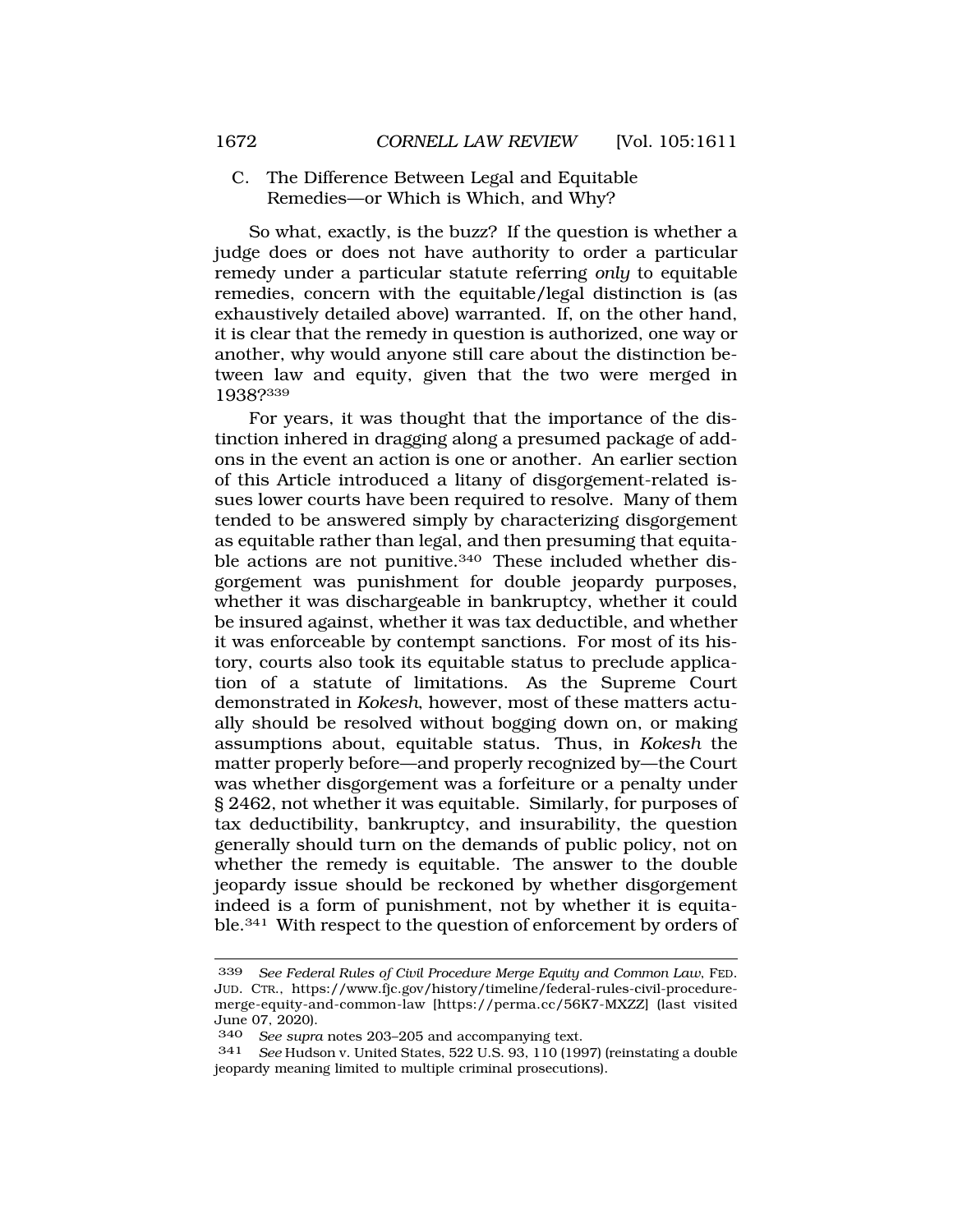### C. The Difference Between Legal and Equitable Remedies—or Which is Which, and Why?

So what, exactly, is the buzz? If the question is whether a judge does or does not have authority to order a particular remedy under a particular statute referring *only* to equitable remedies, concern with the equitable/legal distinction is (as exhaustively detailed above) warranted. If, on the other hand, it is clear that the remedy in question is authorized, one way or another, why would anyone still care about the distinction between law and equity, given that the two were merged in 1938?[339]

For years, it was thought that the importance of the distinction inhered in dragging along a presumed package of add-ons in the event an action is one or another. An earlier section of this Article introduced a litany of disgorgement-related issues lower courts have been required to resolve. Many of them tended to be answered simply by characterizing disgorgement as equitable rather than legal, and then presuming that equitable actions are not punitive.[340] These included whether disgorgement was punishment for double jeopardy purposes, whether it was dischargeable in bankruptcy, whether it could be insured against, whether it was tax deductible, and whether it was enforceable by contempt sanctions. For most of its history, courts also took its equitable status to preclude application of a statute of limitations. As the Supreme Court demonstrated in *Kokesh*, however, most of these matters actually should be resolved without bogging down on, or making assumptions about, equitable status. Thus, in *Kokesh* the matter properly before—and properly recognized by—the Court was whether disgorgement was a forfeiture or a penalty under § 2462, not whether it was equitable. Similarly, for purposes of tax deductibility, bankruptcy, and insurability, the question generally should turn on the demands of public policy, not on whether the remedy is equitable. The answer to the double jeopardy issue should be reckoned by whether disgorgement indeed is a form of punishment, not by whether it is equitable.[341] With respect to the question of enforcement by orders of

---

339 *See Federal Rules of Civil Procedure Merge Equity and Common Law*, FED. JUD. CTR., https://www.fjc.gov/history/timeline/federal-rules-civil-procedure-merge-equity-and-common-law [https://perma.cc/56K7-MXZZ] (last visited June 07, 2020).

340 *See supra* notes 203–205 and accompanying text.

341 *See* Hudson v. United States, 522 U.S. 93, 110 (1997) (reinstating a double jeopardy meaning limited to multiple criminal prosecutions).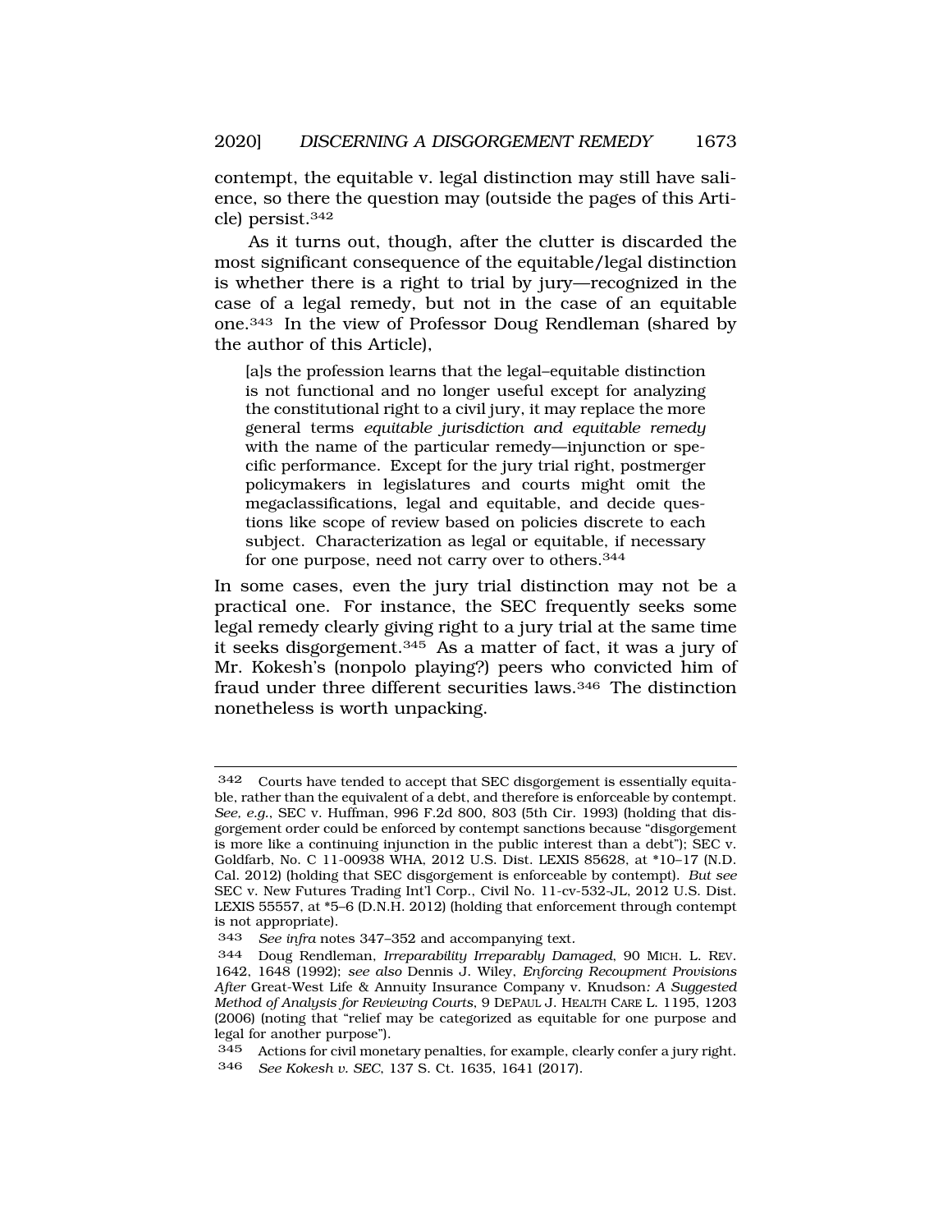contempt, the equitable v. legal distinction may still have salience, so there the question may (outside the pages of this Article) persist.[342]

As it turns out, though, after the clutter is discarded the most significant consequence of the equitable/legal distinction is whether there is a right to trial by jury—recognized in the case of a legal remedy, but not in the case of an equitable one.[343] In the view of Professor Doug Rendleman (shared by the author of this Article),

> [a]s the profession learns that the legal–equitable distinction is not functional and no longer useful except for analyzing the constitutional right to a civil jury, it may replace the more general terms *equitable jurisdiction and equitable remedy* with the name of the particular remedy—injunction or specific performance. Except for the jury trial right, postmerger policymakers in legislatures and courts might omit the megaclassifications, legal and equitable, and decide questions like scope of review based on policies discrete to each subject. Characterization as legal or equitable, if necessary for one purpose, need not carry over to others.[344]

In some cases, even the jury trial distinction may not be a practical one. For instance, the SEC frequently seeks some legal remedy clearly giving right to a jury trial at the same time it seeks disgorgement.[345] As a matter of fact, it was a jury of Mr. Kokesh's (nonpolo playing?) peers who convicted him of fraud under three different securities laws.[346] The distinction nonetheless is worth unpacking.

---

342 Courts have tended to accept that SEC disgorgement is essentially equitable, rather than the equivalent of a debt, and therefore is enforceable by contempt. *See, e.g.*, SEC v. Huffman, 996 F.2d 800, 803 (5th Cir. 1993) (holding that disgorgement order could be enforced by contempt sanctions because "disgorgement is more like a continuing injunction in the public interest than a debt"); SEC v. Goldfarb, No. C 11-00938 WHA, 2012 U.S. Dist. LEXIS 85628, at *10–17 (N.D. Cal. 2012) (holding that SEC disgorgement is enforceable by contempt). *But see* SEC v. New Futures Trading Int'l Corp., Civil No. 11-cv-532-JL, 2012 U.S. Dist. LEXIS 55557, at *5–6 (D.N.H. 2012) (holding that enforcement through contempt is not appropriate).

343 *See infra* notes 347–352 and accompanying text.

344 Doug Rendleman, *Irreparability Irreparably Damaged*, 90 MICH. L. REV. 1642, 1648 (1992); *see also* Dennis J. Wiley, *Enforcing Recoupment Provisions After* Great-West Life & Annuity Insurance Company v. Knudson*: A Suggested Method of Analysis for Reviewing Courts*, 9 DEPAUL J. HEALTH CARE L. 1195, 1203 (2006) (noting that "relief may be categorized as equitable for one purpose and legal for another purpose").

345 Actions for civil monetary penalties, for example, clearly confer a jury right.

346 *See Kokesh v. SEC*, 137 S. Ct. 1635, 1641 (2017).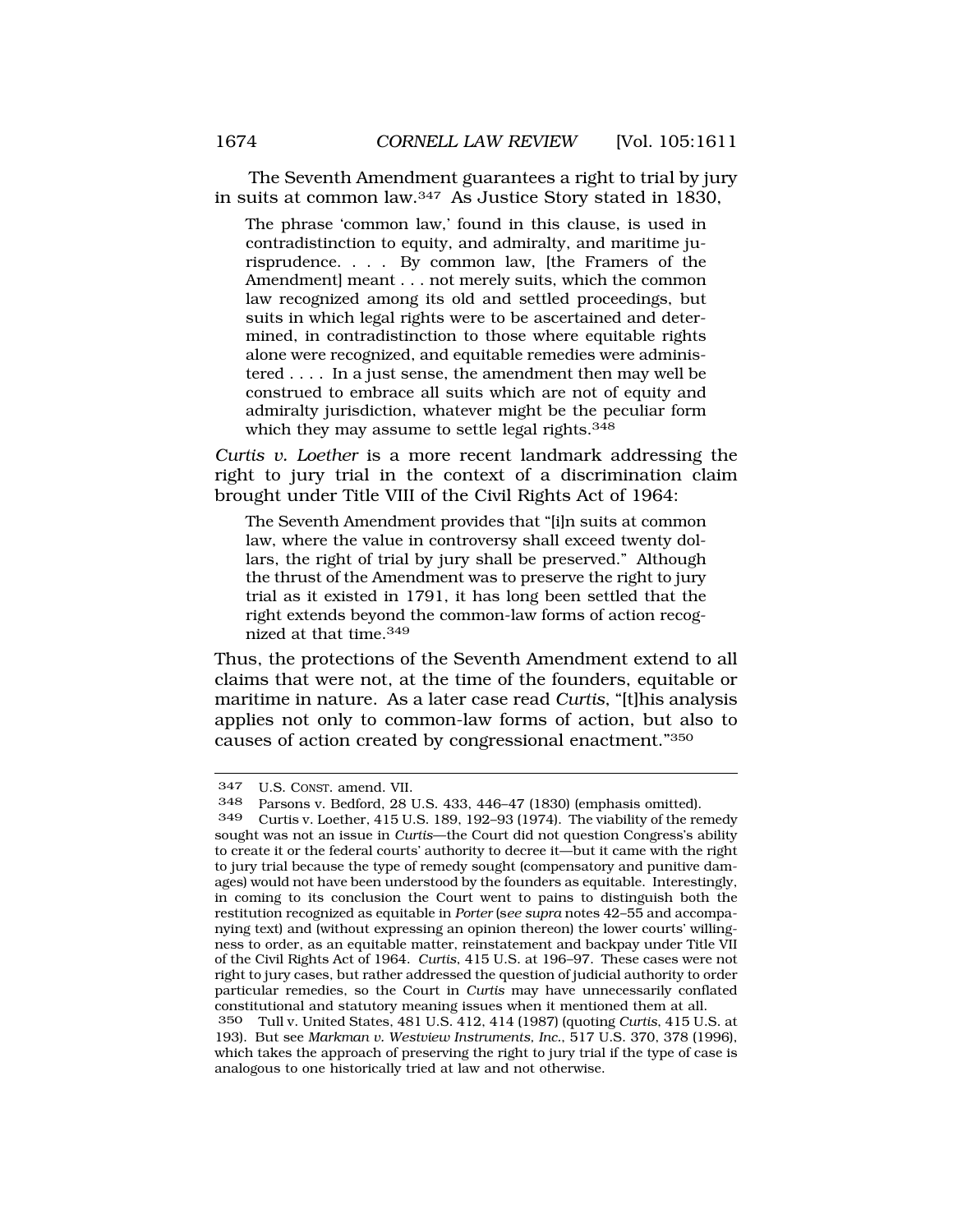The Seventh Amendment guarantees a right to trial by jury in suits at common law.[347] As Justice Story stated in 1830,

> The phrase 'common law,' found in this clause, is used in contradistinction to equity, and admiralty, and maritime jurisprudence. . . . By common law, [the Framers of the Amendment] meant . . . not merely suits, which the common law recognized among its old and settled proceedings, but suits in which legal rights were to be ascertained and determined, in contradistinction to those where equitable rights alone were recognized, and equitable remedies were administered . . . . In a just sense, the amendment then may well be construed to embrace all suits which are not of equity and admiralty jurisdiction, whatever might be the peculiar form which they may assume to settle legal rights.[348]

*Curtis v. Loether* is a more recent landmark addressing the right to jury trial in the context of a discrimination claim brought under Title VIII of the Civil Rights Act of 1964:

> The Seventh Amendment provides that "[i]n suits at common law, where the value in controversy shall exceed twenty dollars, the right of trial by jury shall be preserved." Although the thrust of the Amendment was to preserve the right to jury trial as it existed in 1791, it has long been settled that the right extends beyond the common-law forms of action recognized at that time.[349]

Thus, the protections of the Seventh Amendment extend to all claims that were not, at the time of the founders, equitable or maritime in nature. As a later case read *Curtis*, "[t]his analysis applies not only to common-law forms of action, but also to causes of action created by congressional enactment."[350]

---

347 U.S. CONST. amend. VII.

348 Parsons v. Bedford, 28 U.S. 433, 446–47 (1830) (emphasis omitted).

349 Curtis v. Loether, 415 U.S. 189, 192–93 (1974). The viability of the remedy sought was not an issue in *Curtis*—the Court did not question Congress's ability to create it or the federal courts' authority to decree it—but it came with the right to jury trial because the type of remedy sought (compensatory and punitive damages) would not have been understood by the founders as equitable. Interestingly, in coming to its conclusion the Court went to pains to distinguish both the restitution recognized as equitable in *Porter* (*see supra* notes 42–55 and accompanying text) and (without expressing an opinion thereon) the lower courts' willingness to order, as an equitable matter, reinstatement and backpay under Title VII of the Civil Rights Act of 1964. *Curtis*, 415 U.S. at 196–97. These cases were not right to jury cases, but rather addressed the question of judicial authority to order particular remedies, so the Court in *Curtis* may have unnecessarily conflated constitutional and statutory meaning issues when it mentioned them at all.

350 Tull v. United States, 481 U.S. 412, 414 (1987) (quoting *Curtis*, 415 U.S. at 193). But see *Markman v. Westview Instruments, Inc.*, 517 U.S. 370, 378 (1996), which takes the approach of preserving the right to jury trial if the type of case is analogous to one historically tried at law and not otherwise.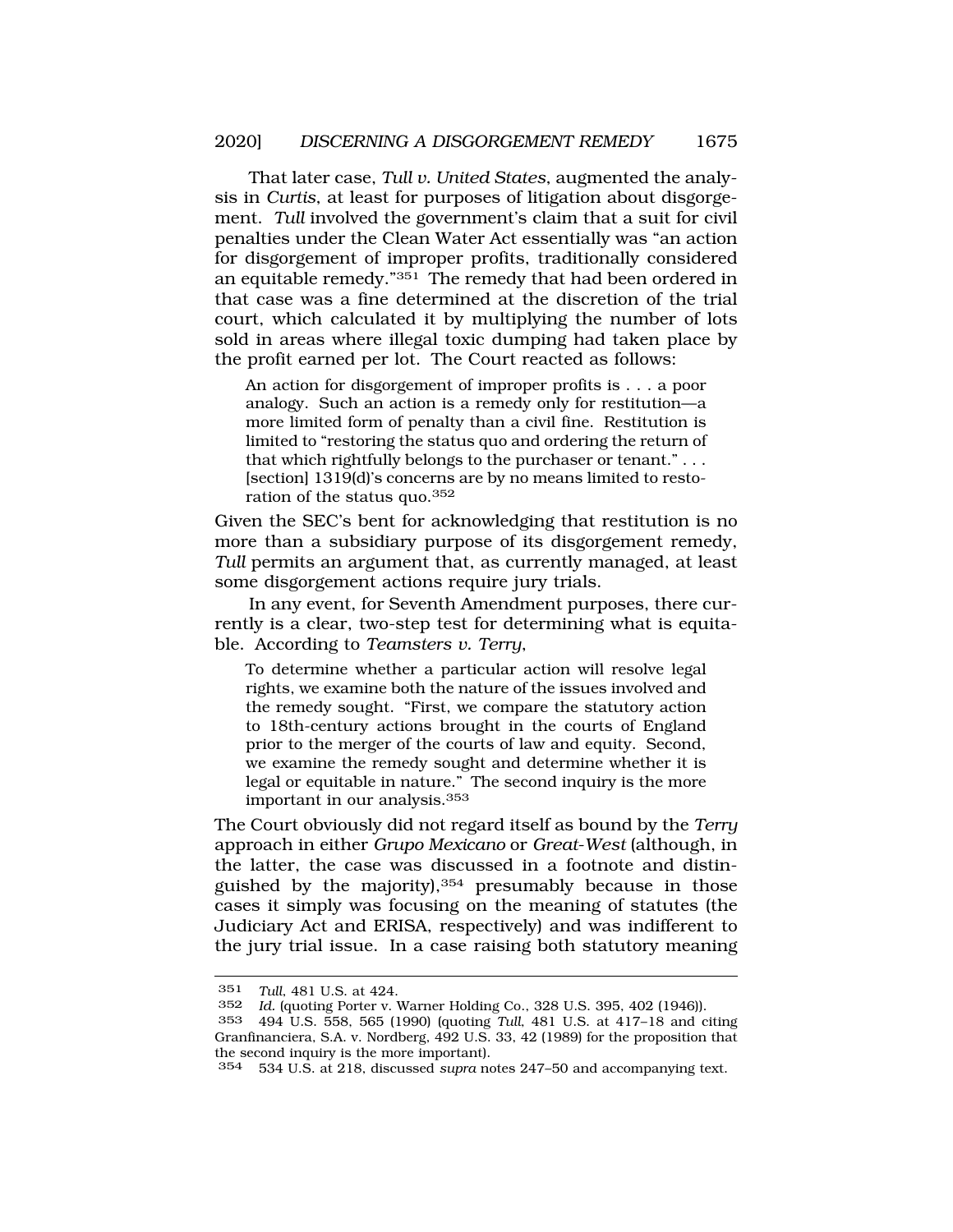That later case, *Tull v. United States*, augmented the analysis in *Curtis*, at least for purposes of litigation about disgorgement. *Tull* involved the government's claim that a suit for civil penalties under the Clean Water Act essentially was "an action for disgorgement of improper profits, traditionally considered an equitable remedy."[351] The remedy that had been ordered in that case was a fine determined at the discretion of the trial court, which calculated it by multiplying the number of lots sold in areas where illegal toxic dumping had taken place by the profit earned per lot. The Court reacted as follows:

> An action for disgorgement of improper profits is . . . a poor analogy. Such an action is a remedy only for restitution—a more limited form of penalty than a civil fine. Restitution is limited to "restoring the status quo and ordering the return of that which rightfully belongs to the purchaser or tenant." . . . [section] 1319(d)'s concerns are by no means limited to restoration of the status quo.[352]

Given the SEC's bent for acknowledging that restitution is no more than a subsidiary purpose of its disgorgement remedy, *Tull* permits an argument that, as currently managed, at least some disgorgement actions require jury trials.

In any event, for Seventh Amendment purposes, there currently is a clear, two-step test for determining what is equitable. According to *Teamsters v. Terry*,

> To determine whether a particular action will resolve legal rights, we examine both the nature of the issues involved and the remedy sought. "First, we compare the statutory action to 18th-century actions brought in the courts of England prior to the merger of the courts of law and equity. Second, we examine the remedy sought and determine whether it is legal or equitable in nature." The second inquiry is the more important in our analysis.[353]

The Court obviously did not regard itself as bound by the *Terry* approach in either *Grupo Mexicano* or *Great-West* (although, in the latter, the case was discussed in a footnote and distinguished by the majority),[354] presumably because in those cases it simply was focusing on the meaning of statutes (the Judiciary Act and ERISA, respectively) and was indifferent to the jury trial issue. In a case raising both statutory meaning

---

351 *Tull*, 481 U.S. at 424.

352 *Id.* (quoting Porter v. Warner Holding Co., 328 U.S. 395, 402 (1946)).

353 494 U.S. 558, 565 (1990) (quoting *Tull*, 481 U.S. at 417–18 and citing Granfinanciera, S.A. v. Nordberg, 492 U.S. 33, 42 (1989) for the proposition that the second inquiry is the more important).

354 534 U.S. at 218, discussed *supra* notes 247–50 and accompanying text.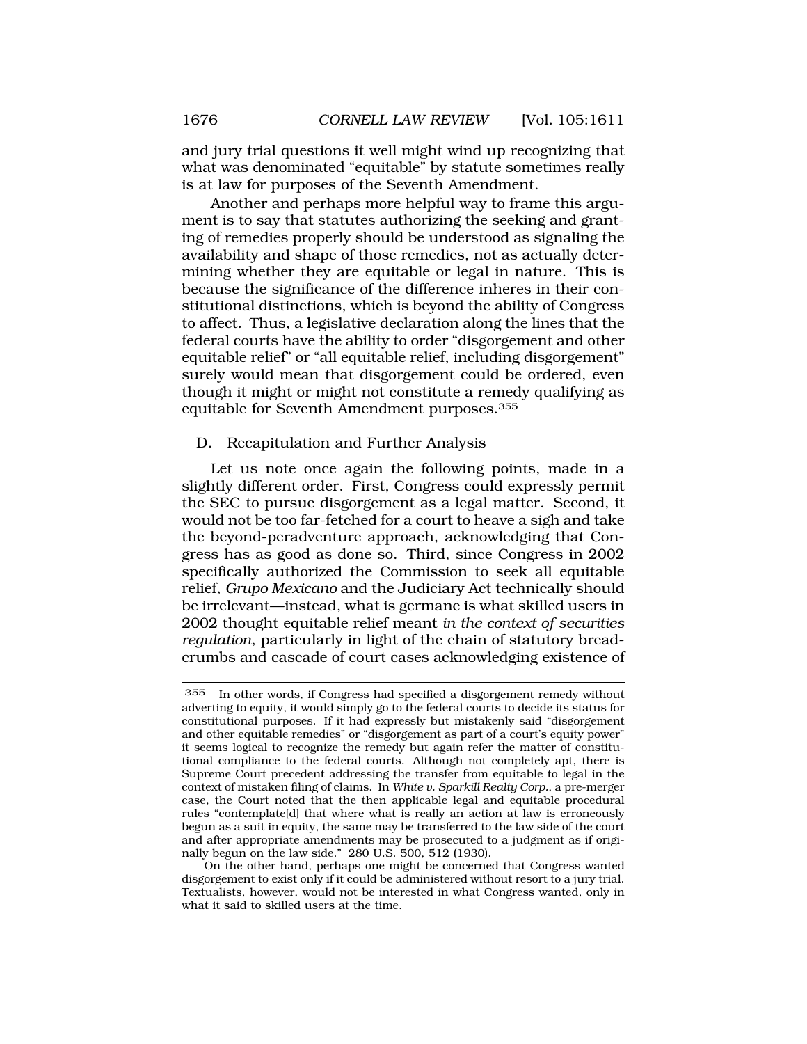and jury trial questions it well might wind up recognizing that what was denominated "equitable" by statute sometimes really is at law for purposes of the Seventh Amendment.

Another and perhaps more helpful way to frame this argument is to say that statutes authorizing the seeking and granting of remedies properly should be understood as signaling the availability and shape of those remedies, not as actually determining whether they are equitable or legal in nature. This is because the significance of the difference inheres in their constitutional distinctions, which is beyond the ability of Congress to affect. Thus, a legislative declaration along the lines that the federal courts have the ability to order "disgorgement and other equitable relief" or "all equitable relief, including disgorgement" surely would mean that disgorgement could be ordered, even though it might or might not constitute a remedy qualifying as equitable for Seventh Amendment purposes.[355]

### D. Recapitulation and Further Analysis

Let us note once again the following points, made in a slightly different order. First, Congress could expressly permit the SEC to pursue disgorgement as a legal matter. Second, it would not be too far-fetched for a court to heave a sigh and take the beyond-peradventure approach, acknowledging that Congress has as good as done so. Third, since Congress in 2002 specifically authorized the Commission to seek all equitable relief, *Grupo Mexicano* and the Judiciary Act technically should be irrelevant—instead, what is germane is what skilled users in 2002 thought equitable relief meant *in the context of securities regulation*, particularly in light of the chain of statutory breadcrumbs and cascade of court cases acknowledging existence of

---

[355] In other words, if Congress had specified a disgorgement remedy without adverting to equity, it would simply go to the federal courts to decide its status for constitutional purposes. If it had expressly but mistakenly said "disgorgement and other equitable remedies" or "disgorgement as part of a court's equity power" it seems logical to recognize the remedy but again refer the matter of constitutional compliance to the federal courts. Although not completely apt, there is Supreme Court precedent addressing the transfer from equitable to legal in the context of mistaken filing of claims. In *White v. Sparkill Realty Corp.*, a pre-merger case, the Court noted that the then applicable legal and equitable procedural rules "contemplate[d] that where what is really an action at law is erroneously begun as a suit in equity, the same may be transferred to the law side of the court and after appropriate amendments may be prosecuted to a judgment as if originally begun on the law side." 280 U.S. 500, 512 (1930).

On the other hand, perhaps one might be concerned that Congress wanted disgorgement to exist only if it could be administered without resort to a jury trial. Textualists, however, would not be interested in what Congress wanted, only in what it said to skilled users at the time.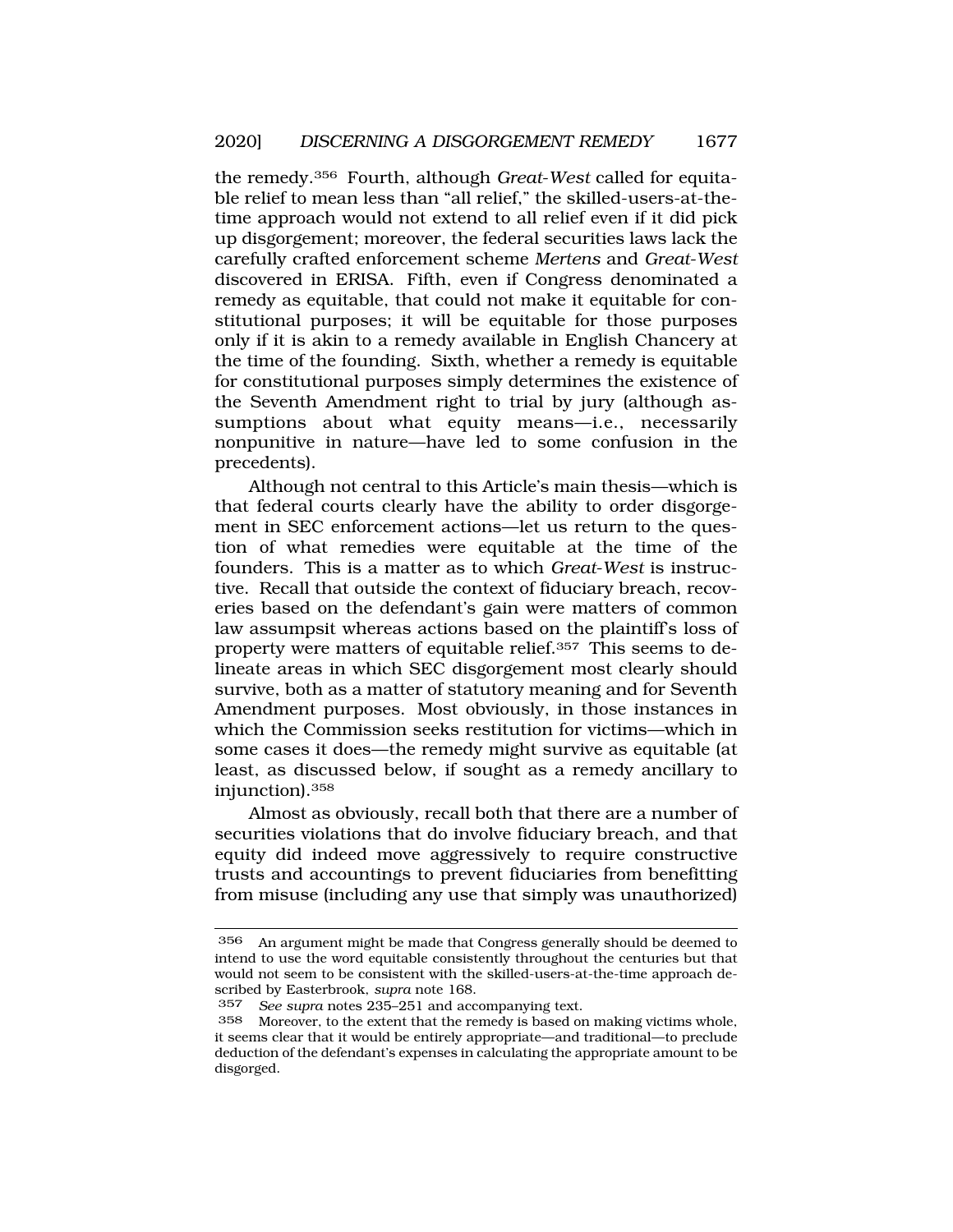the remedy.[356] Fourth, although *Great-West* called for equitable relief to mean less than "all relief," the skilled-users-at-the-time approach would not extend to all relief even if it did pick up disgorgement; moreover, the federal securities laws lack the carefully crafted enforcement scheme *Mertens* and *Great-West* discovered in ERISA. Fifth, even if Congress denominated a remedy as equitable, that could not make it equitable for constitutional purposes; it will be equitable for those purposes only if it is akin to a remedy available in English Chancery at the time of the founding. Sixth, whether a remedy is equitable for constitutional purposes simply determines the existence of the Seventh Amendment right to trial by jury (although assumptions about what equity means—i.e., necessarily nonpunitive in nature—have led to some confusion in the precedents).

Although not central to this Article's main thesis—which is that federal courts clearly have the ability to order disgorgement in SEC enforcement actions—let us return to the question of what remedies were equitable at the time of the founders. This is a matter as to which *Great-West* is instructive. Recall that outside the context of fiduciary breach, recoveries based on the defendant's gain were matters of common law assumpsit whereas actions based on the plaintiff's loss of property were matters of equitable relief.[357] This seems to delineate areas in which SEC disgorgement most clearly should survive, both as a matter of statutory meaning and for Seventh Amendment purposes. Most obviously, in those instances in which the Commission seeks restitution for victims—which in some cases it does—the remedy might survive as equitable (at least, as discussed below, if sought as a remedy ancillary to injunction).[358]

Almost as obviously, recall both that there are a number of securities violations that do involve fiduciary breach, and that equity did indeed move aggressively to require constructive trusts and accountings to prevent fiduciaries from benefitting from misuse (including any use that simply was unauthorized)

---

356 An argument might be made that Congress generally should be deemed to intend to use the word equitable consistently throughout the centuries but that would not seem to be consistent with the skilled-users-at-the-time approach described by Easterbrook, *supra* note 168.

357 *See supra* notes 235–251 and accompanying text.

358 Moreover, to the extent that the remedy is based on making victims whole, it seems clear that it would be entirely appropriate—and traditional—to preclude deduction of the defendant's expenses in calculating the appropriate amount to be disgorged.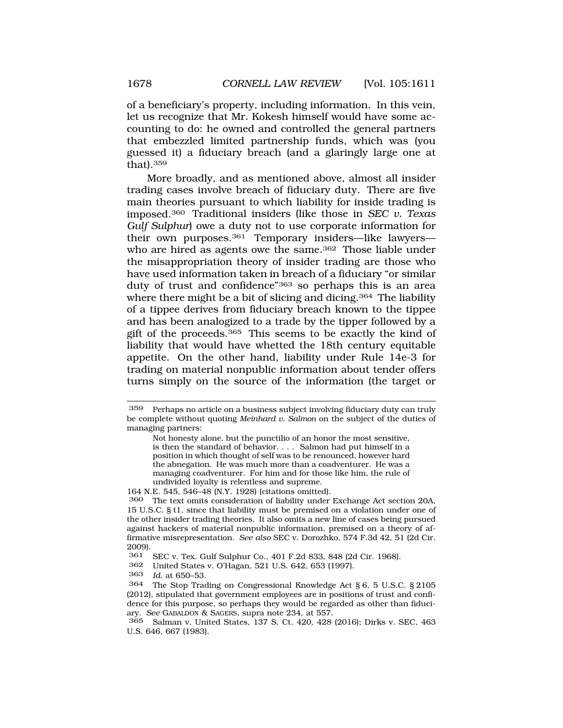of a beneficiary's property, including information. In this vein, let us recognize that Mr. Kokesh himself would have some accounting to do: he owned and controlled the general partners that embezzled limited partnership funds, which was (you guessed it) a fiduciary breach (and a glaringly large one at that).[359]

More broadly, and as mentioned above, almost all insider trading cases involve breach of fiduciary duty. There are five main theories pursuant to which liability for inside trading is imposed.[360] Traditional insiders (like those in *SEC v. Texas Gulf Sulphur*) owe a duty not to use corporate information for their own purposes.[361] Temporary insiders—like lawyers—who are hired as agents owe the same.[362] Those liable under the misappropriation theory of insider trading are those who have used information taken in breach of a fiduciary "or similar duty of trust and confidence"[363] so perhaps this is an area where there might be a bit of slicing and dicing.[364] The liability of a tippee derives from fiduciary breach known to the tippee and has been analogized to a trade by the tipper followed by a gift of the proceeds.[365] This seems to be exactly the kind of liability that would have whetted the 18th century equitable appetite. On the other hand, liability under Rule 14e-3 for trading on material nonpublic information about tender offers turns simply on the source of the information (the target or

---

359 Perhaps no article on a business subject involving fiduciary duty can truly be complete without quoting *Meinhard v. Salmon* on the subject of the duties of managing partners:

> Not honesty alone, but the punctilio of an honor the most sensitive, is then the standard of behavior. . . . Salmon had put himself in a position in which thought of self was to be renounced, however hard the abnegation. He was much more than a coadventurer. He was a managing coadventurer. For him and for those like him, the rule of undivided loyalty is relentless and supreme.

164 N.E. 545, 546–48 (N.Y. 1928) (citations omitted).

360 The text omits consideration of liability under Exchange Act section 20A, 15 U.S.C. § t1, since that liability must be premised on a violation under one of the other insider trading theories. It also omits a new line of cases being pursued against hackers of material nonpublic information, premised on a theory of affirmative misrepresentation. *See also* SEC v. Dorozhko, 574 F.3d 42, 51 (2d Cir. 2009).

361 SEC v. Tex. Gulf Sulphur Co., 401 F.2d 833, 848 (2d Cir. 1968).

362 United States v. O'Hagan, 521 U.S. 642, 653 (1997).

363 *Id.* at 650–53.

364 The Stop Trading on Congressional Knowledge Act § 6, 5 U.S.C. § 2105 (2012), stipulated that government employees are in positions of trust and confidence for this purpose, so perhaps they would be regarded as other than fiduciary. *See* GABALDON & SAGERS, supra note 234, at 557.

365 Salman v. United States, 137 S. Ct. 420, 428 (2016); Dirks v. SEC, 463 U.S. 646, 667 (1983).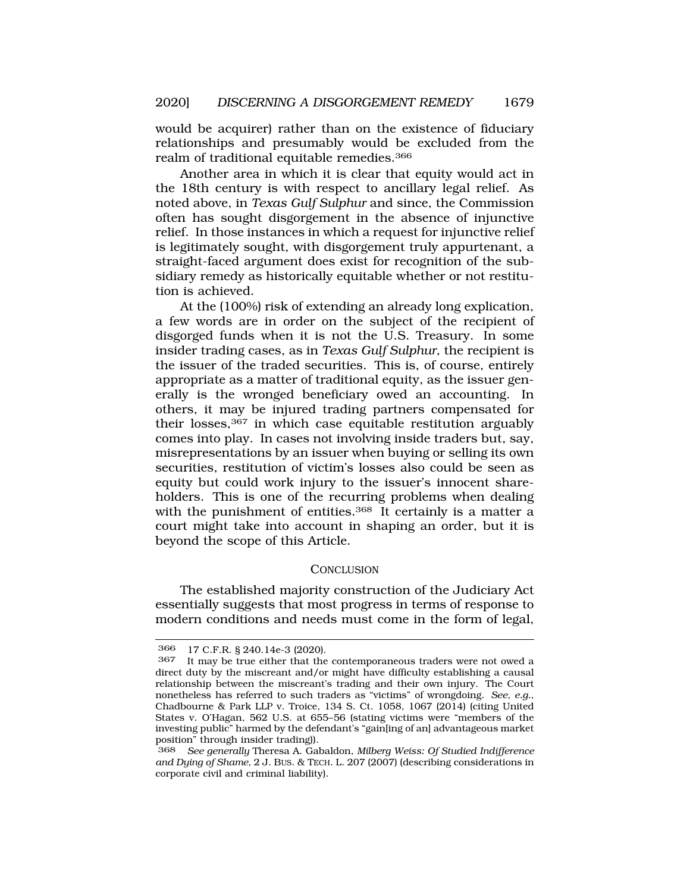would be acquirer) rather than on the existence of fiduciary relationships and presumably would be excluded from the realm of traditional equitable remedies.[366]

Another area in which it is clear that equity would act in the 18th century is with respect to ancillary legal relief. As noted above, in *Texas Gulf Sulphur* and since, the Commission often has sought disgorgement in the absence of injunctive relief. In those instances in which a request for injunctive relief is legitimately sought, with disgorgement truly appurtenant, a straight-faced argument does exist for recognition of the subsidiary remedy as historically equitable whether or not restitution is achieved.

At the (100%) risk of extending an already long explication, a few words are in order on the subject of the recipient of disgorged funds when it is not the U.S. Treasury. In some insider trading cases, as in *Texas Gulf Sulphur*, the recipient is the issuer of the traded securities. This is, of course, entirely appropriate as a matter of traditional equity, as the issuer generally is the wronged beneficiary owed an accounting. In others, it may be injured trading partners compensated for their losses,[367] in which case equitable restitution arguably comes into play. In cases not involving inside traders but, say, misrepresentations by an issuer when buying or selling its own securities, restitution of victim's losses also could be seen as equity but could work injury to the issuer's innocent shareholders. This is one of the recurring problems when dealing with the punishment of entities.[368] It certainly is a matter a court might take into account in shaping an order, but it is beyond the scope of this Article.

## CONCLUSION

The established majority construction of the Judiciary Act essentially suggests that most progress in terms of response to modern conditions and needs must come in the form of legal,

---

366 17 C.F.R. § 240.14e-3 (2020).

367 It may be true either that the contemporaneous traders were not owed a direct duty by the miscreant and/or might have difficulty establishing a causal relationship between the miscreant's trading and their own injury. The Court nonetheless has referred to such traders as "victims" of wrongdoing. *See, e.g.*, Chadbourne & Park LLP v. Troice, 134 S. Ct. 1058, 1067 (2014) (citing United States v. O'Hagan, 562 U.S. at 655–56 (stating victims were "members of the investing public" harmed by the defendant's "gain[ing of an] advantageous market position" through insider trading)).

368 *See generally* Theresa A. Gabaldon, *Milberg Weiss: Of Studied Indifference and Dying of Shame*, 2 J. BUS. & TECH. L. 207 (2007) (describing considerations in corporate civil and criminal liability).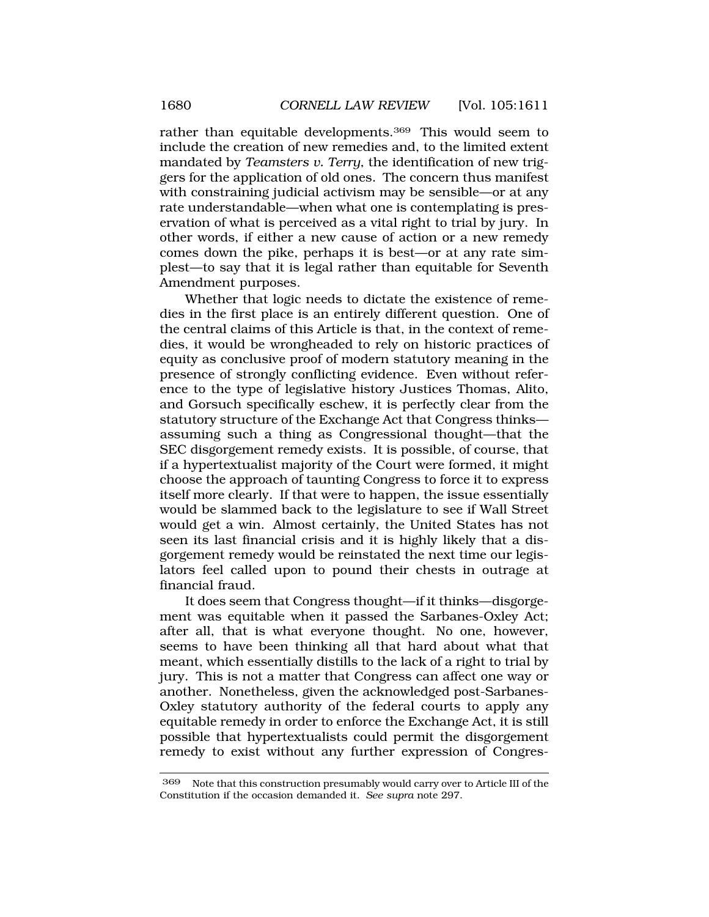rather than equitable developments.[369] This would seem to include the creation of new remedies and, to the limited extent mandated by *Teamsters v. Terry*, the identification of new triggers for the application of old ones. The concern thus manifest with constraining judicial activism may be sensible—or at any rate understandable—when what one is contemplating is preservation of what is perceived as a vital right to trial by jury. In other words, if either a new cause of action or a new remedy comes down the pike, perhaps it is best—or at any rate simplest—to say that it is legal rather than equitable for Seventh Amendment purposes.

Whether that logic needs to dictate the existence of remedies in the first place is an entirely different question. One of the central claims of this Article is that, in the context of remedies, it would be wrongheaded to rely on historic practices of equity as conclusive proof of modern statutory meaning in the presence of strongly conflicting evidence. Even without reference to the type of legislative history Justices Thomas, Alito, and Gorsuch specifically eschew, it is perfectly clear from the statutory structure of the Exchange Act that Congress thinks—assuming such a thing as Congressional thought—that the SEC disgorgement remedy exists. It is possible, of course, that if a hypertextualist majority of the Court were formed, it might choose the approach of taunting Congress to force it to express itself more clearly. If that were to happen, the issue essentially would be slammed back to the legislature to see if Wall Street would get a win. Almost certainly, the United States has not seen its last financial crisis and it is highly likely that a disgorgement remedy would be reinstated the next time our legislators feel called upon to pound their chests in outrage at financial fraud.

It does seem that Congress thought—if it thinks—disgorgement was equitable when it passed the Sarbanes-Oxley Act; after all, that is what everyone thought. No one, however, seems to have been thinking all that hard about what that meant, which essentially distills to the lack of a right to trial by jury. This is not a matter that Congress can affect one way or another. Nonetheless, given the acknowledged post-Sarbanes-Oxley statutory authority of the federal courts to apply any equitable remedy in order to enforce the Exchange Act, it is still possible that hypertextualists could permit the disgorgement remedy to exist without any further expression of Congres-

[369] Note that this construction presumably would carry over to Article III of the Constitution if the occasion demanded it. *See supra* note 297.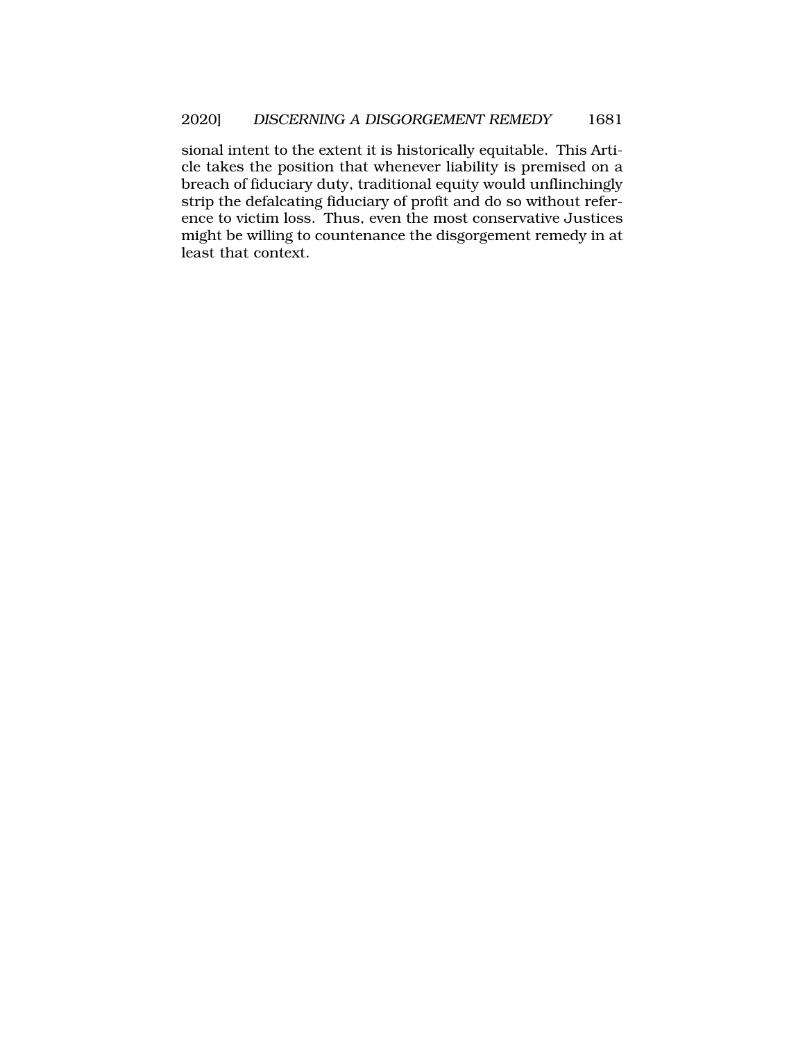sional intent to the extent it is historically equitable. This Article takes the position that whenever liability is premised on a breach of fiduciary duty, traditional equity would unflinchingly strip the defalcating fiduciary of profit and do so without reference to victim loss. Thus, even the most conservative Justices might be willing to countenance the disgorgement remedy in at least that context.